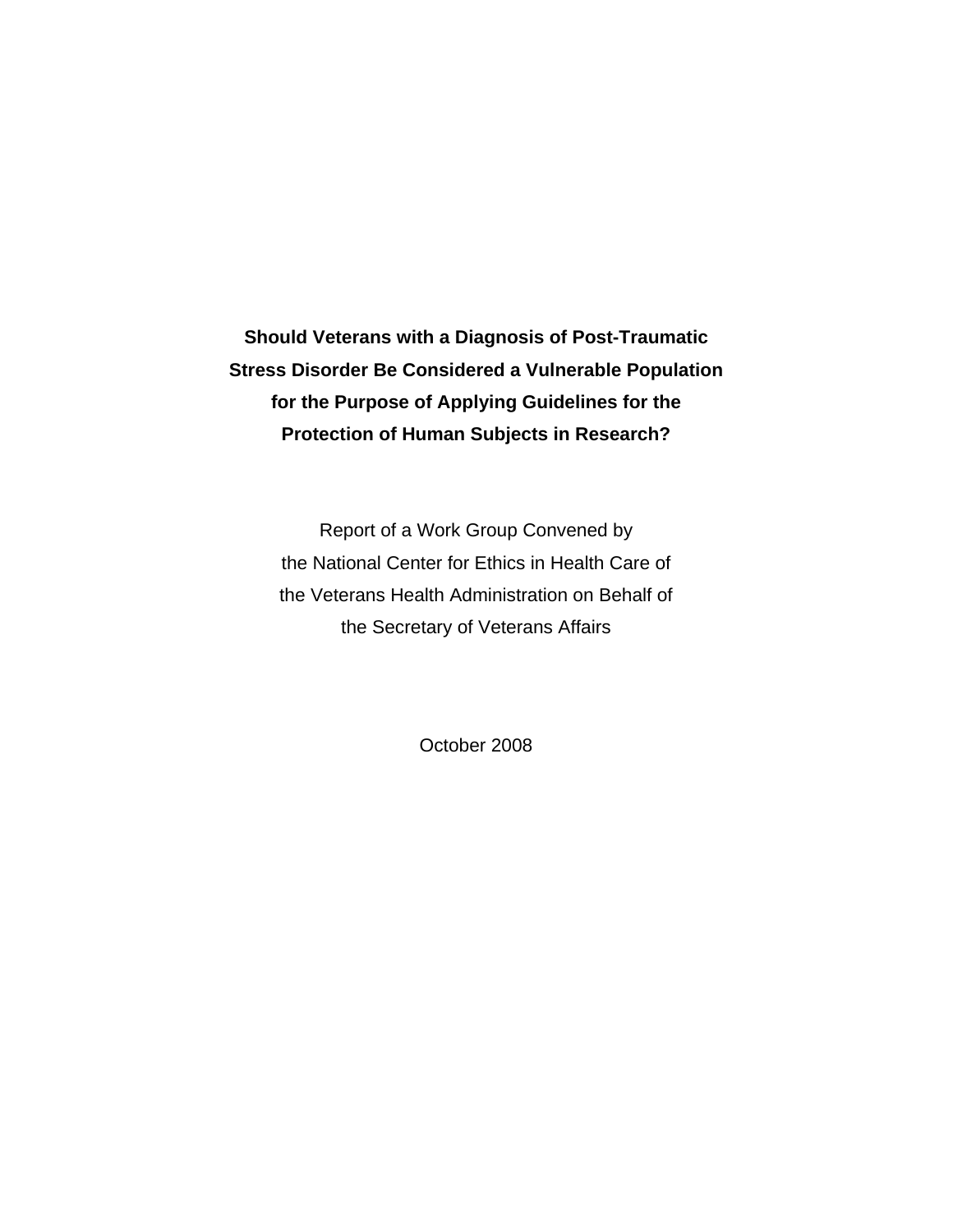# Should Veterans with a Diagnosis of Post-Traumatic Stress Disorder Be Considered a Vulnerable Population for the Purpose of Applying Guidelines for the Protection of Human Subjects in Research?

Report of a Work Group Convened by
the National Center for Ethics in Health Care of
the Veterans Health Administration on Behalf of
the Secretary of Veterans Affairs

October 2008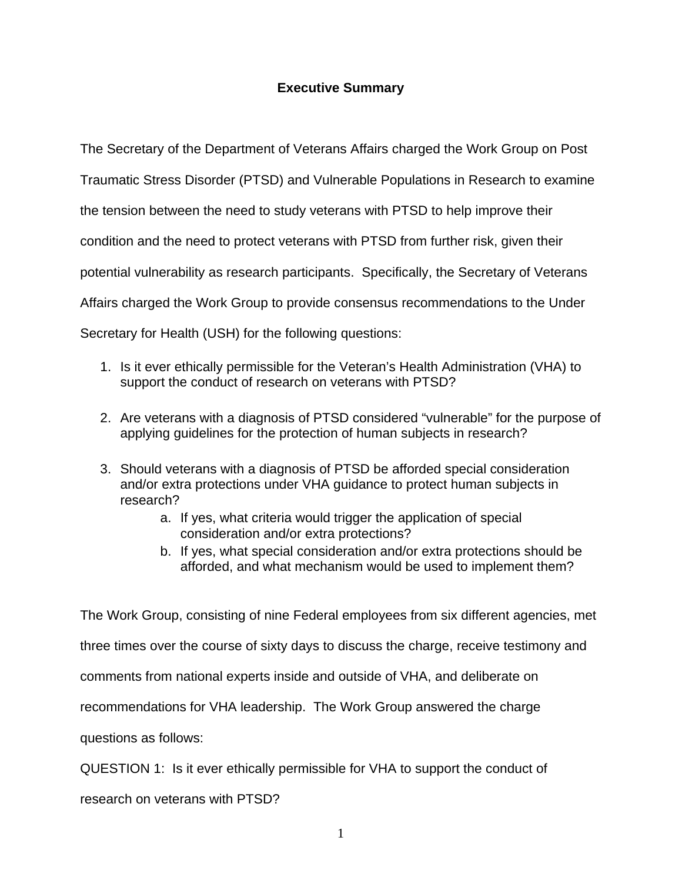## Executive Summary

The Secretary of the Department of Veterans Affairs charged the Work Group on Post Traumatic Stress Disorder (PTSD) and Vulnerable Populations in Research to examine the tension between the need to study veterans with PTSD to help improve their condition and the need to protect veterans with PTSD from further risk, given their potential vulnerability as research participants. Specifically, the Secretary of Veterans Affairs charged the Work Group to provide consensus recommendations to the Under Secretary for Health (USH) for the following questions:

1. Is it ever ethically permissible for the Veteran's Health Administration (VHA) to support the conduct of research on veterans with PTSD?
2. Are veterans with a diagnosis of PTSD considered "vulnerable" for the purpose of applying guidelines for the protection of human subjects in research?
3. Should veterans with a diagnosis of PTSD be afforded special consideration and/or extra protections under VHA guidance to protect human subjects in research?
   a. If yes, what criteria would trigger the application of special consideration and/or extra protections?
   b. If yes, what special consideration and/or extra protections should be afforded, and what mechanism would be used to implement them?

The Work Group, consisting of nine Federal employees from six different agencies, met three times over the course of sixty days to discuss the charge, receive testimony and comments from national experts inside and outside of VHA, and deliberate on recommendations for VHA leadership. The Work Group answered the charge questions as follows:

QUESTION 1: Is it ever ethically permissible for VHA to support the conduct of research on veterans with PTSD?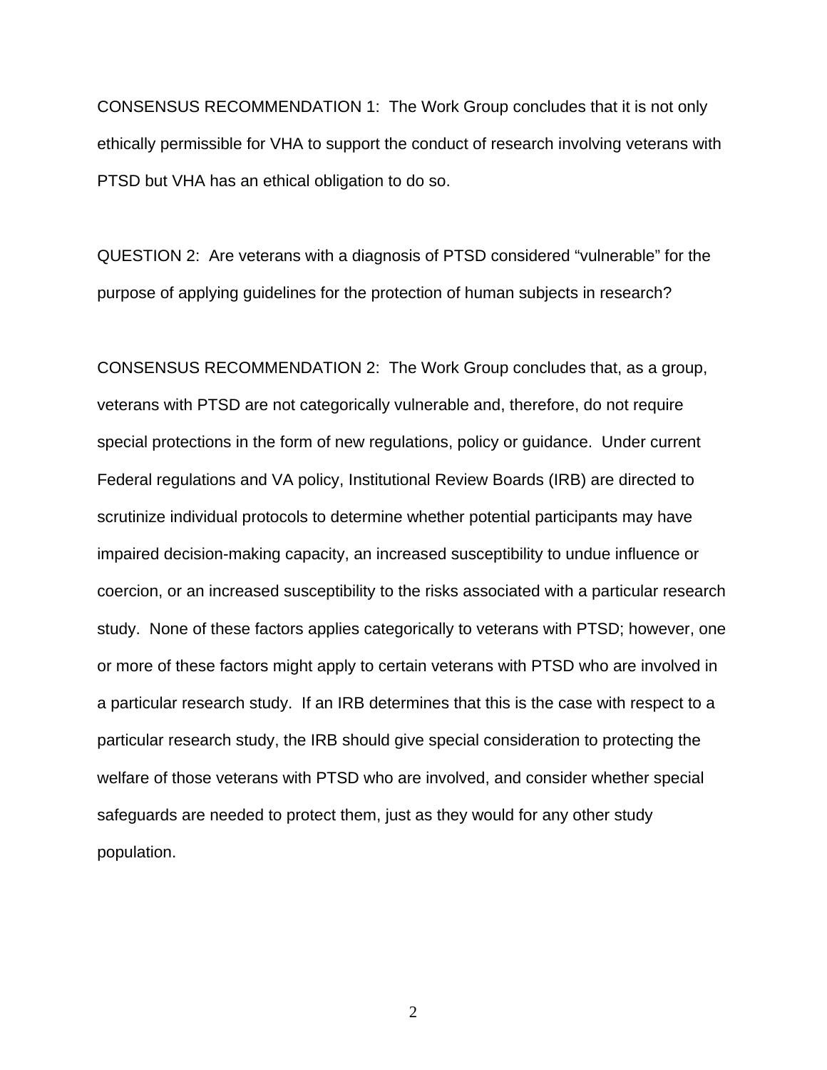CONSENSUS RECOMMENDATION 1: The Work Group concludes that it is not only ethically permissible for VHA to support the conduct of research involving veterans with PTSD but VHA has an ethical obligation to do so.

QUESTION 2: Are veterans with a diagnosis of PTSD considered "vulnerable" for the purpose of applying guidelines for the protection of human subjects in research?

CONSENSUS RECOMMENDATION 2: The Work Group concludes that, as a group, veterans with PTSD are not categorically vulnerable and, therefore, do not require special protections in the form of new regulations, policy or guidance. Under current Federal regulations and VA policy, Institutional Review Boards (IRB) are directed to scrutinize individual protocols to determine whether potential participants may have impaired decision-making capacity, an increased susceptibility to undue influence or coercion, or an increased susceptibility to the risks associated with a particular research study. None of these factors applies categorically to veterans with PTSD; however, one or more of these factors might apply to certain veterans with PTSD who are involved in a particular research study. If an IRB determines that this is the case with respect to a particular research study, the IRB should give special consideration to protecting the welfare of those veterans with PTSD who are involved, and consider whether special safeguards are needed to protect them, just as they would for any other study population.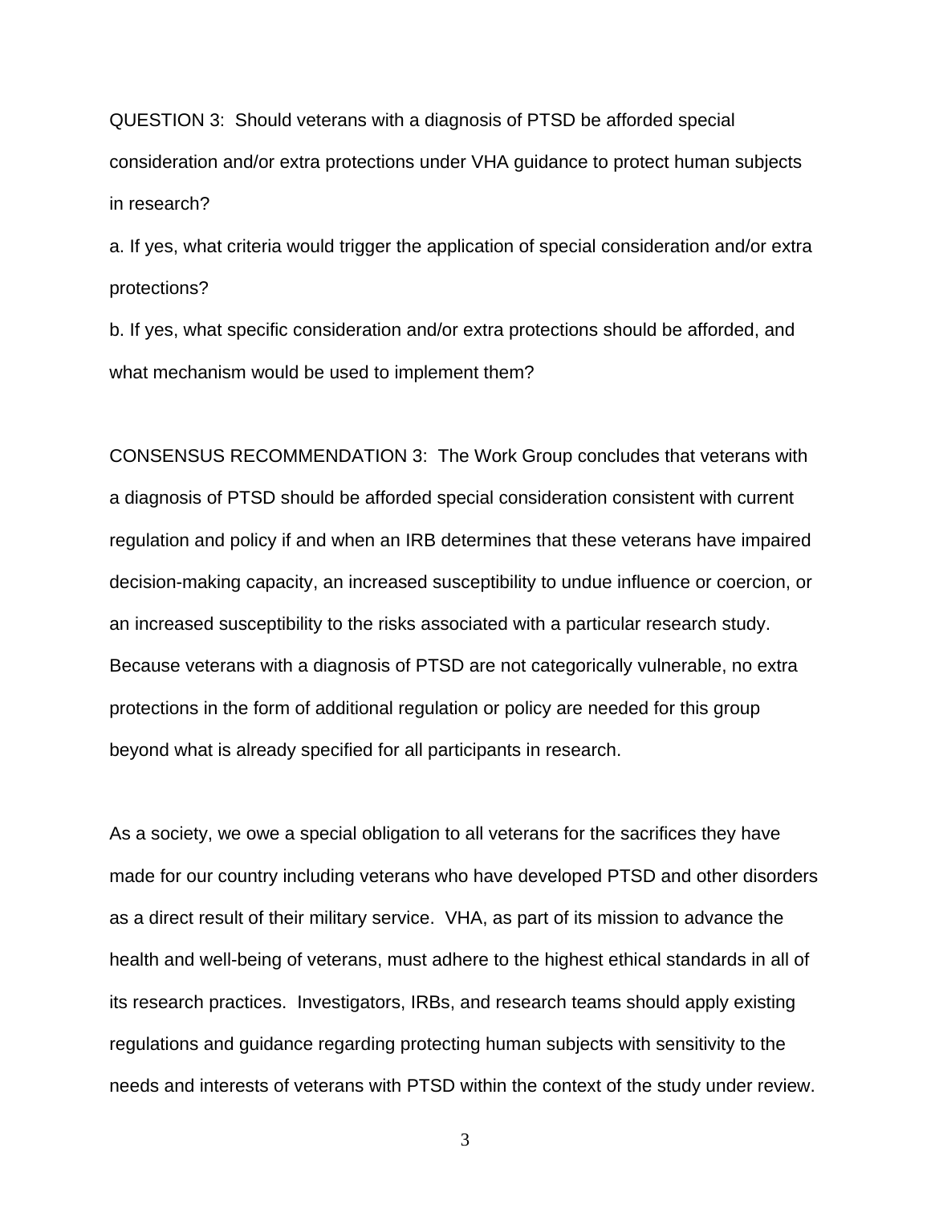QUESTION 3: Should veterans with a diagnosis of PTSD be afforded special consideration and/or extra protections under VHA guidance to protect human subjects in research?

a. If yes, what criteria would trigger the application of special consideration and/or extra protections?

b. If yes, what specific consideration and/or extra protections should be afforded, and what mechanism would be used to implement them?

CONSENSUS RECOMMENDATION 3: The Work Group concludes that veterans with a diagnosis of PTSD should be afforded special consideration consistent with current regulation and policy if and when an IRB determines that these veterans have impaired decision-making capacity, an increased susceptibility to undue influence or coercion, or an increased susceptibility to the risks associated with a particular research study. Because veterans with a diagnosis of PTSD are not categorically vulnerable, no extra protections in the form of additional regulation or policy are needed for this group beyond what is already specified for all participants in research.

As a society, we owe a special obligation to all veterans for the sacrifices they have made for our country including veterans who have developed PTSD and other disorders as a direct result of their military service. VHA, as part of its mission to advance the health and well-being of veterans, must adhere to the highest ethical standards in all of its research practices. Investigators, IRBs, and research teams should apply existing regulations and guidance regarding protecting human subjects with sensitivity to the needs and interests of veterans with PTSD within the context of the study under review.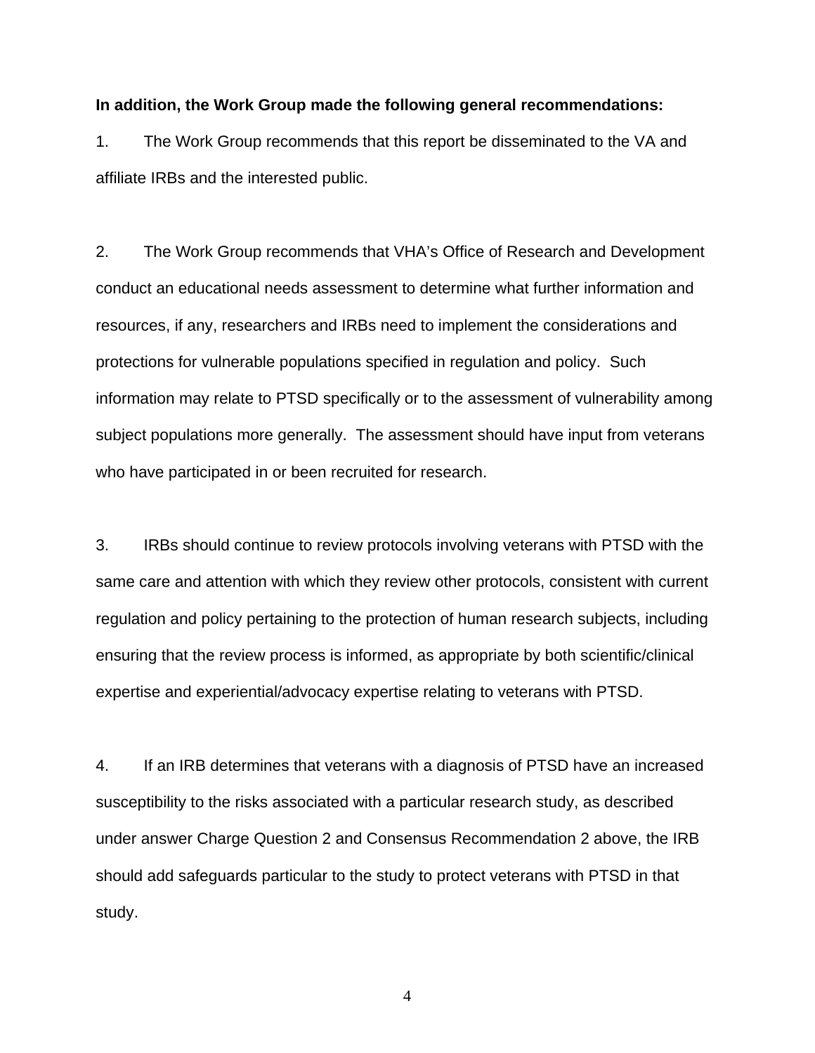**In addition, the Work Group made the following general recommendations:**

1. The Work Group recommends that this report be disseminated to the VA and affiliate IRBs and the interested public.

2. The Work Group recommends that VHA's Office of Research and Development conduct an educational needs assessment to determine what further information and resources, if any, researchers and IRBs need to implement the considerations and protections for vulnerable populations specified in regulation and policy. Such information may relate to PTSD specifically or to the assessment of vulnerability among subject populations more generally. The assessment should have input from veterans who have participated in or been recruited for research.

3. IRBs should continue to review protocols involving veterans with PTSD with the same care and attention with which they review other protocols, consistent with current regulation and policy pertaining to the protection of human research subjects, including ensuring that the review process is informed, as appropriate by both scientific/clinical expertise and experiential/advocacy expertise relating to veterans with PTSD.

4. If an IRB determines that veterans with a diagnosis of PTSD have an increased susceptibility to the risks associated with a particular research study, as described under answer Charge Question 2 and Consensus Recommendation 2 above, the IRB should add safeguards particular to the study to protect veterans with PTSD in that study.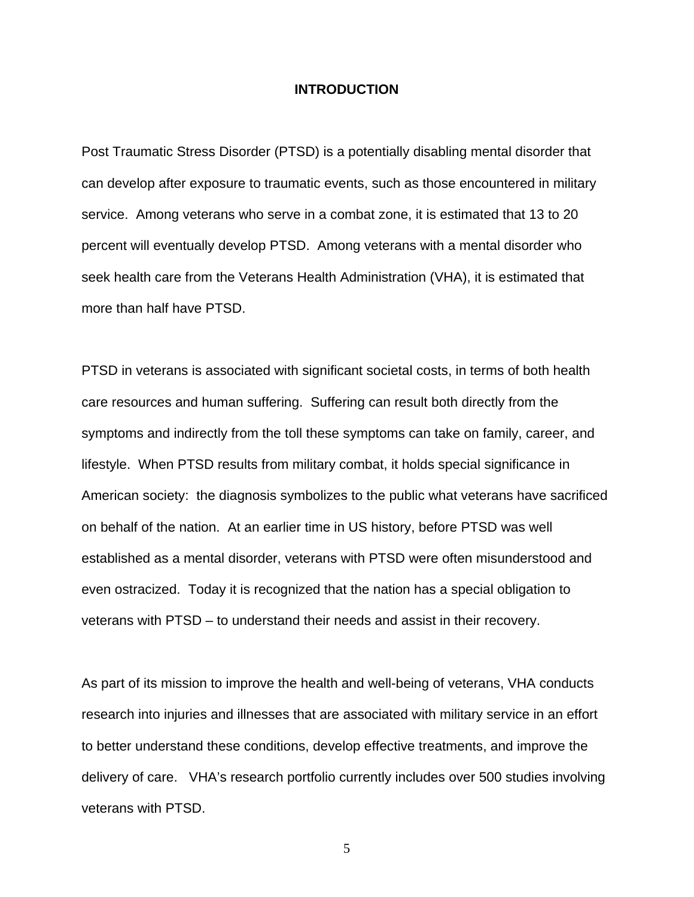# INTRODUCTION

Post Traumatic Stress Disorder (PTSD) is a potentially disabling mental disorder that can develop after exposure to traumatic events, such as those encountered in military service. Among veterans who serve in a combat zone, it is estimated that 13 to 20 percent will eventually develop PTSD. Among veterans with a mental disorder who seek health care from the Veterans Health Administration (VHA), it is estimated that more than half have PTSD.

PTSD in veterans is associated with significant societal costs, in terms of both health care resources and human suffering. Suffering can result both directly from the symptoms and indirectly from the toll these symptoms can take on family, career, and lifestyle. When PTSD results from military combat, it holds special significance in American society: the diagnosis symbolizes to the public what veterans have sacrificed on behalf of the nation. At an earlier time in US history, before PTSD was well established as a mental disorder, veterans with PTSD were often misunderstood and even ostracized. Today it is recognized that the nation has a special obligation to veterans with PTSD – to understand their needs and assist in their recovery.

As part of its mission to improve the health and well-being of veterans, VHA conducts research into injuries and illnesses that are associated with military service in an effort to better understand these conditions, develop effective treatments, and improve the delivery of care. VHA's research portfolio currently includes over 500 studies involving veterans with PTSD.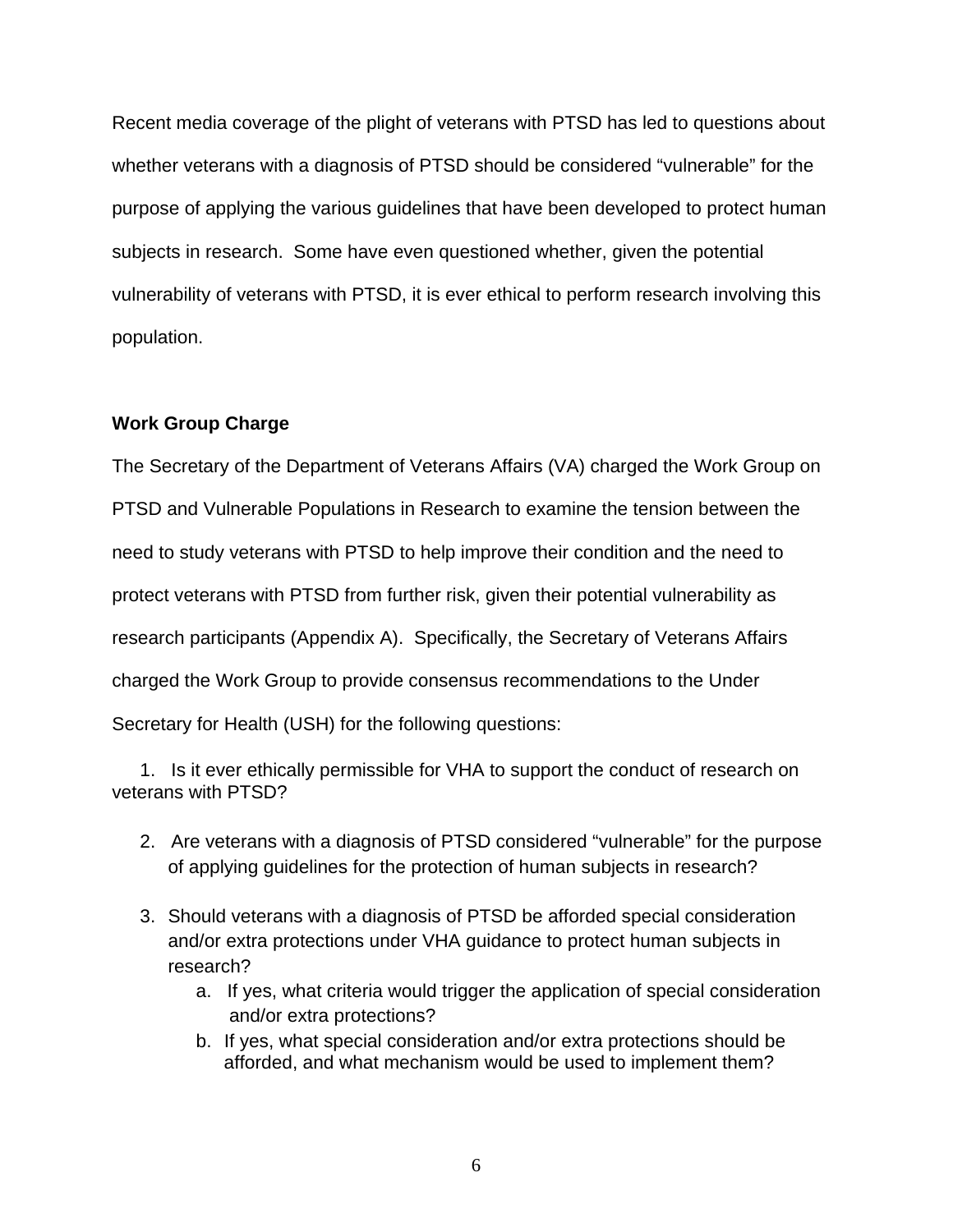Recent media coverage of the plight of veterans with PTSD has led to questions about whether veterans with a diagnosis of PTSD should be considered “vulnerable” for the purpose of applying the various guidelines that have been developed to protect human subjects in research. Some have even questioned whether, given the potential vulnerability of veterans with PTSD, it is ever ethical to perform research involving this population.

**Work Group Charge**

The Secretary of the Department of Veterans Affairs (VA) charged the Work Group on PTSD and Vulnerable Populations in Research to examine the tension between the need to study veterans with PTSD to help improve their condition and the need to protect veterans with PTSD from further risk, given their potential vulnerability as research participants (Appendix A). Specifically, the Secretary of Veterans Affairs charged the Work Group to provide consensus recommendations to the Under Secretary for Health (USH) for the following questions:

1. Is it ever ethically permissible for VHA to support the conduct of research on veterans with PTSD?

2. Are veterans with a diagnosis of PTSD considered “vulnerable” for the purpose of applying guidelines for the protection of human subjects in research?

3. Should veterans with a diagnosis of PTSD be afforded special consideration and/or extra protections under VHA guidance to protect human subjects in research?
   a. If yes, what criteria would trigger the application of special consideration and/or extra protections?
   b. If yes, what special consideration and/or extra protections should be afforded, and what mechanism would be used to implement them?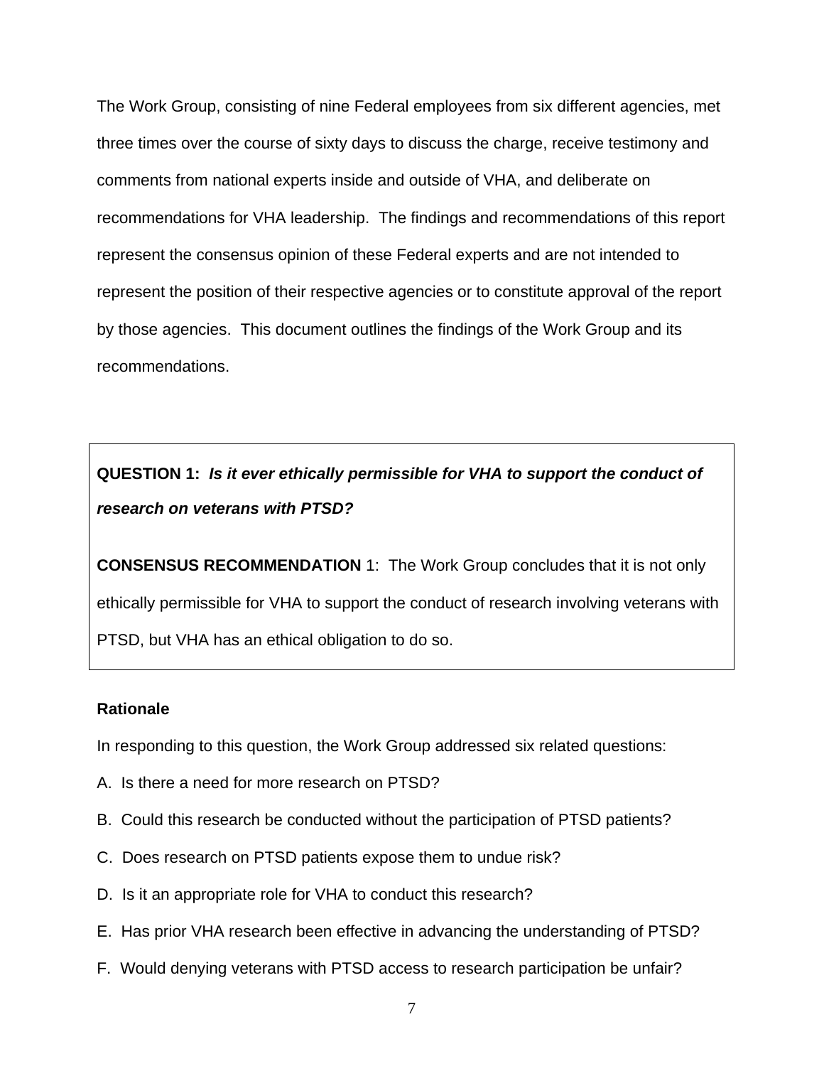The Work Group, consisting of nine Federal employees from six different agencies, met three times over the course of sixty days to discuss the charge, receive testimony and comments from national experts inside and outside of VHA, and deliberate on recommendations for VHA leadership. The findings and recommendations of this report represent the consensus opinion of these Federal experts and are not intended to represent the position of their respective agencies or to constitute approval of the report by those agencies. This document outlines the findings of the Work Group and its recommendations.

**QUESTION 1:** ***Is it ever ethically permissible for VHA to support the conduct of research on veterans with PTSD?***

**CONSENSUS RECOMMENDATION** 1: The Work Group concludes that it is not only ethically permissible for VHA to support the conduct of research involving veterans with PTSD, but VHA has an ethical obligation to do so.

**Rationale**

In responding to this question, the Work Group addressed six related questions:

A. Is there a need for more research on PTSD?

B. Could this research be conducted without the participation of PTSD patients?

C. Does research on PTSD patients expose them to undue risk?

D. Is it an appropriate role for VHA to conduct this research?

E. Has prior VHA research been effective in advancing the understanding of PTSD?

F. Would denying veterans with PTSD access to research participation be unfair?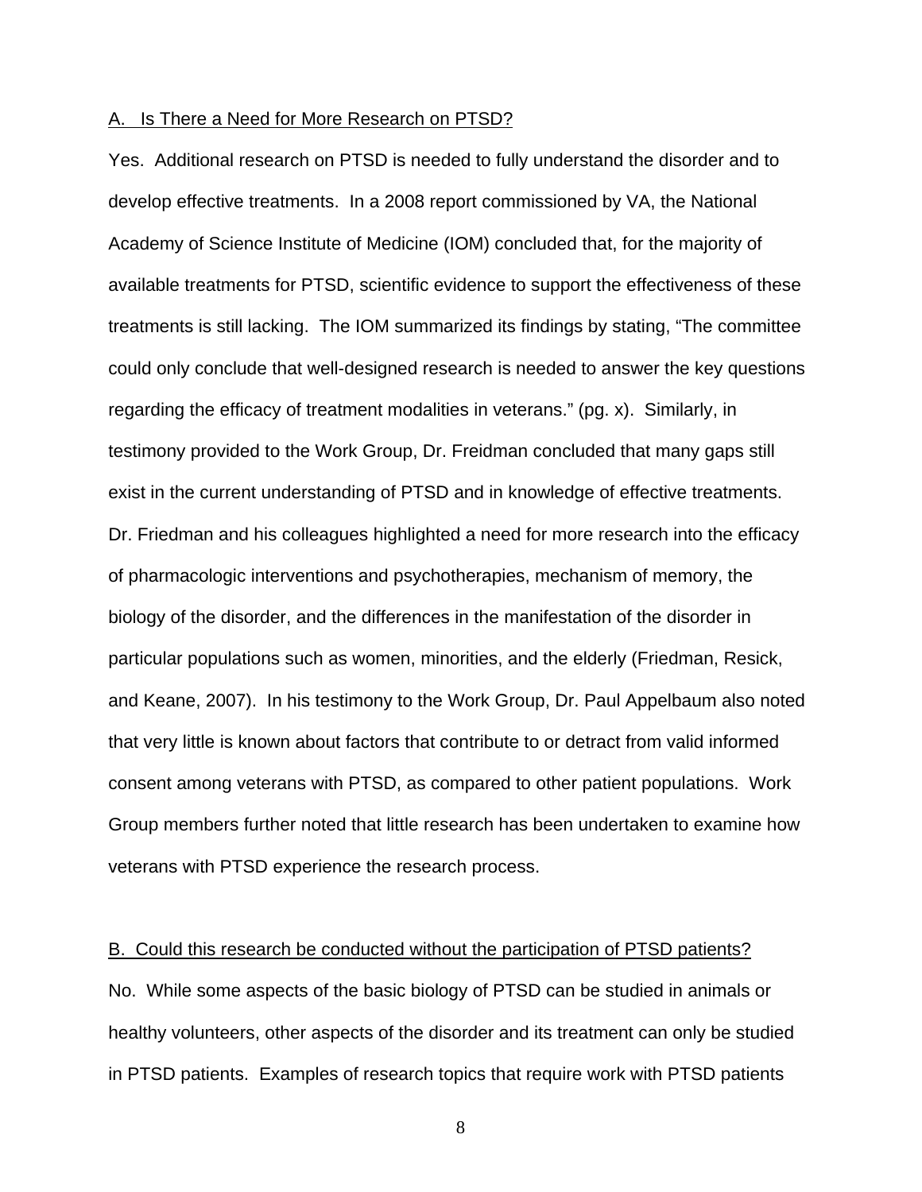A. Is There a Need for More Research on PTSD?

Yes. Additional research on PTSD is needed to fully understand the disorder and to develop effective treatments. In a 2008 report commissioned by VA, the National Academy of Science Institute of Medicine (IOM) concluded that, for the majority of available treatments for PTSD, scientific evidence to support the effectiveness of these treatments is still lacking. The IOM summarized its findings by stating, "The committee could only conclude that well-designed research is needed to answer the key questions regarding the efficacy of treatment modalities in veterans." (pg. x). Similarly, in testimony provided to the Work Group, Dr. Freidman concluded that many gaps still exist in the current understanding of PTSD and in knowledge of effective treatments. Dr. Friedman and his colleagues highlighted a need for more research into the efficacy of pharmacologic interventions and psychotherapies, mechanism of memory, the biology of the disorder, and the differences in the manifestation of the disorder in particular populations such as women, minorities, and the elderly (Friedman, Resick, and Keane, 2007). In his testimony to the Work Group, Dr. Paul Appelbaum also noted that very little is known about factors that contribute to or detract from valid informed consent among veterans with PTSD, as compared to other patient populations. Work Group members further noted that little research has been undertaken to examine how veterans with PTSD experience the research process.

B. Could this research be conducted without the participation of PTSD patients?

No. While some aspects of the basic biology of PTSD can be studied in animals or healthy volunteers, other aspects of the disorder and its treatment can only be studied in PTSD patients. Examples of research topics that require work with PTSD patients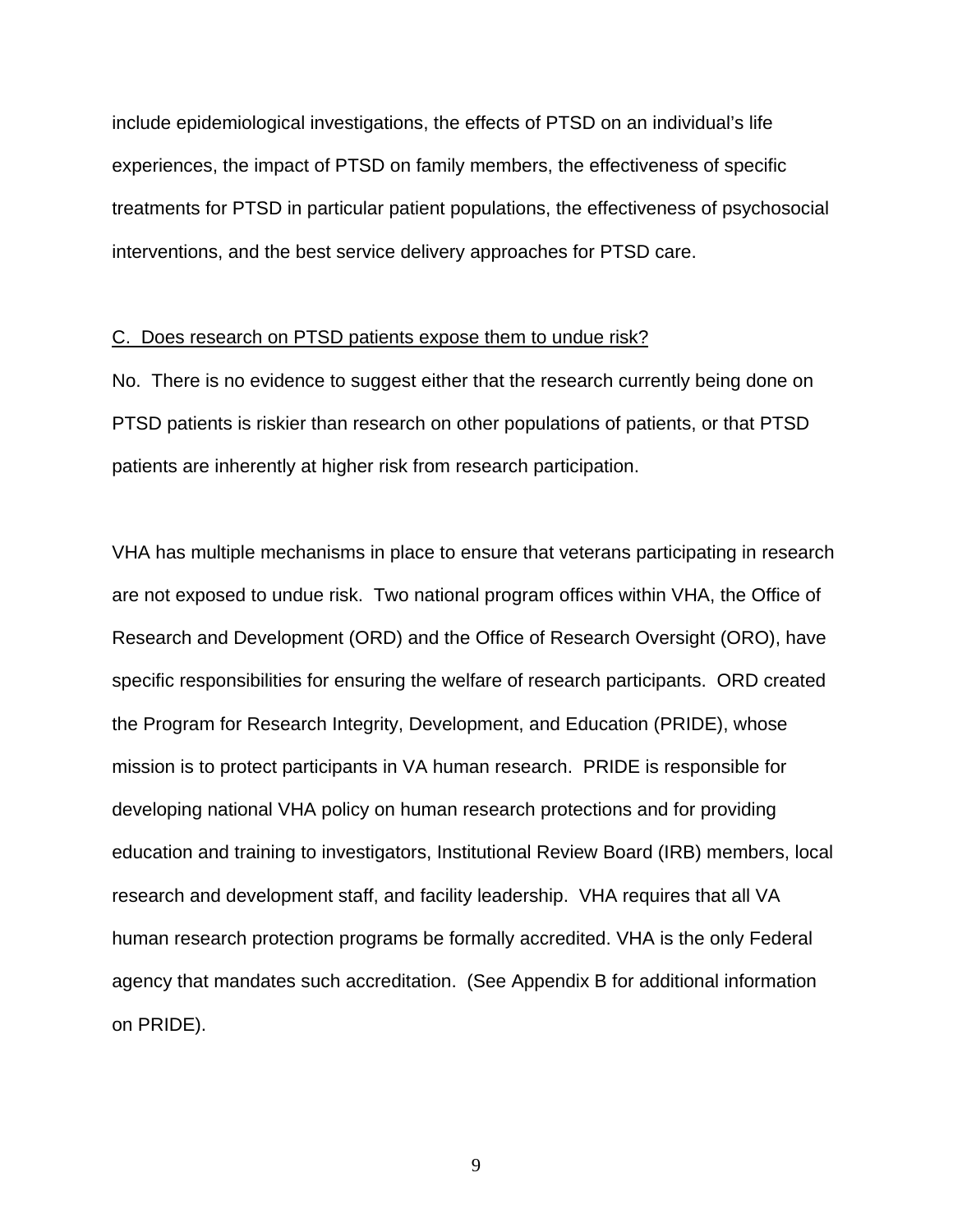include epidemiological investigations, the effects of PTSD on an individual's life experiences, the impact of PTSD on family members, the effectiveness of specific treatments for PTSD in particular patient populations, the effectiveness of psychosocial interventions, and the best service delivery approaches for PTSD care.

<u>C. Does research on PTSD patients expose them to undue risk?</u>

No. There is no evidence to suggest either that the research currently being done on PTSD patients is riskier than research on other populations of patients, or that PTSD patients are inherently at higher risk from research participation.

VHA has multiple mechanisms in place to ensure that veterans participating in research are not exposed to undue risk. Two national program offices within VHA, the Office of Research and Development (ORD) and the Office of Research Oversight (ORO), have specific responsibilities for ensuring the welfare of research participants. ORD created the Program for Research Integrity, Development, and Education (PRIDE), whose mission is to protect participants in VA human research. PRIDE is responsible for developing national VHA policy on human research protections and for providing education and training to investigators, Institutional Review Board (IRB) members, local research and development staff, and facility leadership. VHA requires that all VA human research protection programs be formally accredited. VHA is the only Federal agency that mandates such accreditation. (See Appendix B for additional information on PRIDE).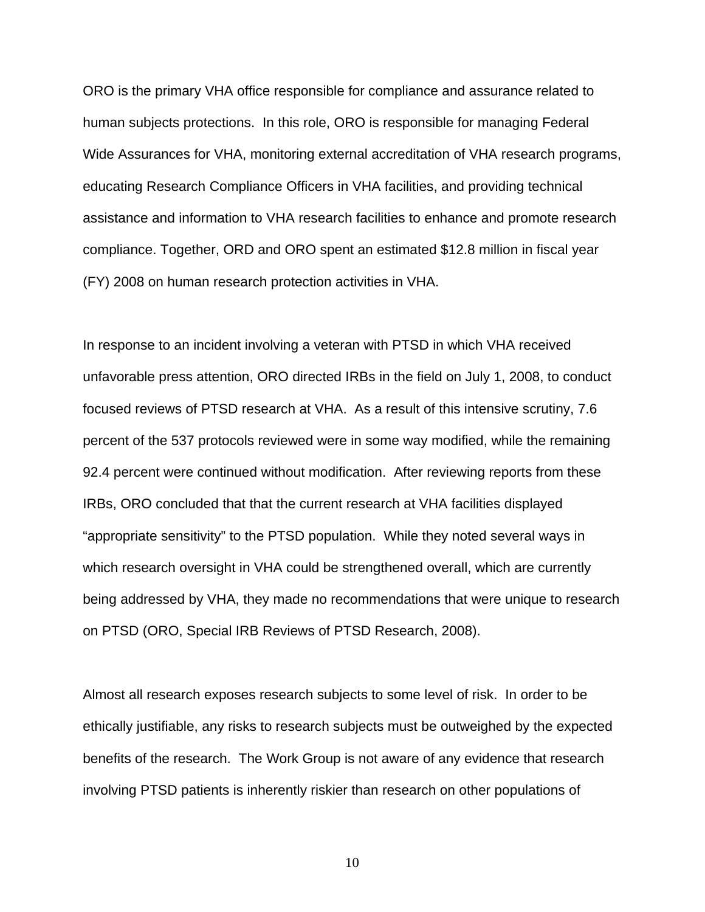ORO is the primary VHA office responsible for compliance and assurance related to human subjects protections. In this role, ORO is responsible for managing Federal Wide Assurances for VHA, monitoring external accreditation of VHA research programs, educating Research Compliance Officers in VHA facilities, and providing technical assistance and information to VHA research facilities to enhance and promote research compliance. Together, ORD and ORO spent an estimated $12.8 million in fiscal year (FY) 2008 on human research protection activities in VHA.

In response to an incident involving a veteran with PTSD in which VHA received unfavorable press attention, ORO directed IRBs in the field on July 1, 2008, to conduct focused reviews of PTSD research at VHA. As a result of this intensive scrutiny, 7.6 percent of the 537 protocols reviewed were in some way modified, while the remaining 92.4 percent were continued without modification. After reviewing reports from these IRBs, ORO concluded that that the current research at VHA facilities displayed "appropriate sensitivity" to the PTSD population. While they noted several ways in which research oversight in VHA could be strengthened overall, which are currently being addressed by VHA, they made no recommendations that were unique to research on PTSD (ORO, Special IRB Reviews of PTSD Research, 2008).

Almost all research exposes research subjects to some level of risk. In order to be ethically justifiable, any risks to research subjects must be outweighed by the expected benefits of the research. The Work Group is not aware of any evidence that research involving PTSD patients is inherently riskier than research on other populations of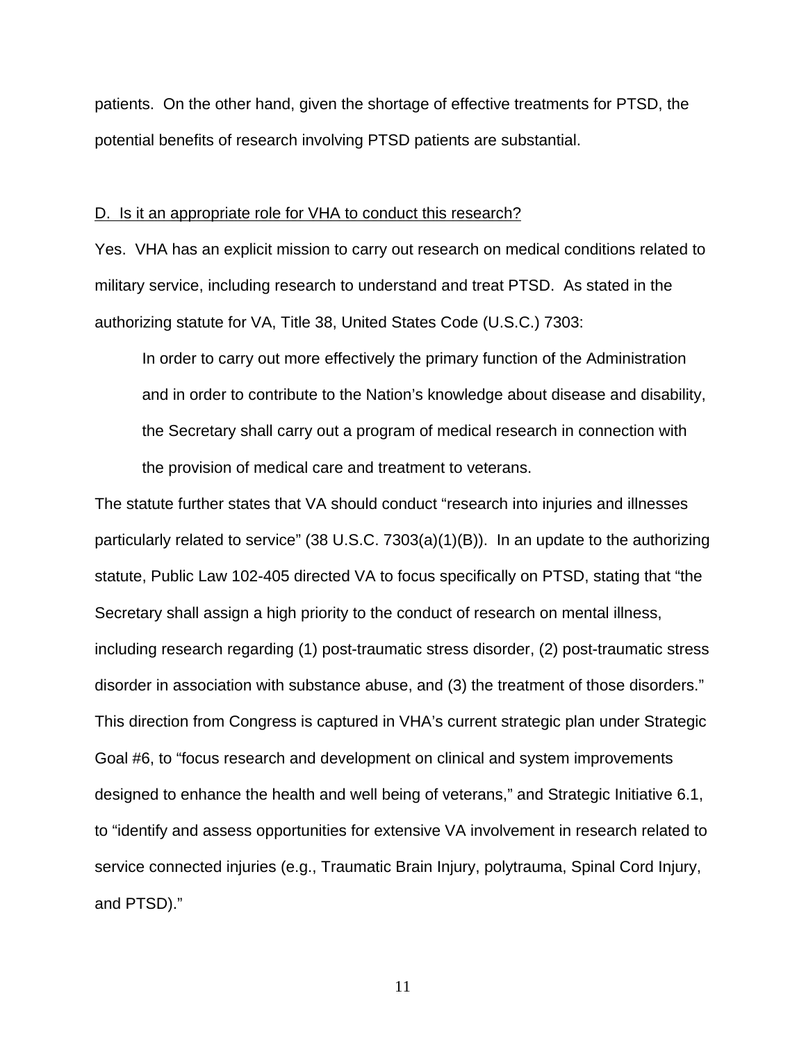patients. On the other hand, given the shortage of effective treatments for PTSD, the potential benefits of research involving PTSD patients are substantial.

D. Is it an appropriate role for VHA to conduct this research?

Yes. VHA has an explicit mission to carry out research on medical conditions related to military service, including research to understand and treat PTSD. As stated in the authorizing statute for VA, Title 38, United States Code (U.S.C.) 7303:

> In order to carry out more effectively the primary function of the Administration and in order to contribute to the Nation's knowledge about disease and disability, the Secretary shall carry out a program of medical research in connection with the provision of medical care and treatment to veterans.

The statute further states that VA should conduct "research into injuries and illnesses particularly related to service" (38 U.S.C. 7303(a)(1)(B)). In an update to the authorizing statute, Public Law 102-405 directed VA to focus specifically on PTSD, stating that "the Secretary shall assign a high priority to the conduct of research on mental illness, including research regarding (1) post-traumatic stress disorder, (2) post-traumatic stress disorder in association with substance abuse, and (3) the treatment of those disorders." This direction from Congress is captured in VHA's current strategic plan under Strategic Goal #6, to "focus research and development on clinical and system improvements designed to enhance the health and well being of veterans," and Strategic Initiative 6.1, to "identify and assess opportunities for extensive VA involvement in research related to service connected injuries (e.g., Traumatic Brain Injury, polytrauma, Spinal Cord Injury, and PTSD)."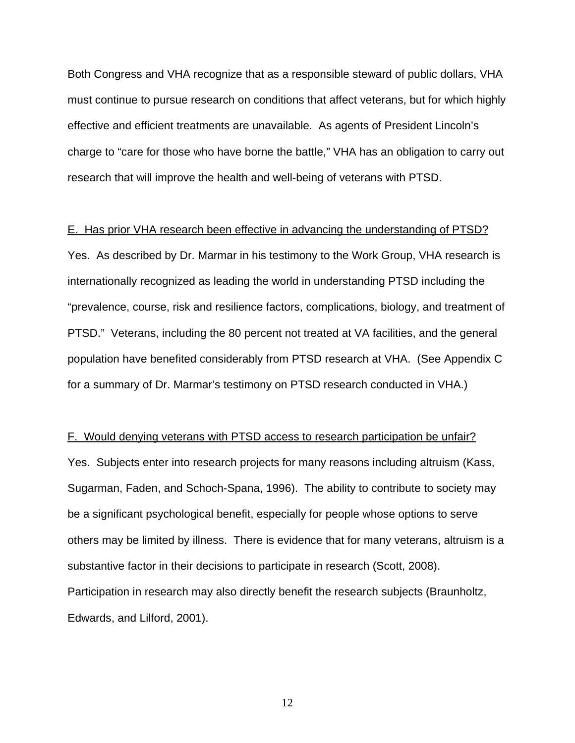Both Congress and VHA recognize that as a responsible steward of public dollars, VHA must continue to pursue research on conditions that affect veterans, but for which highly effective and efficient treatments are unavailable. As agents of President Lincoln's charge to "care for those who have borne the battle," VHA has an obligation to carry out research that will improve the health and well-being of veterans with PTSD.

<u>E. Has prior VHA research been effective in advancing the understanding of PTSD?</u>

Yes. As described by Dr. Marmar in his testimony to the Work Group, VHA research is internationally recognized as leading the world in understanding PTSD including the "prevalence, course, risk and resilience factors, complications, biology, and treatment of PTSD." Veterans, including the 80 percent not treated at VA facilities, and the general population have benefited considerably from PTSD research at VHA. (See Appendix C for a summary of Dr. Marmar's testimony on PTSD research conducted in VHA.)

<u>F. Would denying veterans with PTSD access to research participation be unfair?</u>

Yes. Subjects enter into research projects for many reasons including altruism (Kass, Sugarman, Faden, and Schoch-Spana, 1996). The ability to contribute to society may be a significant psychological benefit, especially for people whose options to serve others may be limited by illness. There is evidence that for many veterans, altruism is a substantive factor in their decisions to participate in research (Scott, 2008). Participation in research may also directly benefit the research subjects (Braunholtz, Edwards, and Lilford, 2001).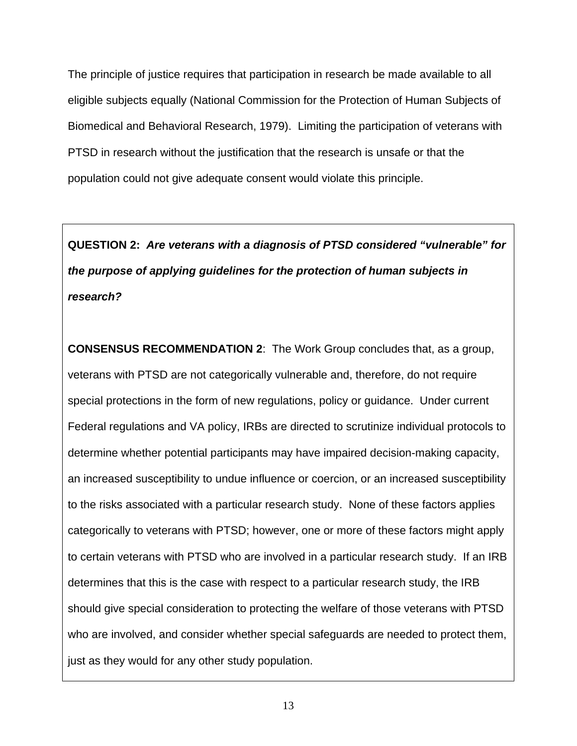The principle of justice requires that participation in research be made available to all eligible subjects equally (National Commission for the Protection of Human Subjects of Biomedical and Behavioral Research, 1979). Limiting the participation of veterans with PTSD in research without the justification that the research is unsafe or that the population could not give adequate consent would violate this principle.

**QUESTION 2:** ***Are veterans with a diagnosis of PTSD considered "vulnerable" for the purpose of applying guidelines for the protection of human subjects in research?***

**CONSENSUS RECOMMENDATION 2**: The Work Group concludes that, as a group, veterans with PTSD are not categorically vulnerable and, therefore, do not require special protections in the form of new regulations, policy or guidance. Under current Federal regulations and VA policy, IRBs are directed to scrutinize individual protocols to determine whether potential participants may have impaired decision-making capacity, an increased susceptibility to undue influence or coercion, or an increased susceptibility to the risks associated with a particular research study. None of these factors applies categorically to veterans with PTSD; however, one or more of these factors might apply to certain veterans with PTSD who are involved in a particular research study. If an IRB determines that this is the case with respect to a particular research study, the IRB should give special consideration to protecting the welfare of those veterans with PTSD who are involved, and consider whether special safeguards are needed to protect them, just as they would for any other study population.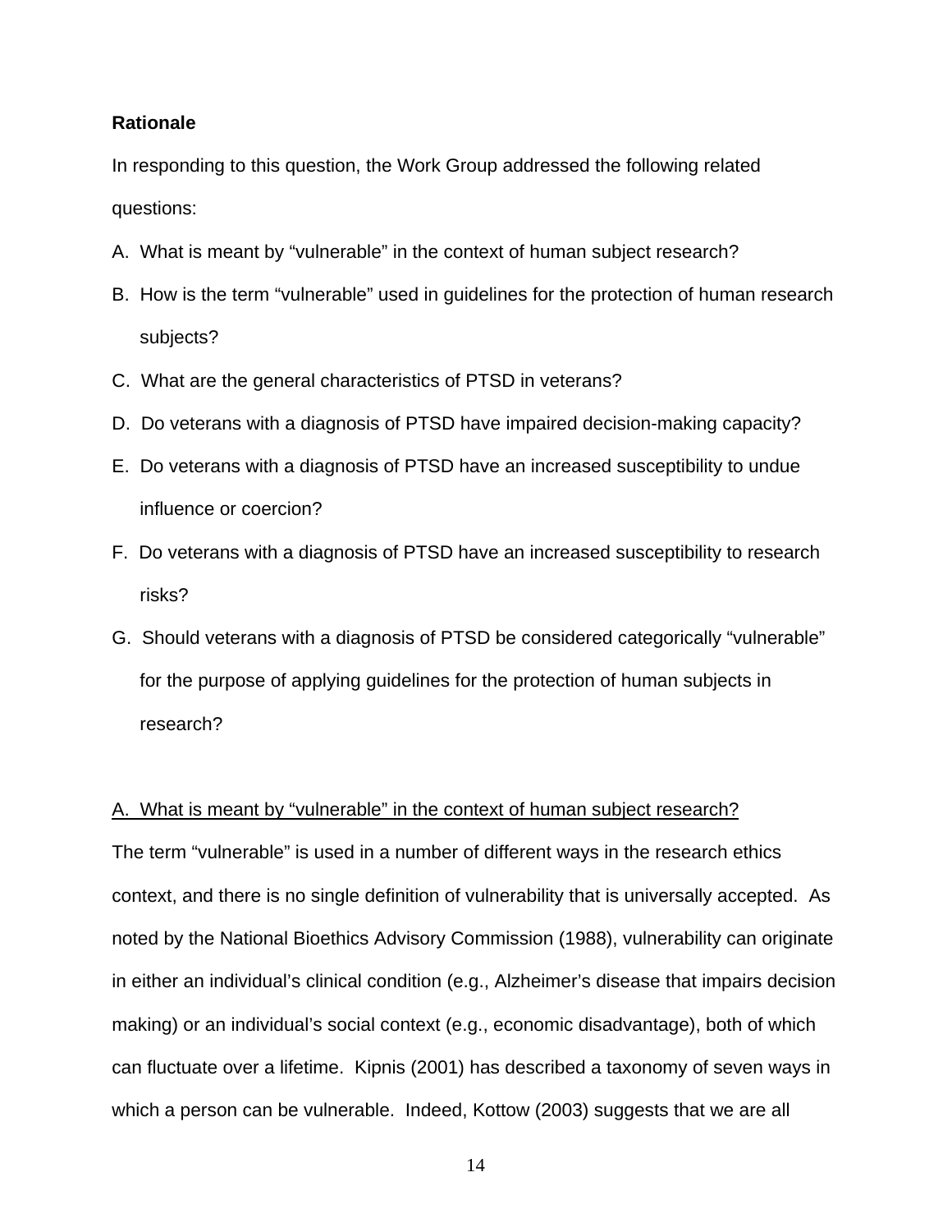**Rationale**

In responding to this question, the Work Group addressed the following related questions:

A. What is meant by "vulnerable" in the context of human subject research?

B. How is the term "vulnerable" used in guidelines for the protection of human research subjects?

C. What are the general characteristics of PTSD in veterans?

D. Do veterans with a diagnosis of PTSD have impaired decision-making capacity?

E. Do veterans with a diagnosis of PTSD have an increased susceptibility to undue influence or coercion?

F. Do veterans with a diagnosis of PTSD have an increased susceptibility to research risks?

G. Should veterans with a diagnosis of PTSD be considered categorically "vulnerable" for the purpose of applying guidelines for the protection of human subjects in research?

<u>A. What is meant by "vulnerable" in the context of human subject research?</u>

The term "vulnerable" is used in a number of different ways in the research ethics context, and there is no single definition of vulnerability that is universally accepted. As noted by the National Bioethics Advisory Commission (1988), vulnerability can originate in either an individual's clinical condition (e.g., Alzheimer's disease that impairs decision making) or an individual's social context (e.g., economic disadvantage), both of which can fluctuate over a lifetime. Kipnis (2001) has described a taxonomy of seven ways in which a person can be vulnerable. Indeed, Kottow (2003) suggests that we are all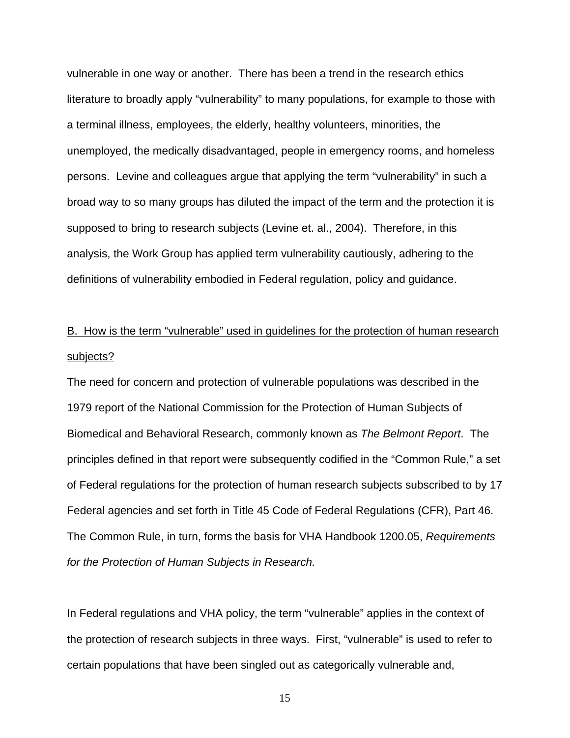vulnerable in one way or another. There has been a trend in the research ethics literature to broadly apply "vulnerability" to many populations, for example to those with a terminal illness, employees, the elderly, healthy volunteers, minorities, the unemployed, the medically disadvantaged, people in emergency rooms, and homeless persons. Levine and colleagues argue that applying the term "vulnerability" in such a broad way to so many groups has diluted the impact of the term and the protection it is supposed to bring to research subjects (Levine et. al., 2004). Therefore, in this analysis, the Work Group has applied term vulnerability cautiously, adhering to the definitions of vulnerability embodied in Federal regulation, policy and guidance.

<u>B. How is the term "vulnerable" used in guidelines for the protection of human research subjects?</u>

The need for concern and protection of vulnerable populations was described in the 1979 report of the National Commission for the Protection of Human Subjects of Biomedical and Behavioral Research, commonly known as *The Belmont Report*. The principles defined in that report were subsequently codified in the "Common Rule," a set of Federal regulations for the protection of human research subjects subscribed to by 17 Federal agencies and set forth in Title 45 Code of Federal Regulations (CFR), Part 46. The Common Rule, in turn, forms the basis for VHA Handbook 1200.05, *Requirements for the Protection of Human Subjects in Research.*

In Federal regulations and VHA policy, the term "vulnerable" applies in the context of the protection of research subjects in three ways. First, "vulnerable" is used to refer to certain populations that have been singled out as categorically vulnerable and,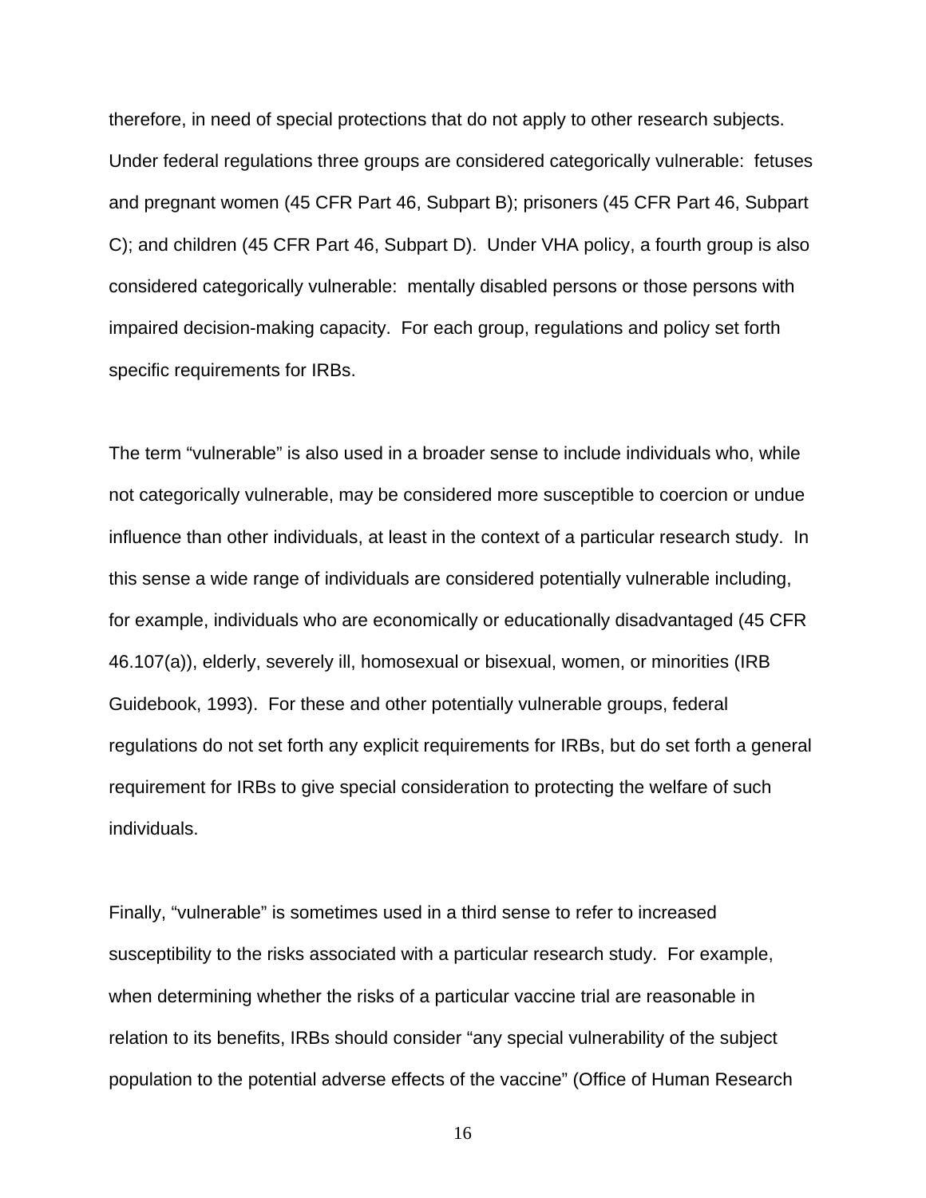therefore, in need of special protections that do not apply to other research subjects. Under federal regulations three groups are considered categorically vulnerable: fetuses and pregnant women (45 CFR Part 46, Subpart B); prisoners (45 CFR Part 46, Subpart C); and children (45 CFR Part 46, Subpart D). Under VHA policy, a fourth group is also considered categorically vulnerable: mentally disabled persons or those persons with impaired decision-making capacity. For each group, regulations and policy set forth specific requirements for IRBs.

The term "vulnerable" is also used in a broader sense to include individuals who, while not categorically vulnerable, may be considered more susceptible to coercion or undue influence than other individuals, at least in the context of a particular research study. In this sense a wide range of individuals are considered potentially vulnerable including, for example, individuals who are economically or educationally disadvantaged (45 CFR 46.107(a)), elderly, severely ill, homosexual or bisexual, women, or minorities (IRB Guidebook, 1993). For these and other potentially vulnerable groups, federal regulations do not set forth any explicit requirements for IRBs, but do set forth a general requirement for IRBs to give special consideration to protecting the welfare of such individuals.

Finally, "vulnerable" is sometimes used in a third sense to refer to increased susceptibility to the risks associated with a particular research study. For example, when determining whether the risks of a particular vaccine trial are reasonable in relation to its benefits, IRBs should consider "any special vulnerability of the subject population to the potential adverse effects of the vaccine" (Office of Human Research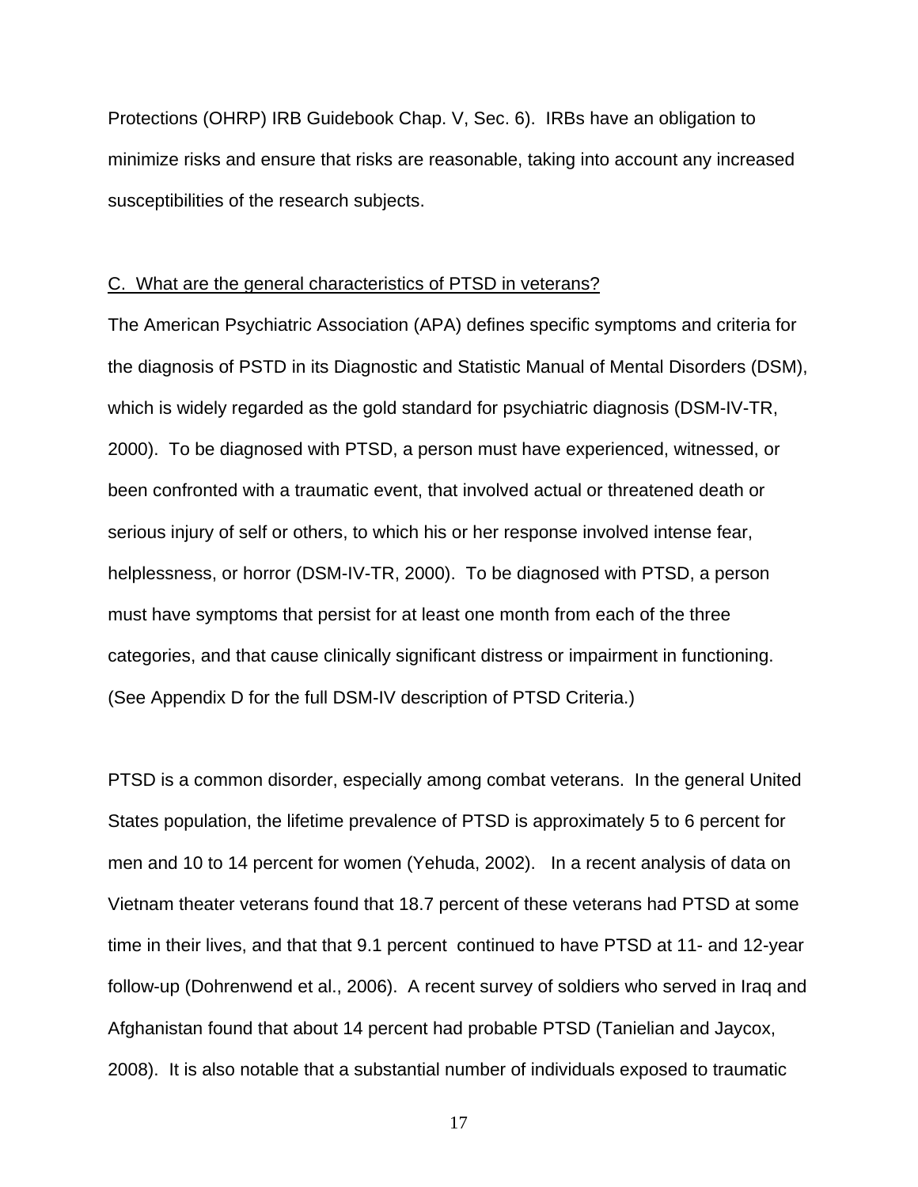Protections (OHRP) IRB Guidebook Chap. V, Sec. 6). IRBs have an obligation to minimize risks and ensure that risks are reasonable, taking into account any increased susceptibilities of the research subjects.

<u>C. What are the general characteristics of PTSD in veterans?</u>

The American Psychiatric Association (APA) defines specific symptoms and criteria for the diagnosis of PSTD in its Diagnostic and Statistic Manual of Mental Disorders (DSM), which is widely regarded as the gold standard for psychiatric diagnosis (DSM-IV-TR, 2000). To be diagnosed with PTSD, a person must have experienced, witnessed, or been confronted with a traumatic event, that involved actual or threatened death or serious injury of self or others, to which his or her response involved intense fear, helplessness, or horror (DSM-IV-TR, 2000). To be diagnosed with PTSD, a person must have symptoms that persist for at least one month from each of the three categories, and that cause clinically significant distress or impairment in functioning. (See Appendix D for the full DSM-IV description of PTSD Criteria.)

PTSD is a common disorder, especially among combat veterans. In the general United States population, the lifetime prevalence of PTSD is approximately 5 to 6 percent for men and 10 to 14 percent for women (Yehuda, 2002). In a recent analysis of data on Vietnam theater veterans found that 18.7 percent of these veterans had PTSD at some time in their lives, and that that 9.1 percent continued to have PTSD at 11- and 12-year follow-up (Dohrenwend et al., 2006). A recent survey of soldiers who served in Iraq and Afghanistan found that about 14 percent had probable PTSD (Tanielian and Jaycox, 2008). It is also notable that a substantial number of individuals exposed to traumatic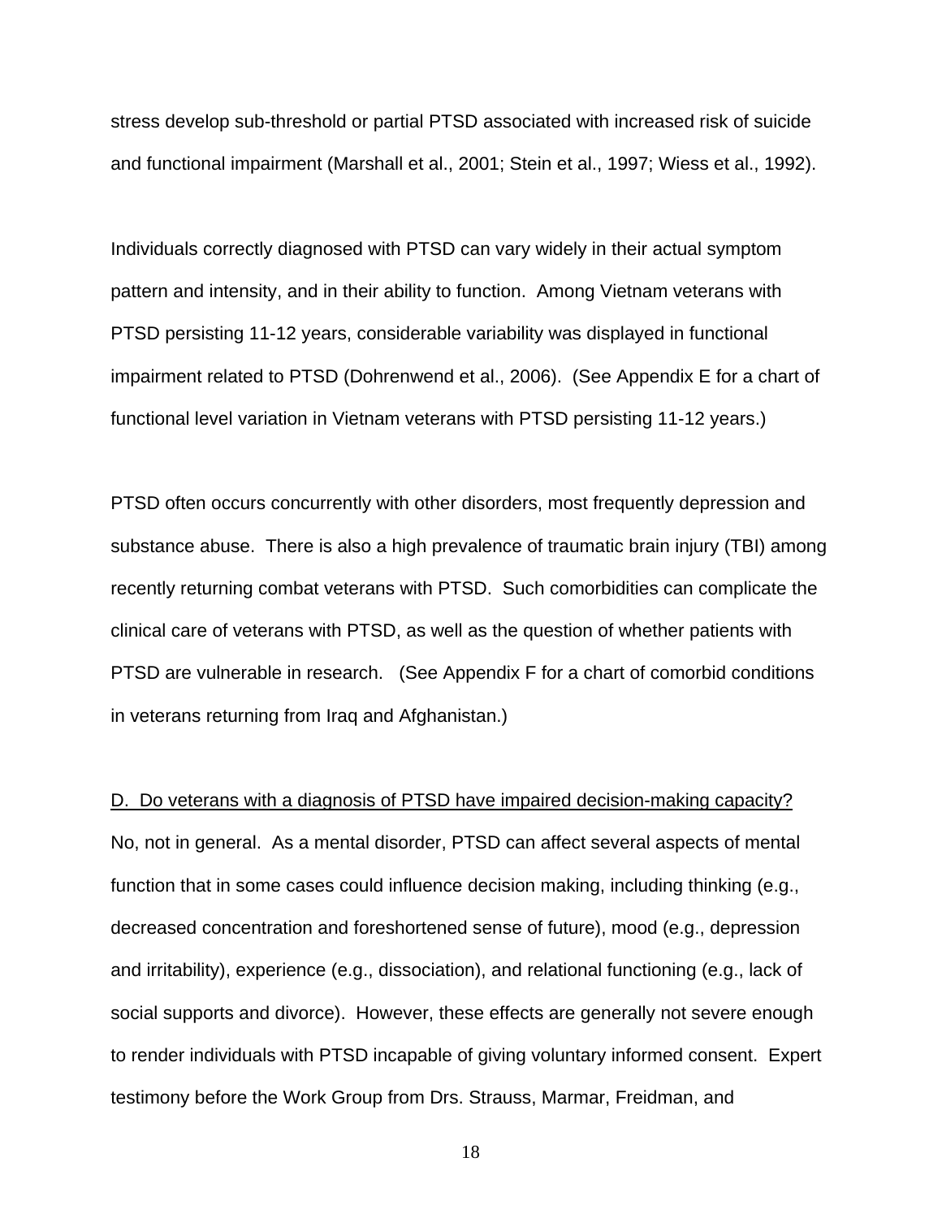stress develop sub-threshold or partial PTSD associated with increased risk of suicide and functional impairment (Marshall et al., 2001; Stein et al., 1997; Wiess et al., 1992).

Individuals correctly diagnosed with PTSD can vary widely in their actual symptom pattern and intensity, and in their ability to function. Among Vietnam veterans with PTSD persisting 11-12 years, considerable variability was displayed in functional impairment related to PTSD (Dohrenwend et al., 2006). (See Appendix E for a chart of functional level variation in Vietnam veterans with PTSD persisting 11-12 years.)

PTSD often occurs concurrently with other disorders, most frequently depression and substance abuse. There is also a high prevalence of traumatic brain injury (TBI) among recently returning combat veterans with PTSD. Such comorbidities can complicate the clinical care of veterans with PTSD, as well as the question of whether patients with PTSD are vulnerable in research. (See Appendix F for a chart of comorbid conditions in veterans returning from Iraq and Afghanistan.)

<u>D. Do veterans with a diagnosis of PTSD have impaired decision-making capacity?</u>
No, not in general. As a mental disorder, PTSD can affect several aspects of mental function that in some cases could influence decision making, including thinking (e.g., decreased concentration and foreshortened sense of future), mood (e.g., depression and irritability), experience (e.g., dissociation), and relational functioning (e.g., lack of social supports and divorce). However, these effects are generally not severe enough to render individuals with PTSD incapable of giving voluntary informed consent. Expert testimony before the Work Group from Drs. Strauss, Marmar, Freidman, and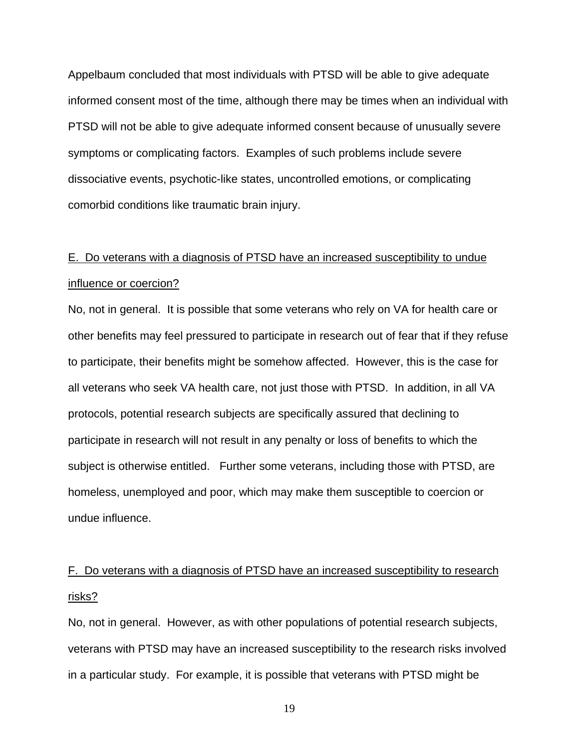Appelbaum concluded that most individuals with PTSD will be able to give adequate informed consent most of the time, although there may be times when an individual with PTSD will not be able to give adequate informed consent because of unusually severe symptoms or complicating factors. Examples of such problems include severe dissociative events, psychotic-like states, uncontrolled emotions, or complicating comorbid conditions like traumatic brain injury.

<u>E. Do veterans with a diagnosis of PTSD have an increased susceptibility to undue influence or coercion?</u>

No, not in general. It is possible that some veterans who rely on VA for health care or other benefits may feel pressured to participate in research out of fear that if they refuse to participate, their benefits might be somehow affected. However, this is the case for all veterans who seek VA health care, not just those with PTSD. In addition, in all VA protocols, potential research subjects are specifically assured that declining to participate in research will not result in any penalty or loss of benefits to which the subject is otherwise entitled. Further some veterans, including those with PTSD, are homeless, unemployed and poor, which may make them susceptible to coercion or undue influence.

<u>F. Do veterans with a diagnosis of PTSD have an increased susceptibility to research risks?</u>

No, not in general. However, as with other populations of potential research subjects, veterans with PTSD may have an increased susceptibility to the research risks involved in a particular study. For example, it is possible that veterans with PTSD might be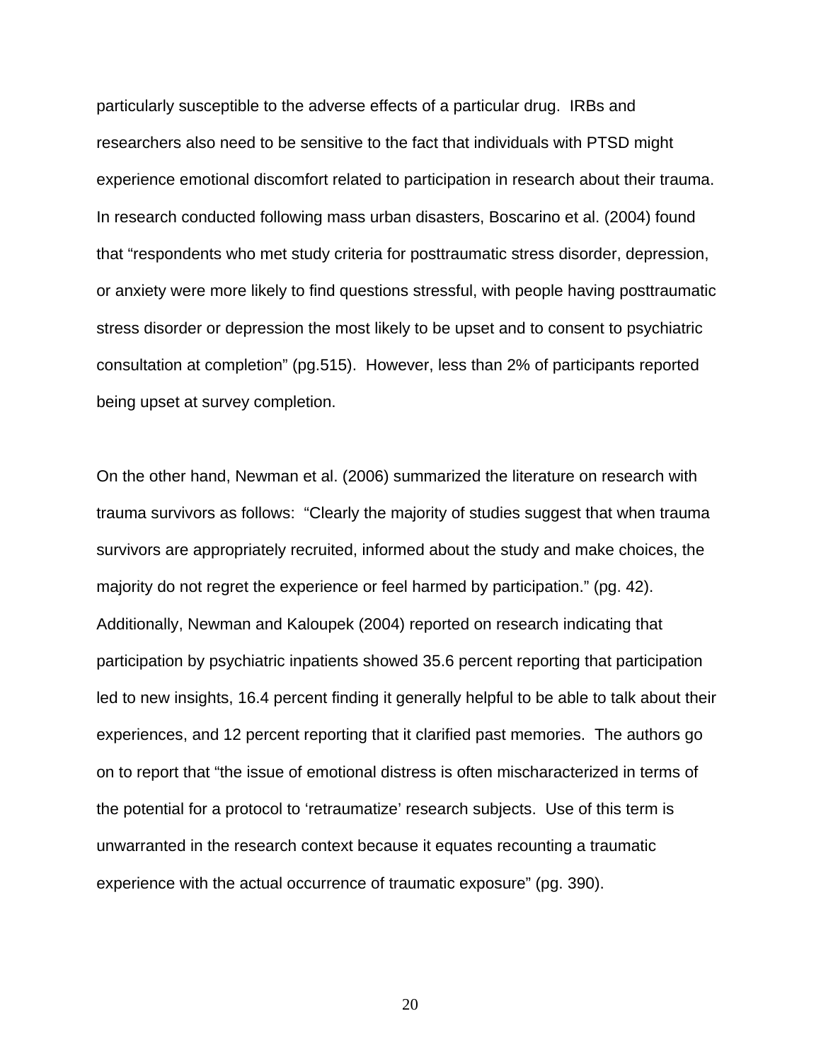particularly susceptible to the adverse effects of a particular drug. IRBs and researchers also need to be sensitive to the fact that individuals with PTSD might experience emotional discomfort related to participation in research about their trauma. In research conducted following mass urban disasters, Boscarino et al. (2004) found that "respondents who met study criteria for posttraumatic stress disorder, depression, or anxiety were more likely to find questions stressful, with people having posttraumatic stress disorder or depression the most likely to be upset and to consent to psychiatric consultation at completion" (pg.515). However, less than 2% of participants reported being upset at survey completion.

On the other hand, Newman et al. (2006) summarized the literature on research with trauma survivors as follows: "Clearly the majority of studies suggest that when trauma survivors are appropriately recruited, informed about the study and make choices, the majority do not regret the experience or feel harmed by participation." (pg. 42). Additionally, Newman and Kaloupek (2004) reported on research indicating that participation by psychiatric inpatients showed 35.6 percent reporting that participation led to new insights, 16.4 percent finding it generally helpful to be able to talk about their experiences, and 12 percent reporting that it clarified past memories. The authors go on to report that "the issue of emotional distress is often mischaracterized in terms of the potential for a protocol to 'retraumatize' research subjects. Use of this term is unwarranted in the research context because it equates recounting a traumatic experience with the actual occurrence of traumatic exposure" (pg. 390).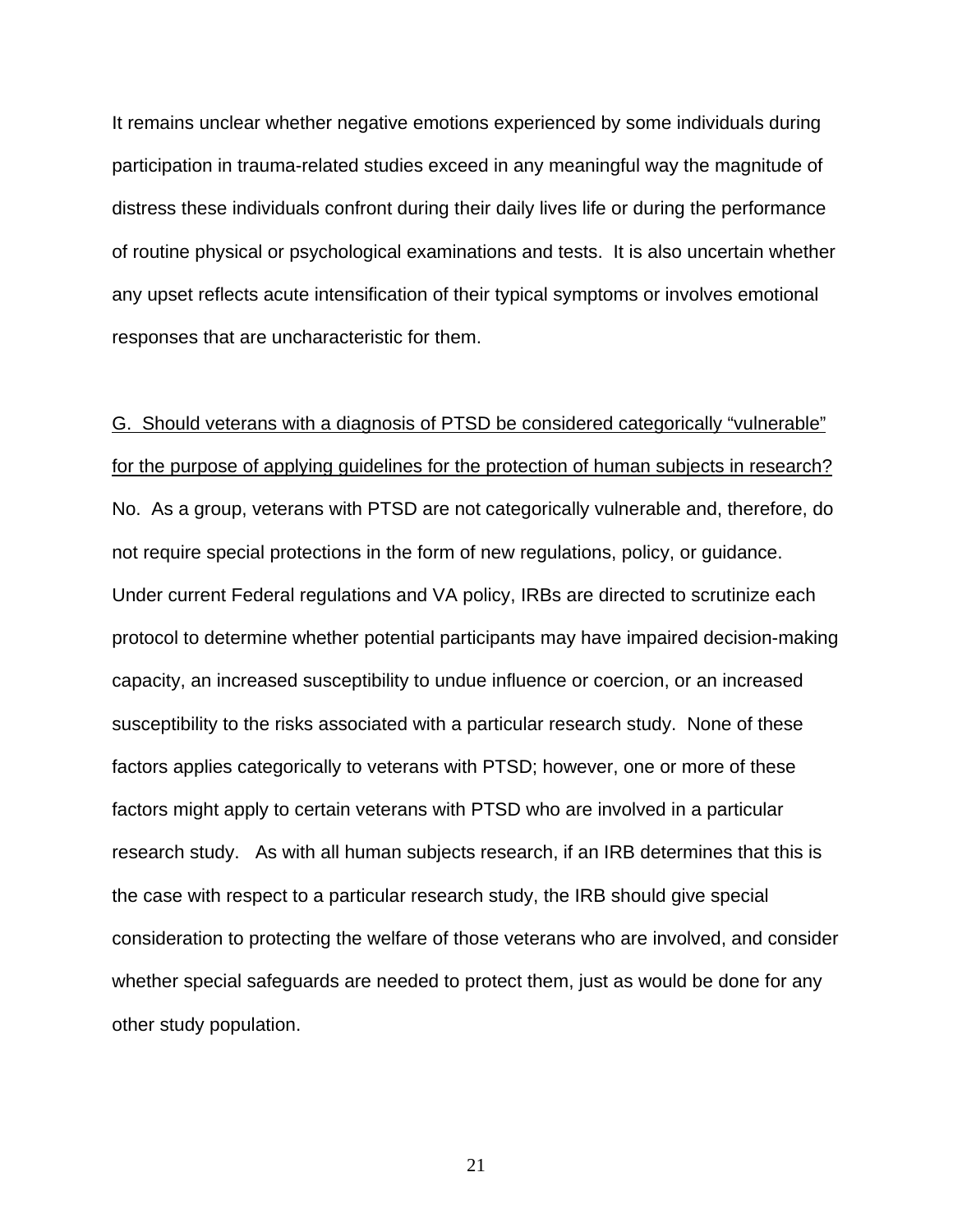It remains unclear whether negative emotions experienced by some individuals during participation in trauma-related studies exceed in any meaningful way the magnitude of distress these individuals confront during their daily lives life or during the performance of routine physical or psychological examinations and tests. It is also uncertain whether any upset reflects acute intensification of their typical symptoms or involves emotional responses that are uncharacteristic for them.

<u>G. Should veterans with a diagnosis of PTSD be considered categorically "vulnerable" for the purpose of applying guidelines for the protection of human subjects in research?</u> No. As a group, veterans with PTSD are not categorically vulnerable and, therefore, do not require special protections in the form of new regulations, policy, or guidance. Under current Federal regulations and VA policy, IRBs are directed to scrutinize each protocol to determine whether potential participants may have impaired decision-making capacity, an increased susceptibility to undue influence or coercion, or an increased susceptibility to the risks associated with a particular research study. None of these factors applies categorically to veterans with PTSD; however, one or more of these factors might apply to certain veterans with PTSD who are involved in a particular research study. As with all human subjects research, if an IRB determines that this is the case with respect to a particular research study, the IRB should give special consideration to protecting the welfare of those veterans who are involved, and consider whether special safeguards are needed to protect them, just as would be done for any other study population.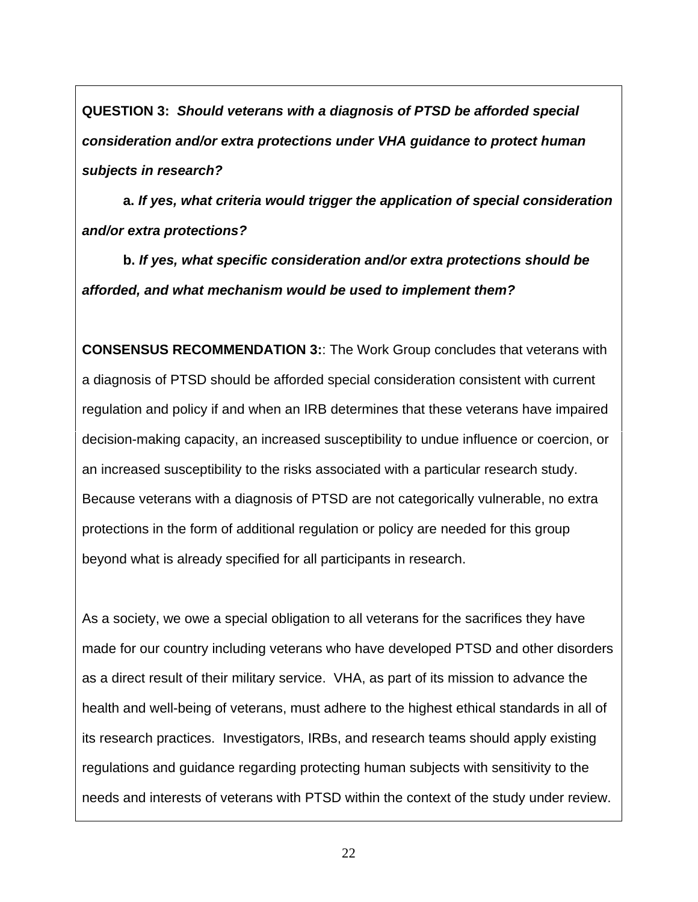**QUESTION 3:** ***Should veterans with a diagnosis of PTSD be afforded special consideration and/or extra protections under VHA guidance to protect human subjects in research?***

**a.** ***If yes, what criteria would trigger the application of special consideration and/or extra protections?***

**b.** ***If yes, what specific consideration and/or extra protections should be afforded, and what mechanism would be used to implement them?***

**CONSENSUS RECOMMENDATION 3:**: The Work Group concludes that veterans with a diagnosis of PTSD should be afforded special consideration consistent with current regulation and policy if and when an IRB determines that these veterans have impaired decision-making capacity, an increased susceptibility to undue influence or coercion, or an increased susceptibility to the risks associated with a particular research study. Because veterans with a diagnosis of PTSD are not categorically vulnerable, no extra protections in the form of additional regulation or policy are needed for this group beyond what is already specified for all participants in research.

As a society, we owe a special obligation to all veterans for the sacrifices they have made for our country including veterans who have developed PTSD and other disorders as a direct result of their military service. VHA, as part of its mission to advance the health and well-being of veterans, must adhere to the highest ethical standards in all of its research practices. Investigators, IRBs, and research teams should apply existing regulations and guidance regarding protecting human subjects with sensitivity to the needs and interests of veterans with PTSD within the context of the study under review.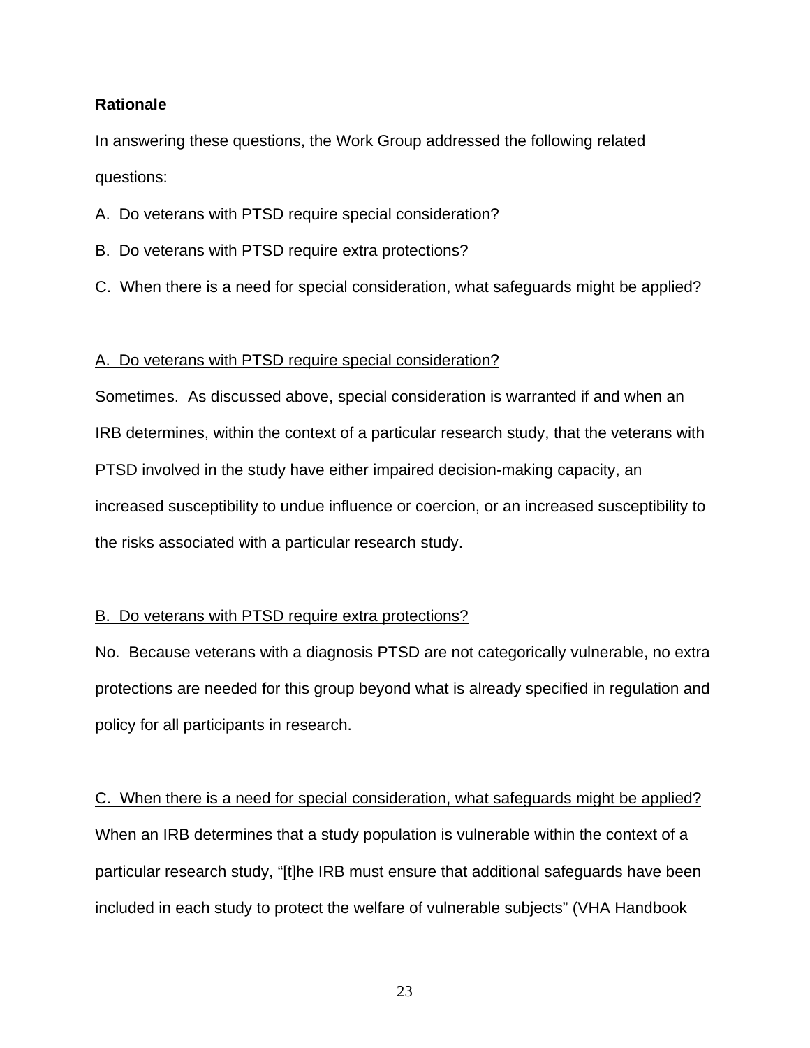**Rationale**

In answering these questions, the Work Group addressed the following related questions:

A. Do veterans with PTSD require special consideration?

B. Do veterans with PTSD require extra protections?

C. When there is a need for special consideration, what safeguards might be applied?

<u>A. Do veterans with PTSD require special consideration?</u>

Sometimes. As discussed above, special consideration is warranted if and when an IRB determines, within the context of a particular research study, that the veterans with PTSD involved in the study have either impaired decision-making capacity, an increased susceptibility to undue influence or coercion, or an increased susceptibility to the risks associated with a particular research study.

<u>B. Do veterans with PTSD require extra protections?</u>

No. Because veterans with a diagnosis PTSD are not categorically vulnerable, no extra protections are needed for this group beyond what is already specified in regulation and policy for all participants in research.

<u>C. When there is a need for special consideration, what safeguards might be applied?</u>

When an IRB determines that a study population is vulnerable within the context of a particular research study, "[t]he IRB must ensure that additional safeguards have been included in each study to protect the welfare of vulnerable subjects" (VHA Handbook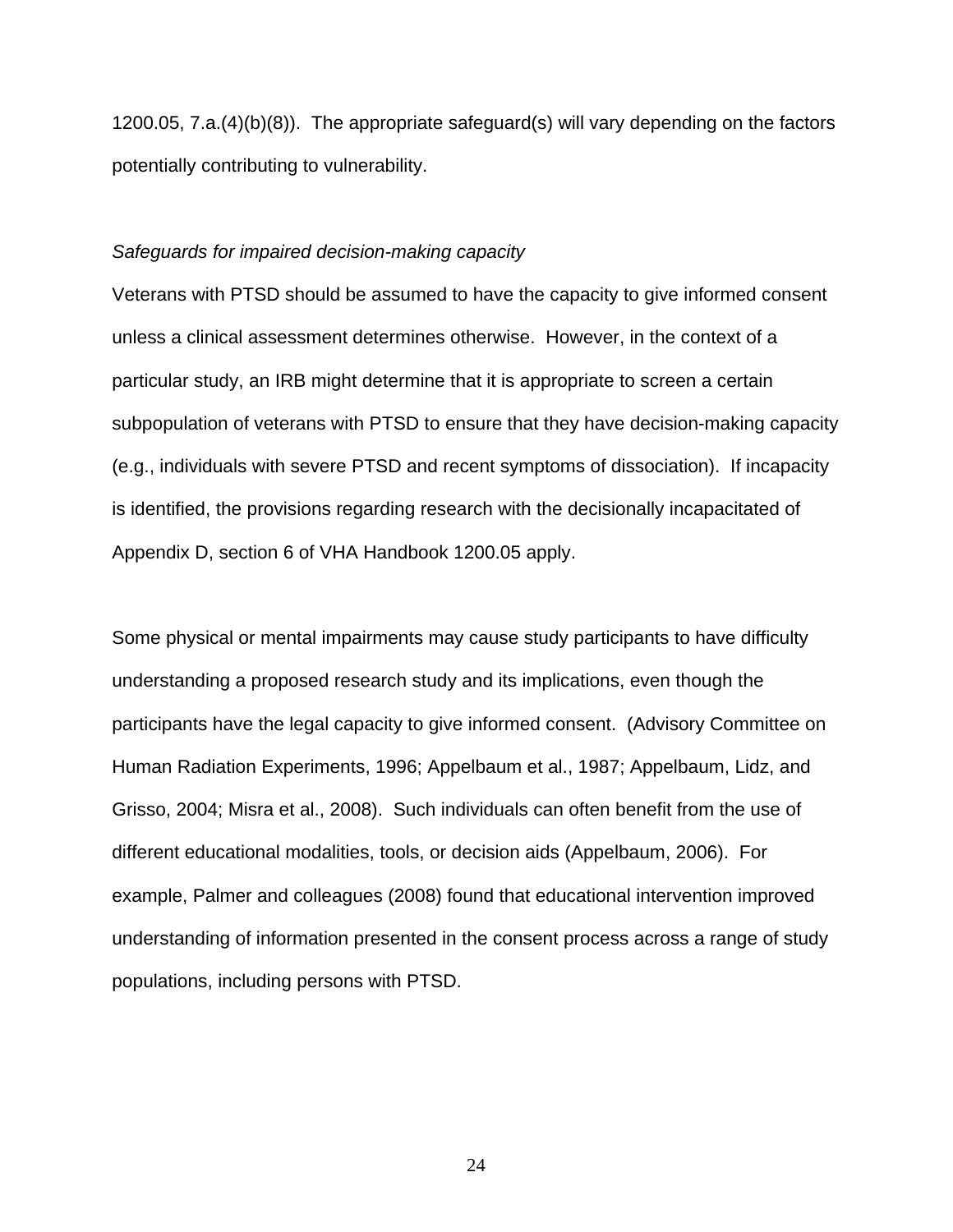1200.05, 7.a.(4)(b)(8)). The appropriate safeguard(s) will vary depending on the factors potentially contributing to vulnerability.

*Safeguards for impaired decision-making capacity*

Veterans with PTSD should be assumed to have the capacity to give informed consent unless a clinical assessment determines otherwise. However, in the context of a particular study, an IRB might determine that it is appropriate to screen a certain subpopulation of veterans with PTSD to ensure that they have decision-making capacity (e.g., individuals with severe PTSD and recent symptoms of dissociation). If incapacity is identified, the provisions regarding research with the decisionally incapacitated of Appendix D, section 6 of VHA Handbook 1200.05 apply.

Some physical or mental impairments may cause study participants to have difficulty understanding a proposed research study and its implications, even though the participants have the legal capacity to give informed consent. (Advisory Committee on Human Radiation Experiments, 1996; Appelbaum et al., 1987; Appelbaum, Lidz, and Grisso, 2004; Misra et al., 2008). Such individuals can often benefit from the use of different educational modalities, tools, or decision aids (Appelbaum, 2006). For example, Palmer and colleagues (2008) found that educational intervention improved understanding of information presented in the consent process across a range of study populations, including persons with PTSD.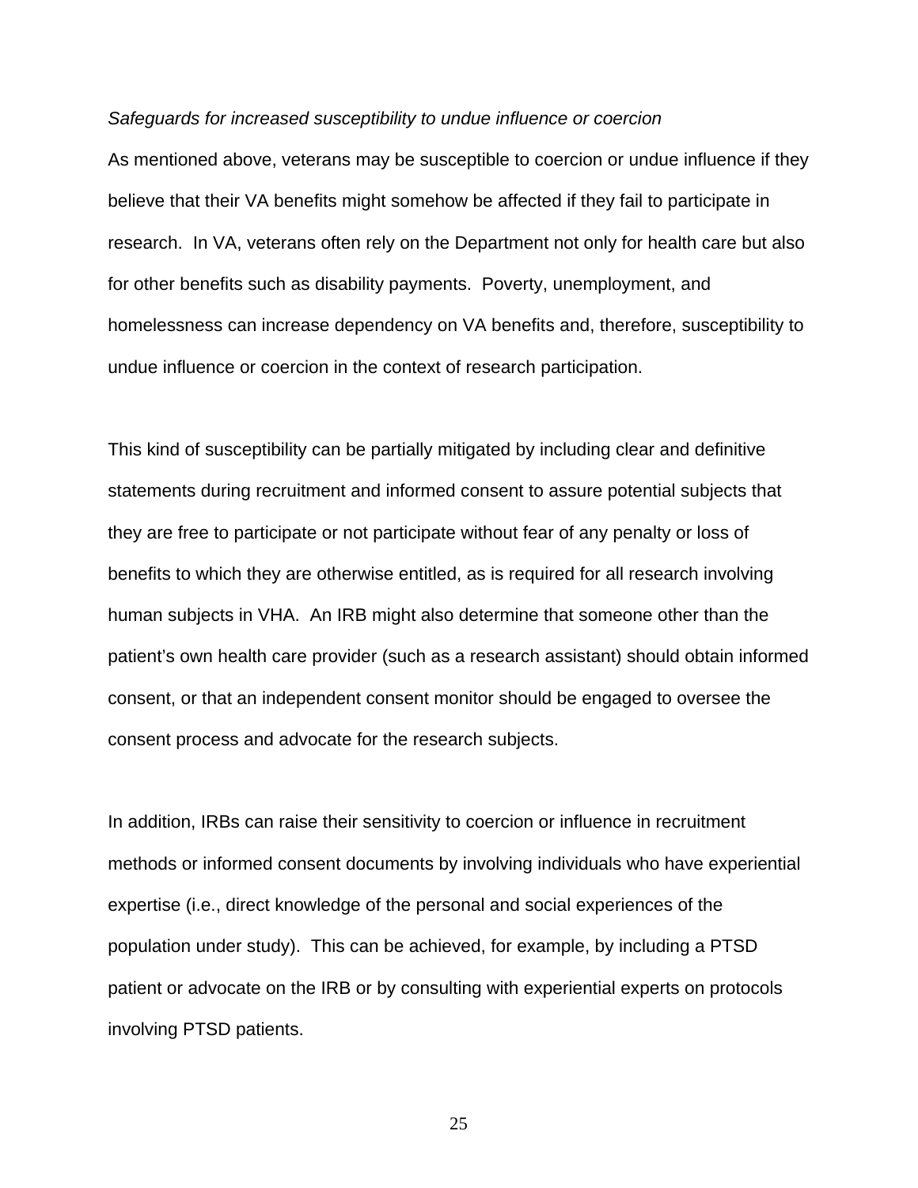*Safeguards for increased susceptibility to undue influence or coercion*

As mentioned above, veterans may be susceptible to coercion or undue influence if they believe that their VA benefits might somehow be affected if they fail to participate in research. In VA, veterans often rely on the Department not only for health care but also for other benefits such as disability payments. Poverty, unemployment, and homelessness can increase dependency on VA benefits and, therefore, susceptibility to undue influence or coercion in the context of research participation.

This kind of susceptibility can be partially mitigated by including clear and definitive statements during recruitment and informed consent to assure potential subjects that they are free to participate or not participate without fear of any penalty or loss of benefits to which they are otherwise entitled, as is required for all research involving human subjects in VHA. An IRB might also determine that someone other than the patient's own health care provider (such as a research assistant) should obtain informed consent, or that an independent consent monitor should be engaged to oversee the consent process and advocate for the research subjects.

In addition, IRBs can raise their sensitivity to coercion or influence in recruitment methods or informed consent documents by involving individuals who have experiential expertise (i.e., direct knowledge of the personal and social experiences of the population under study). This can be achieved, for example, by including a PTSD patient or advocate on the IRB or by consulting with experiential experts on protocols involving PTSD patients.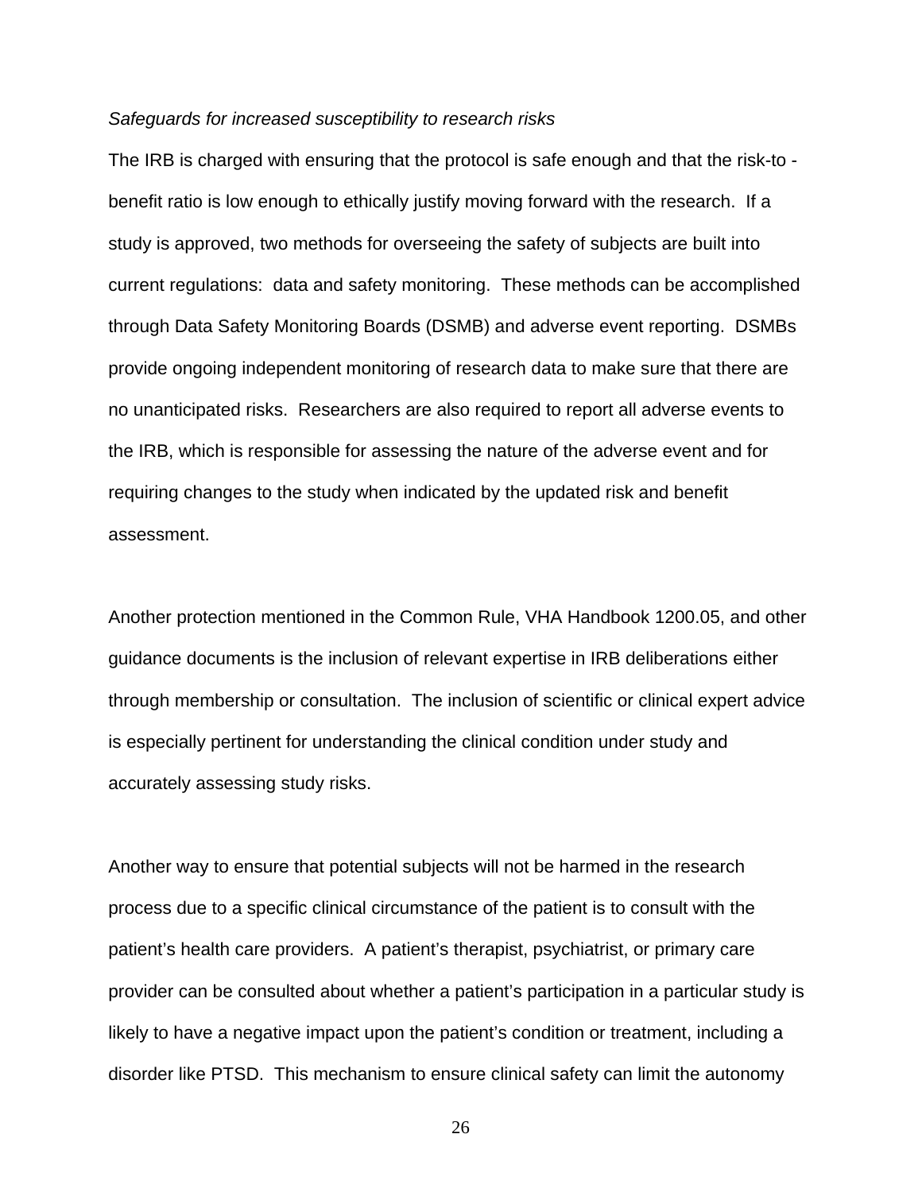*Safeguards for increased susceptibility to research risks*

The IRB is charged with ensuring that the protocol is safe enough and that the risk-to - benefit ratio is low enough to ethically justify moving forward with the research. If a study is approved, two methods for overseeing the safety of subjects are built into current regulations: data and safety monitoring. These methods can be accomplished through Data Safety Monitoring Boards (DSMB) and adverse event reporting. DSMBs provide ongoing independent monitoring of research data to make sure that there are no unanticipated risks. Researchers are also required to report all adverse events to the IRB, which is responsible for assessing the nature of the adverse event and for requiring changes to the study when indicated by the updated risk and benefit assessment.

Another protection mentioned in the Common Rule, VHA Handbook 1200.05, and other guidance documents is the inclusion of relevant expertise in IRB deliberations either through membership or consultation. The inclusion of scientific or clinical expert advice is especially pertinent for understanding the clinical condition under study and accurately assessing study risks.

Another way to ensure that potential subjects will not be harmed in the research process due to a specific clinical circumstance of the patient is to consult with the patient's health care providers. A patient's therapist, psychiatrist, or primary care provider can be consulted about whether a patient's participation in a particular study is likely to have a negative impact upon the patient's condition or treatment, including a disorder like PTSD. This mechanism to ensure clinical safety can limit the autonomy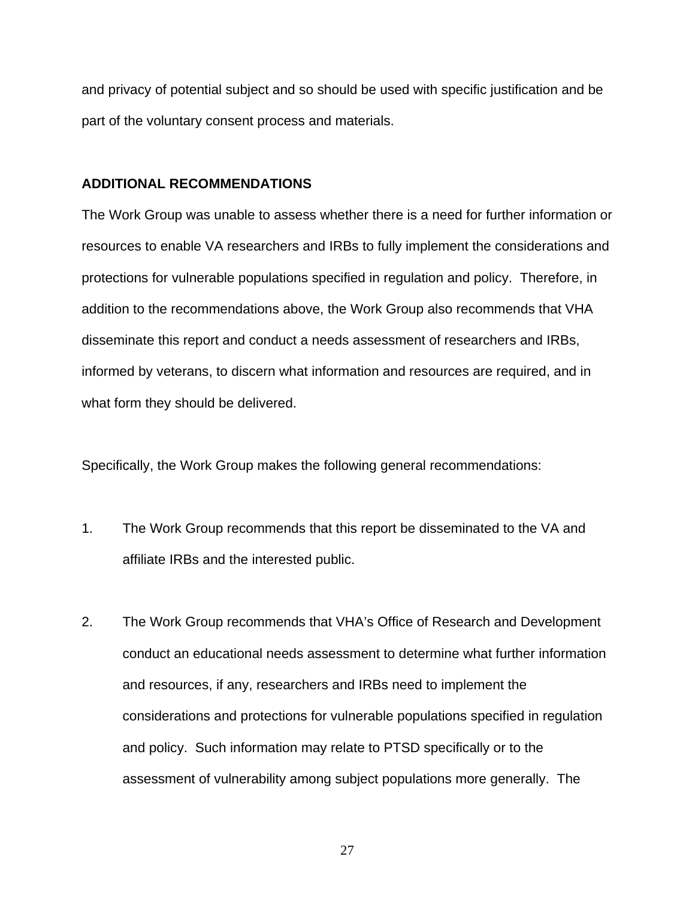and privacy of potential subject and so should be used with specific justification and be part of the voluntary consent process and materials.

**ADDITIONAL RECOMMENDATIONS**

The Work Group was unable to assess whether there is a need for further information or resources to enable VA researchers and IRBs to fully implement the considerations and protections for vulnerable populations specified in regulation and policy. Therefore, in addition to the recommendations above, the Work Group also recommends that VHA disseminate this report and conduct a needs assessment of researchers and IRBs, informed by veterans, to discern what information and resources are required, and in what form they should be delivered.

Specifically, the Work Group makes the following general recommendations:

1. The Work Group recommends that this report be disseminated to the VA and affiliate IRBs and the interested public.

2. The Work Group recommends that VHA's Office of Research and Development conduct an educational needs assessment to determine what further information and resources, if any, researchers and IRBs need to implement the considerations and protections for vulnerable populations specified in regulation and policy. Such information may relate to PTSD specifically or to the assessment of vulnerability among subject populations more generally. The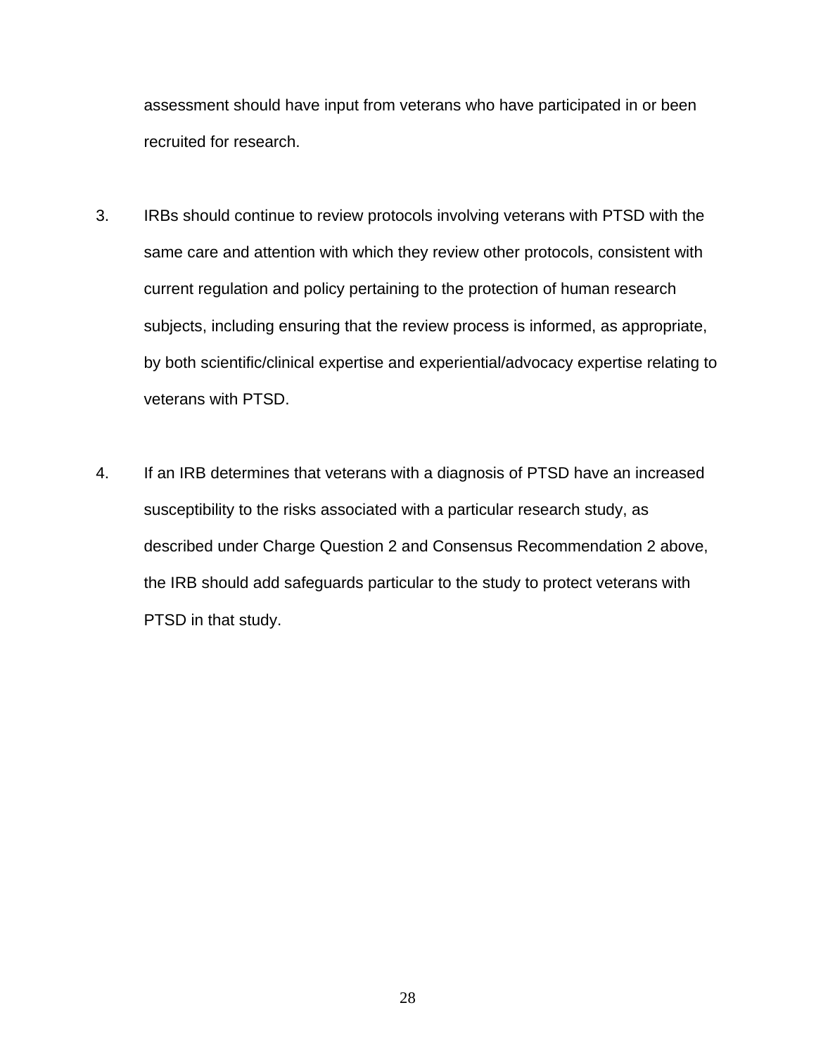assessment should have input from veterans who have participated in or been recruited for research.

3. IRBs should continue to review protocols involving veterans with PTSD with the same care and attention with which they review other protocols, consistent with current regulation and policy pertaining to the protection of human research subjects, including ensuring that the review process is informed, as appropriate, by both scientific/clinical expertise and experiential/advocacy expertise relating to veterans with PTSD.

4. If an IRB determines that veterans with a diagnosis of PTSD have an increased susceptibility to the risks associated with a particular research study, as described under Charge Question 2 and Consensus Recommendation 2 above, the IRB should add safeguards particular to the study to protect veterans with PTSD in that study.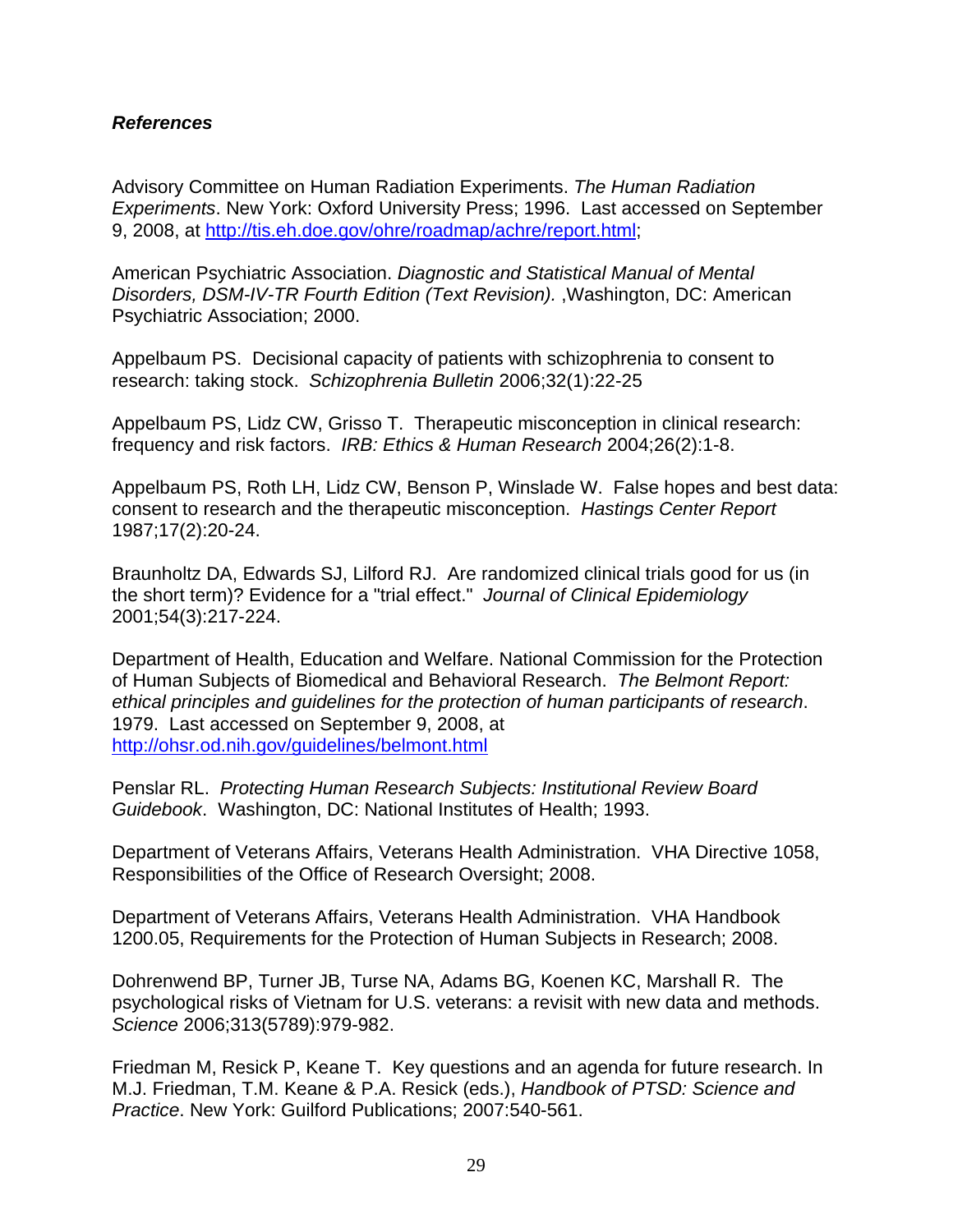### ***References***

Advisory Committee on Human Radiation Experiments. *The Human Radiation Experiments*. New York: Oxford University Press; 1996. Last accessed on September 9, 2008, at http://tis.eh.doe.gov/ohre/roadmap/achre/report.html;

American Psychiatric Association. *Diagnostic and Statistical Manual of Mental Disorders, DSM-IV-TR Fourth Edition (Text Revision).* ,Washington, DC: American Psychiatric Association; 2000.

Appelbaum PS. Decisional capacity of patients with schizophrenia to consent to research: taking stock. *Schizophrenia Bulletin* 2006;32(1):22-25

Appelbaum PS, Lidz CW, Grisso T. Therapeutic misconception in clinical research: frequency and risk factors. *IRB: Ethics & Human Research* 2004;26(2):1-8.

Appelbaum PS, Roth LH, Lidz CW, Benson P, Winslade W. False hopes and best data: consent to research and the therapeutic misconception. *Hastings Center Report* 1987;17(2):20-24.

Braunholtz DA, Edwards SJ, Lilford RJ. Are randomized clinical trials good for us (in the short term)? Evidence for a "trial effect." *Journal of Clinical Epidemiology* 2001;54(3):217-224.

Department of Health, Education and Welfare. National Commission for the Protection of Human Subjects of Biomedical and Behavioral Research. *The Belmont Report: ethical principles and guidelines for the protection of human participants of research*. 1979. Last accessed on September 9, 2008, at http://ohsr.od.nih.gov/guidelines/belmont.html

Penslar RL. *Protecting Human Research Subjects: Institutional Review Board Guidebook*. Washington, DC: National Institutes of Health; 1993.

Department of Veterans Affairs, Veterans Health Administration. VHA Directive 1058, Responsibilities of the Office of Research Oversight; 2008.

Department of Veterans Affairs, Veterans Health Administration. VHA Handbook 1200.05, Requirements for the Protection of Human Subjects in Research; 2008.

Dohrenwend BP, Turner JB, Turse NA, Adams BG, Koenen KC, Marshall R. The psychological risks of Vietnam for U.S. veterans: a revisit with new data and methods. *Science* 2006;313(5789):979-982.

Friedman M, Resick P, Keane T. Key questions and an agenda for future research. In M.J. Friedman, T.M. Keane & P.A. Resick (eds.), *Handbook of PTSD: Science and Practice*. New York: Guilford Publications; 2007:540-561.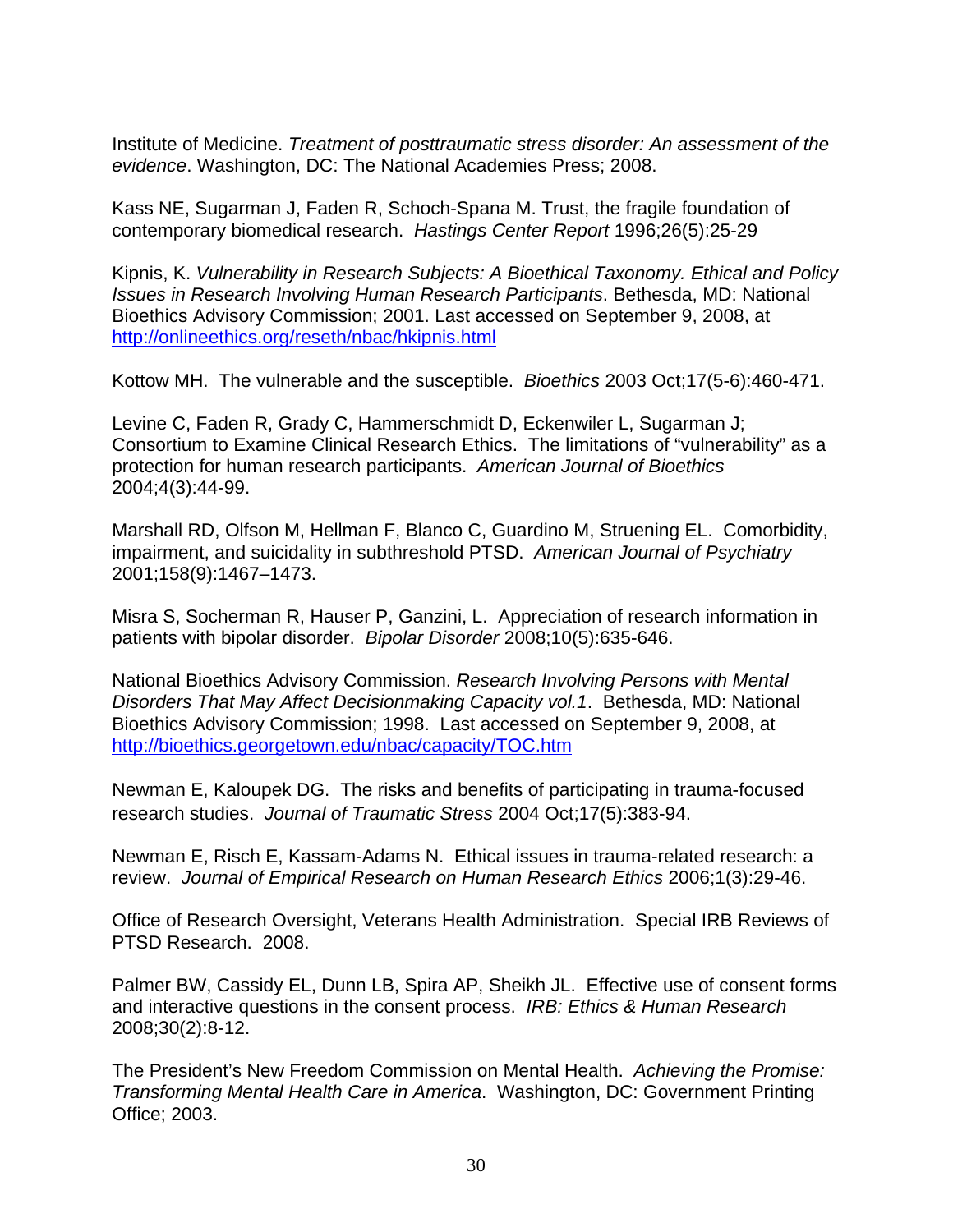Institute of Medicine. *Treatment of posttraumatic stress disorder: An assessment of the evidence*. Washington, DC: The National Academies Press; 2008.

Kass NE, Sugarman J, Faden R, Schoch-Spana M. Trust, the fragile foundation of contemporary biomedical research. *Hastings Center Report* 1996;26(5):25-29

Kipnis, K. *Vulnerability in Research Subjects: A Bioethical Taxonomy. Ethical and Policy Issues in Research Involving Human Research Participants*. Bethesda, MD: National Bioethics Advisory Commission; 2001. Last accessed on September 9, 2008, at http://onlineethics.org/reseth/nbac/hkipnis.html

Kottow MH. The vulnerable and the susceptible. *Bioethics* 2003 Oct;17(5-6):460-471.

Levine C, Faden R, Grady C, Hammerschmidt D, Eckenwiler L, Sugarman J; Consortium to Examine Clinical Research Ethics. The limitations of "vulnerability" as a protection for human research participants. *American Journal of Bioethics* 2004;4(3):44-99.

Marshall RD, Olfson M, Hellman F, Blanco C, Guardino M, Struening EL. Comorbidity, impairment, and suicidality in subthreshold PTSD. *American Journal of Psychiatry* 2001;158(9):1467–1473.

Misra S, Socherman R, Hauser P, Ganzini, L. Appreciation of research information in patients with bipolar disorder. *Bipolar Disorder* 2008;10(5):635-646.

National Bioethics Advisory Commission. *Research Involving Persons with Mental Disorders That May Affect Decisionmaking Capacity vol.1*. Bethesda, MD: National Bioethics Advisory Commission; 1998. Last accessed on September 9, 2008, at http://bioethics.georgetown.edu/nbac/capacity/TOC.htm

Newman E, Kaloupek DG. The risks and benefits of participating in trauma-focused research studies. *Journal of Traumatic Stress* 2004 Oct;17(5):383-94.

Newman E, Risch E, Kassam-Adams N. Ethical issues in trauma-related research: a review. *Journal of Empirical Research on Human Research Ethics* 2006;1(3):29-46.

Office of Research Oversight, Veterans Health Administration. Special IRB Reviews of PTSD Research. 2008.

Palmer BW, Cassidy EL, Dunn LB, Spira AP, Sheikh JL. Effective use of consent forms and interactive questions in the consent process. *IRB: Ethics & Human Research* 2008;30(2):8-12.

The President's New Freedom Commission on Mental Health. *Achieving the Promise: Transforming Mental Health Care in America*. Washington, DC: Government Printing Office; 2003.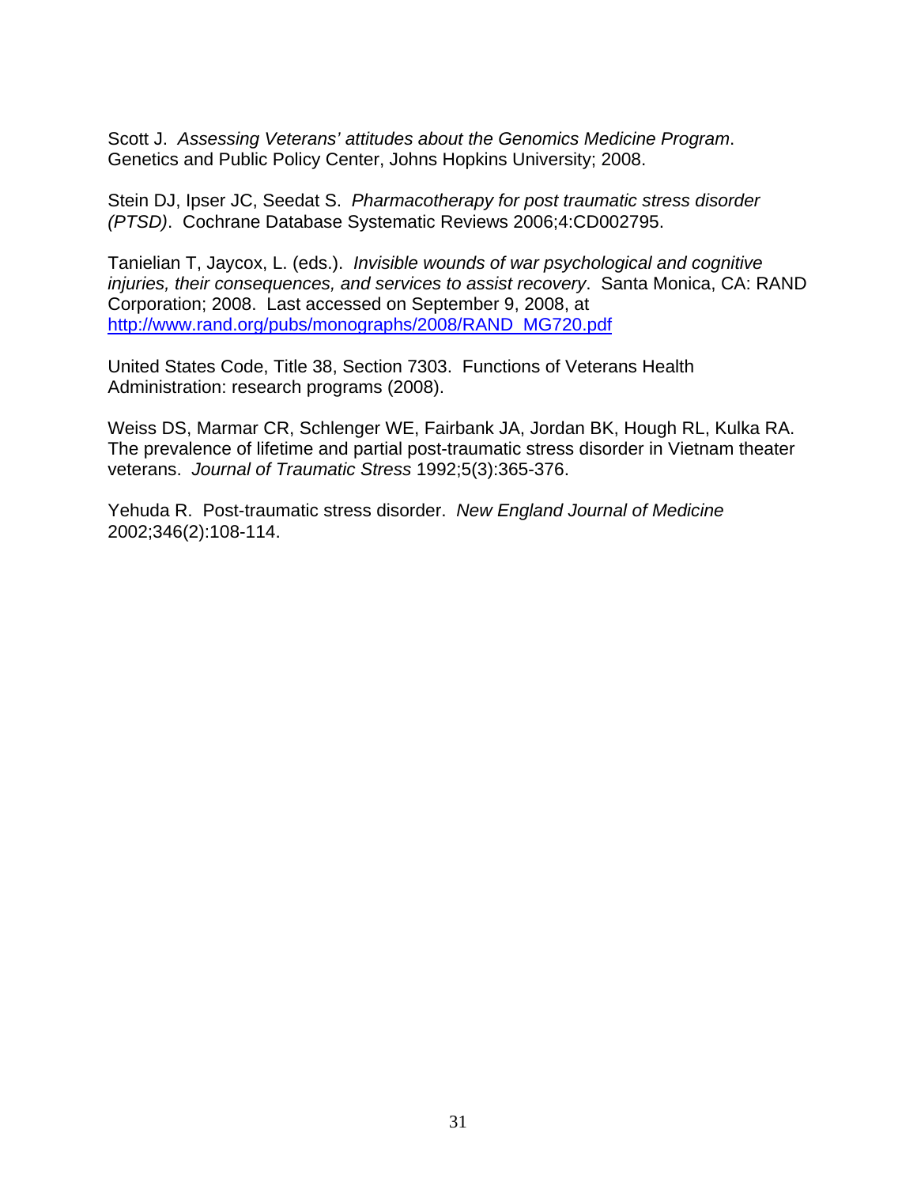Scott J. *Assessing Veterans' attitudes about the Genomics Medicine Program*. Genetics and Public Policy Center, Johns Hopkins University; 2008.

Stein DJ, Ipser JC, Seedat S. *Pharmacotherapy for post traumatic stress disorder (PTSD)*. Cochrane Database Systematic Reviews 2006;4:CD002795.

Tanielian T, Jaycox, L. (eds.). *Invisible wounds of war psychological and cognitive injuries, their consequences, and services to assist recovery*. Santa Monica, CA: RAND Corporation; 2008. Last accessed on September 9, 2008, at http://www.rand.org/pubs/monographs/2008/RAND_MG720.pdf

United States Code, Title 38, Section 7303. Functions of Veterans Health Administration: research programs (2008).

Weiss DS, Marmar CR, Schlenger WE, Fairbank JA, Jordan BK, Hough RL, Kulka RA. The prevalence of lifetime and partial post-traumatic stress disorder in Vietnam theater veterans. *Journal of Traumatic Stress* 1992;5(3):365-376.

Yehuda R. Post-traumatic stress disorder. *New England Journal of Medicine* 2002;346(2):108-114.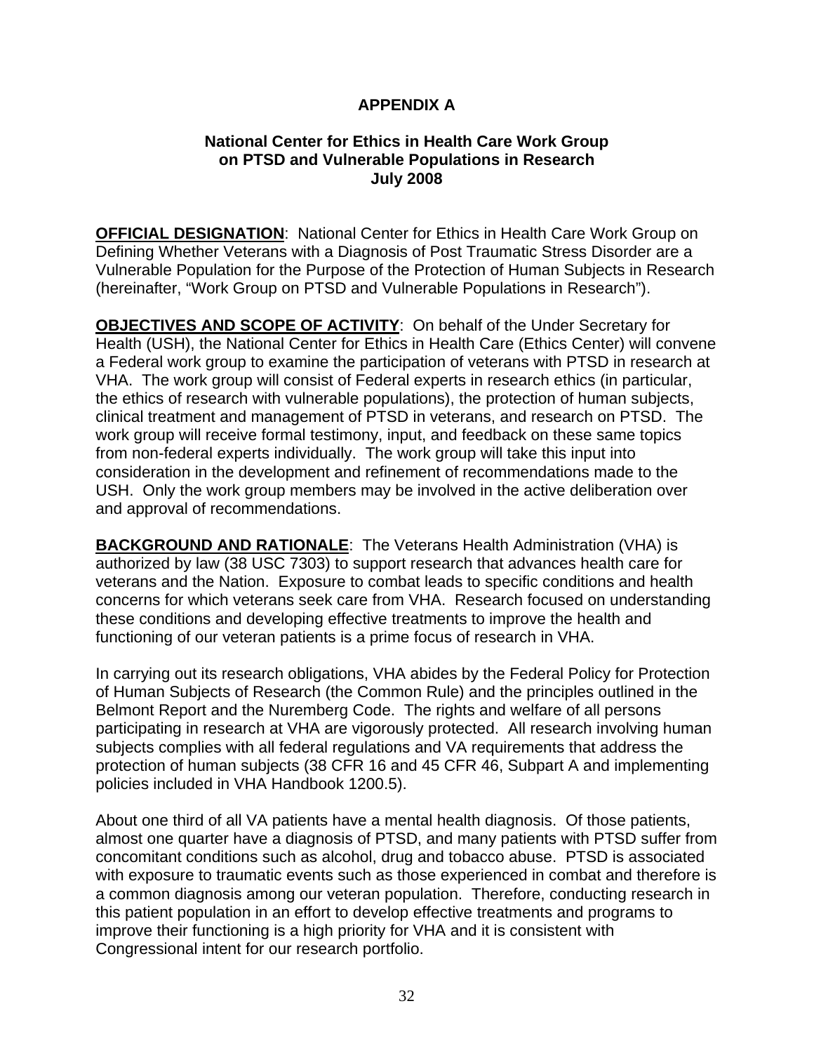# APPENDIX A

## National Center for Ethics in Health Care Work Group on PTSD and Vulnerable Populations in Research July 2008

**OFFICIAL DESIGNATION**: National Center for Ethics in Health Care Work Group on Defining Whether Veterans with a Diagnosis of Post Traumatic Stress Disorder are a Vulnerable Population for the Purpose of the Protection of Human Subjects in Research (hereinafter, "Work Group on PTSD and Vulnerable Populations in Research").

**OBJECTIVES AND SCOPE OF ACTIVITY**: On behalf of the Under Secretary for Health (USH), the National Center for Ethics in Health Care (Ethics Center) will convene a Federal work group to examine the participation of veterans with PTSD in research at VHA. The work group will consist of Federal experts in research ethics (in particular, the ethics of research with vulnerable populations), the protection of human subjects, clinical treatment and management of PTSD in veterans, and research on PTSD. The work group will receive formal testimony, input, and feedback on these same topics from non-federal experts individually. The work group will take this input into consideration in the development and refinement of recommendations made to the USH. Only the work group members may be involved in the active deliberation over and approval of recommendations.

**BACKGROUND AND RATIONALE**: The Veterans Health Administration (VHA) is authorized by law (38 USC 7303) to support research that advances health care for veterans and the Nation. Exposure to combat leads to specific conditions and health concerns for which veterans seek care from VHA. Research focused on understanding these conditions and developing effective treatments to improve the health and functioning of our veteran patients is a prime focus of research in VHA.

In carrying out its research obligations, VHA abides by the Federal Policy for Protection of Human Subjects of Research (the Common Rule) and the principles outlined in the Belmont Report and the Nuremberg Code. The rights and welfare of all persons participating in research at VHA are vigorously protected. All research involving human subjects complies with all federal regulations and VA requirements that address the protection of human subjects (38 CFR 16 and 45 CFR 46, Subpart A and implementing policies included in VHA Handbook 1200.5).

About one third of all VA patients have a mental health diagnosis. Of those patients, almost one quarter have a diagnosis of PTSD, and many patients with PTSD suffer from concomitant conditions such as alcohol, drug and tobacco abuse. PTSD is associated with exposure to traumatic events such as those experienced in combat and therefore is a common diagnosis among our veteran population. Therefore, conducting research in this patient population in an effort to develop effective treatments and programs to improve their functioning is a high priority for VHA and it is consistent with Congressional intent for our research portfolio.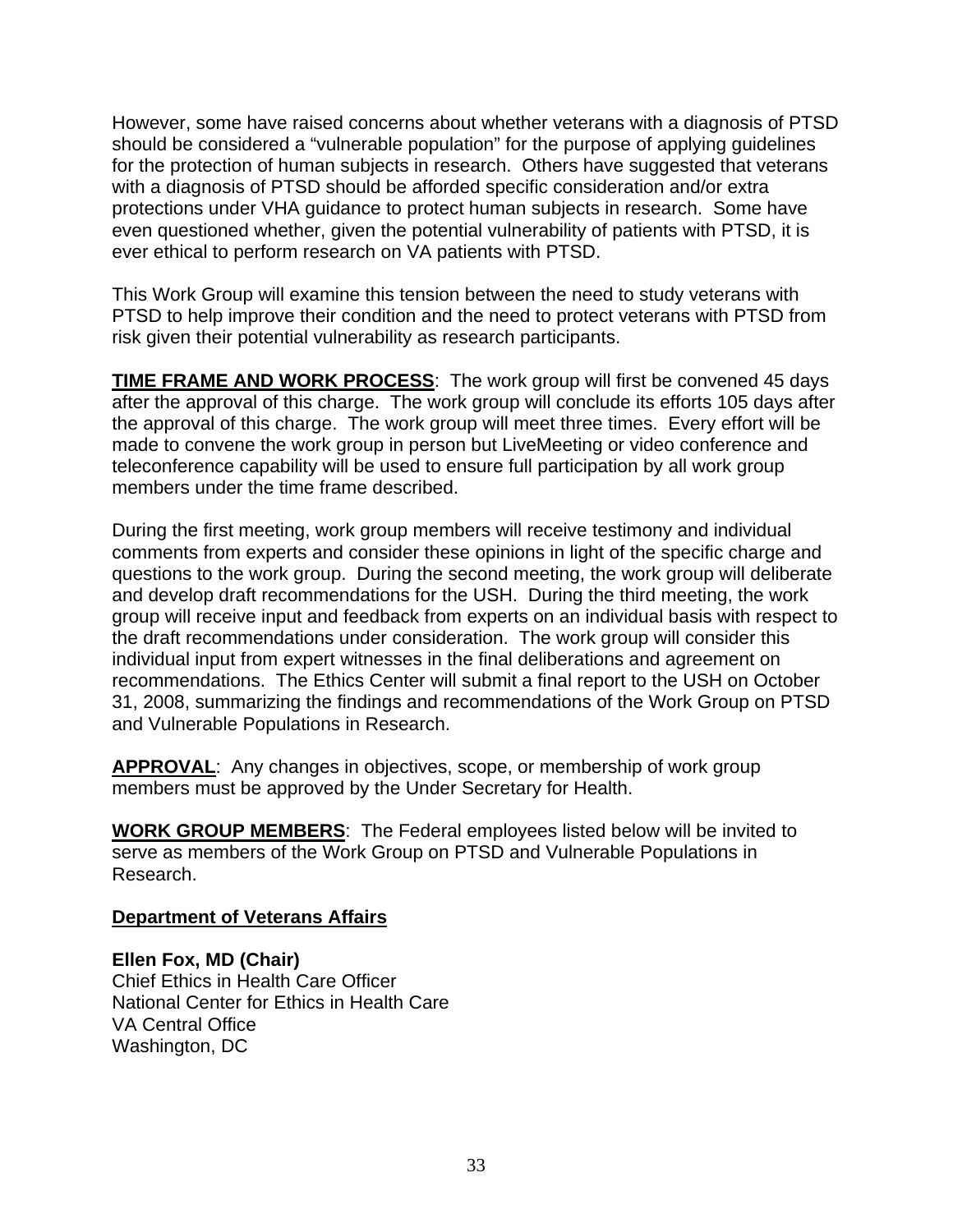However, some have raised concerns about whether veterans with a diagnosis of PTSD should be considered a "vulnerable population" for the purpose of applying guidelines for the protection of human subjects in research. Others have suggested that veterans with a diagnosis of PTSD should be afforded specific consideration and/or extra protections under VHA guidance to protect human subjects in research. Some have even questioned whether, given the potential vulnerability of patients with PTSD, it is ever ethical to perform research on VA patients with PTSD.

This Work Group will examine this tension between the need to study veterans with PTSD to help improve their condition and the need to protect veterans with PTSD from risk given their potential vulnerability as research participants.

**TIME FRAME AND WORK PROCESS**: The work group will first be convened 45 days after the approval of this charge. The work group will conclude its efforts 105 days after the approval of this charge. The work group will meet three times. Every effort will be made to convene the work group in person but LiveMeeting or video conference and teleconference capability will be used to ensure full participation by all work group members under the time frame described.

During the first meeting, work group members will receive testimony and individual comments from experts and consider these opinions in light of the specific charge and questions to the work group. During the second meeting, the work group will deliberate and develop draft recommendations for the USH. During the third meeting, the work group will receive input and feedback from experts on an individual basis with respect to the draft recommendations under consideration. The work group will consider this individual input from expert witnesses in the final deliberations and agreement on recommendations. The Ethics Center will submit a final report to the USH on October 31, 2008, summarizing the findings and recommendations of the Work Group on PTSD and Vulnerable Populations in Research.

**APPROVAL**: Any changes in objectives, scope, or membership of work group members must be approved by the Under Secretary for Health.

**WORK GROUP MEMBERS**: The Federal employees listed below will be invited to serve as members of the Work Group on PTSD and Vulnerable Populations in Research.

**Department of Veterans Affairs**

**Ellen Fox, MD (Chair)**
Chief Ethics in Health Care Officer
National Center for Ethics in Health Care
VA Central Office
Washington, DC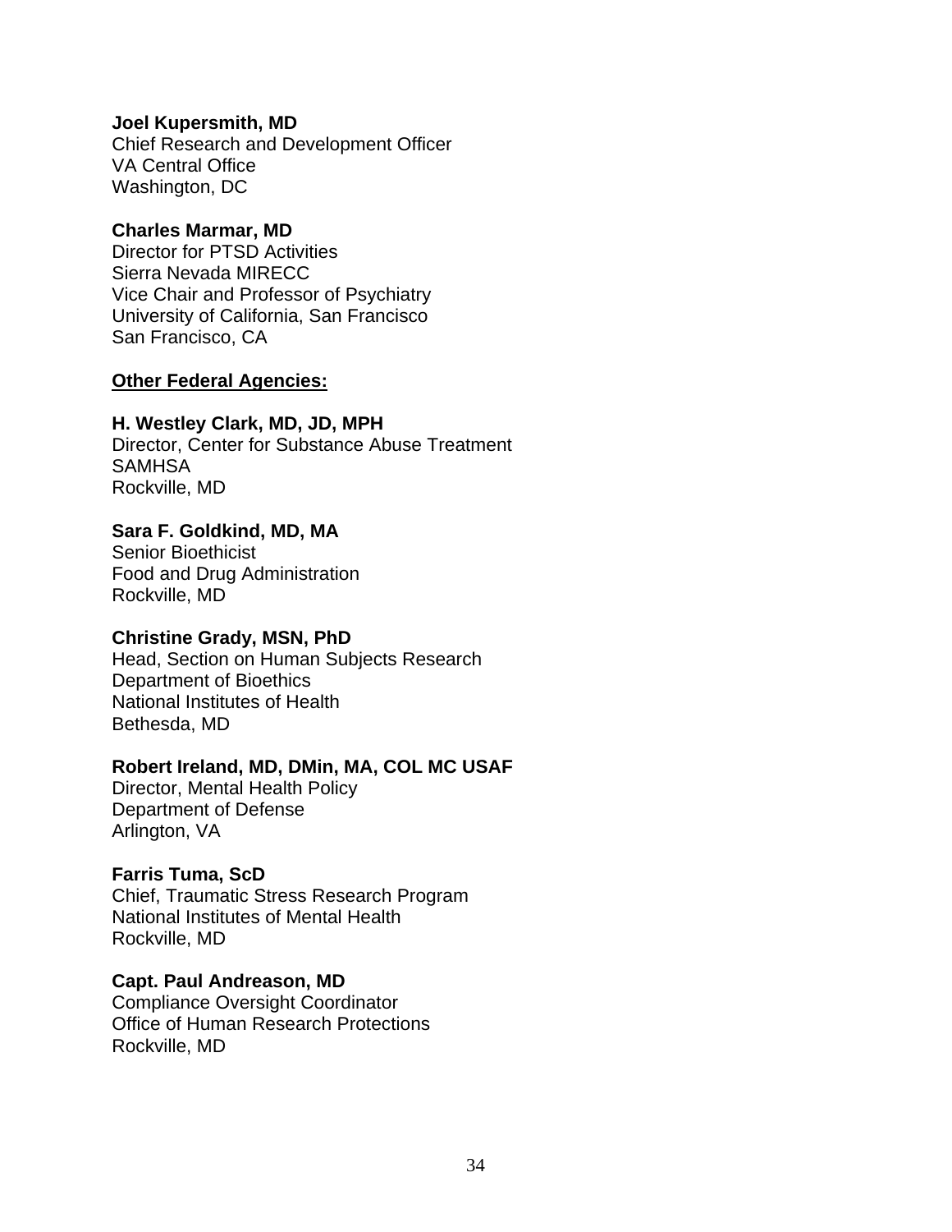**Joel Kupersmith, MD**
Chief Research and Development Officer
VA Central Office
Washington, DC

**Charles Marmar, MD**
Director for PTSD Activities
Sierra Nevada MIRECC
Vice Chair and Professor of Psychiatry
University of California, San Francisco
San Francisco, CA

**Other Federal Agencies:**

**H. Westley Clark, MD, JD, MPH**
Director, Center for Substance Abuse Treatment
SAMHSA
Rockville, MD

**Sara F. Goldkind, MD, MA**
Senior Bioethicist
Food and Drug Administration
Rockville, MD

**Christine Grady, MSN, PhD**
Head, Section on Human Subjects Research
Department of Bioethics
National Institutes of Health
Bethesda, MD

**Robert Ireland, MD, DMin, MA, COL MC USAF**
Director, Mental Health Policy
Department of Defense
Arlington, VA

**Farris Tuma, ScD**
Chief, Traumatic Stress Research Program
National Institutes of Mental Health
Rockville, MD

**Capt. Paul Andreason, MD**
Compliance Oversight Coordinator
Office of Human Research Protections
Rockville, MD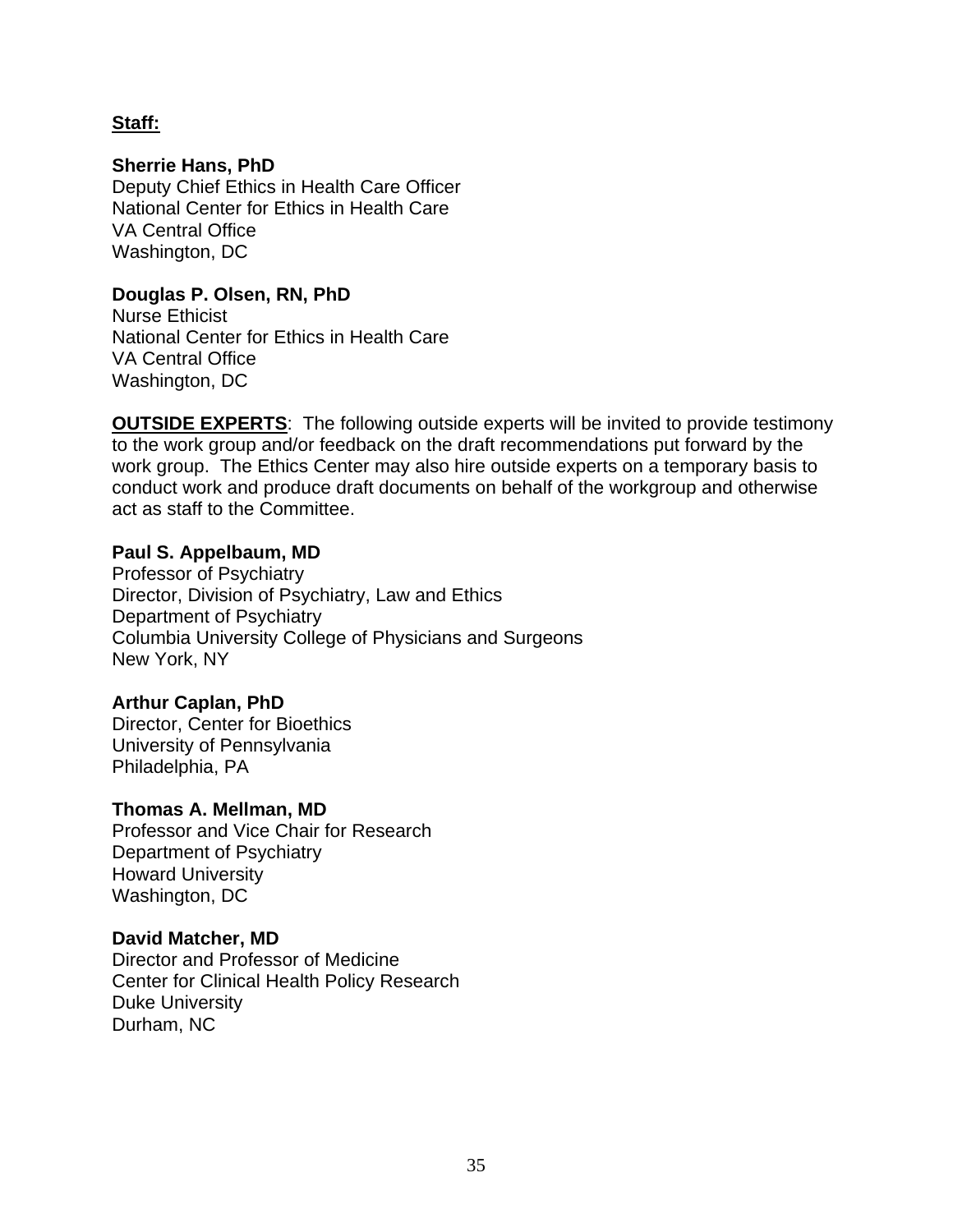**Staff:**

**Sherrie Hans, PhD**
Deputy Chief Ethics in Health Care Officer
National Center for Ethics in Health Care
VA Central Office
Washington, DC

**Douglas P. Olsen, RN, PhD**
Nurse Ethicist
National Center for Ethics in Health Care
VA Central Office
Washington, DC

**OUTSIDE EXPERTS**: The following outside experts will be invited to provide testimony to the work group and/or feedback on the draft recommendations put forward by the work group. The Ethics Center may also hire outside experts on a temporary basis to conduct work and produce draft documents on behalf of the workgroup and otherwise act as staff to the Committee.

**Paul S. Appelbaum, MD**
Professor of Psychiatry
Director, Division of Psychiatry, Law and Ethics
Department of Psychiatry
Columbia University College of Physicians and Surgeons
New York, NY

**Arthur Caplan, PhD**
Director, Center for Bioethics
University of Pennsylvania
Philadelphia, PA

**Thomas A. Mellman, MD**
Professor and Vice Chair for Research
Department of Psychiatry
Howard University
Washington, DC

**David Matcher, MD**
Director and Professor of Medicine
Center for Clinical Health Policy Research
Duke University
Durham, NC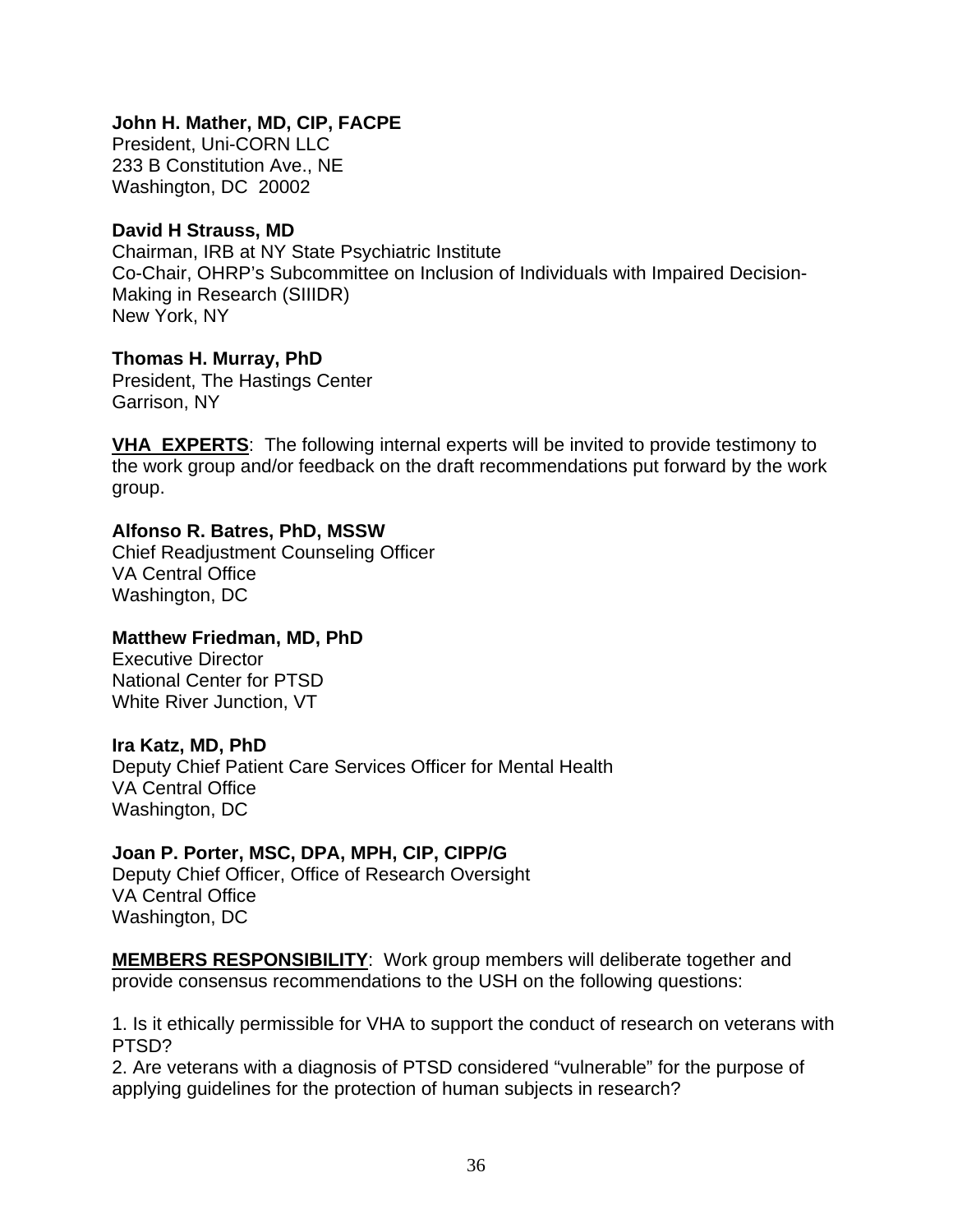**John H. Mather, MD, CIP, FACPE**
President, Uni-CORN LLC
233 B Constitution Ave., NE
Washington, DC 20002

**David H Strauss, MD**
Chairman, IRB at NY State Psychiatric Institute
Co-Chair, OHRP's Subcommittee on Inclusion of Individuals with Impaired Decision-Making in Research (SIIIDR)
New York, NY

**Thomas H. Murray, PhD**
President, The Hastings Center
Garrison, NY

**VHA EXPERTS**: The following internal experts will be invited to provide testimony to the work group and/or feedback on the draft recommendations put forward by the work group.

**Alfonso R. Batres, PhD, MSSW**
Chief Readjustment Counseling Officer
VA Central Office
Washington, DC

**Matthew Friedman, MD, PhD**
Executive Director
National Center for PTSD
White River Junction, VT

**Ira Katz, MD, PhD**
Deputy Chief Patient Care Services Officer for Mental Health
VA Central Office
Washington, DC

**Joan P. Porter, MSC, DPA, MPH, CIP, CIPP/G**
Deputy Chief Officer, Office of Research Oversight
VA Central Office
Washington, DC

**MEMBERS RESPONSIBILITY**: Work group members will deliberate together and provide consensus recommendations to the USH on the following questions:

1. Is it ethically permissible for VHA to support the conduct of research on veterans with PTSD?
2. Are veterans with a diagnosis of PTSD considered "vulnerable" for the purpose of applying guidelines for the protection of human subjects in research?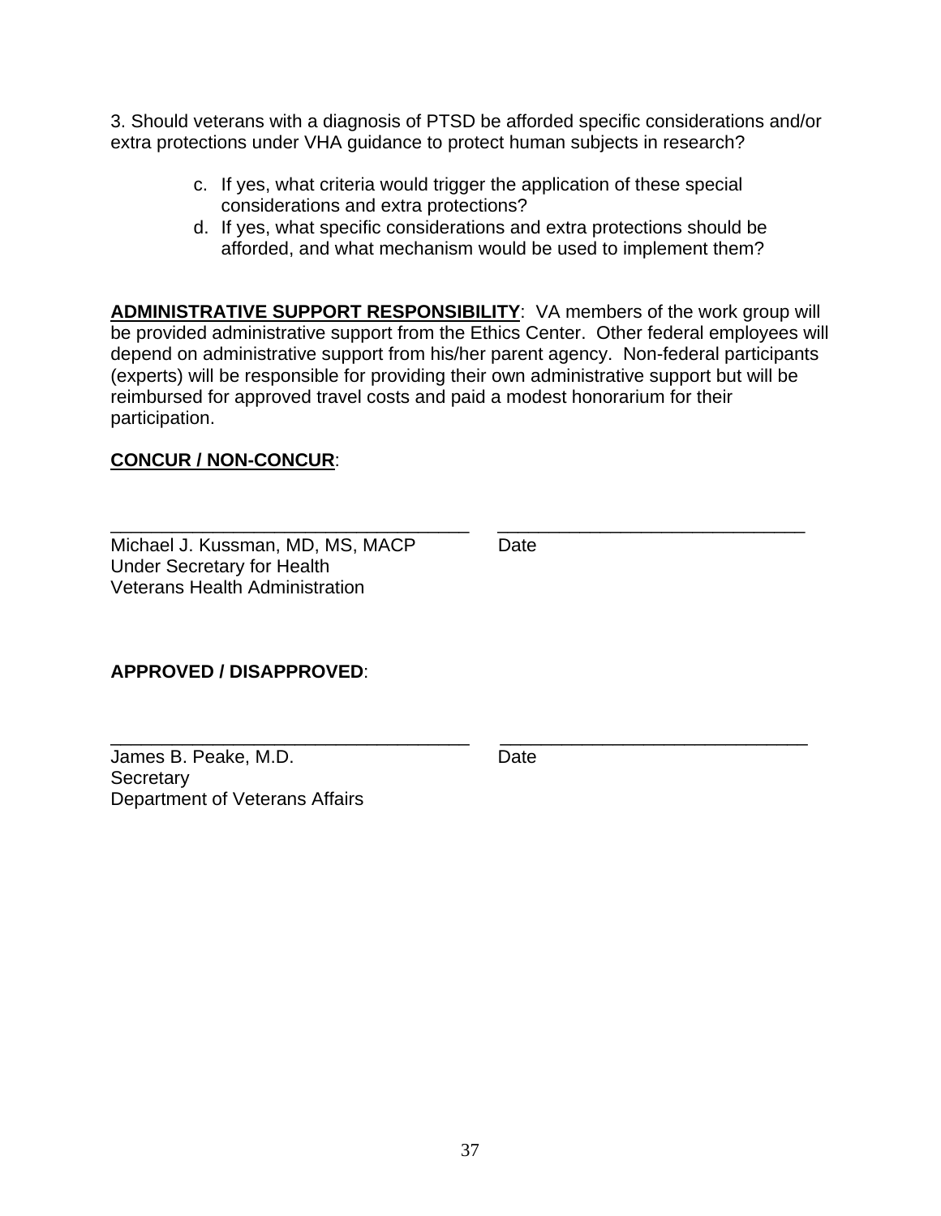3. Should veterans with a diagnosis of PTSD be afforded specific considerations and/or extra protections under VHA guidance to protect human subjects in research?

   c. If yes, what criteria would trigger the application of these special considerations and extra protections?
   d. If yes, what specific considerations and extra protections should be afforded, and what mechanism would be used to implement them?

**ADMINISTRATIVE SUPPORT RESPONSIBILITY**: VA members of the work group will be provided administrative support from the Ethics Center. Other federal employees will depend on administrative support from his/her parent agency. Non-federal participants (experts) will be responsible for providing their own administrative support but will be reimbursed for approved travel costs and paid a modest honorarium for their participation.

**CONCUR / NON-CONCUR**:

\_\_\_\_\_\_\_\_\_\_\_\_\_\_\_\_\_\_\_\_\_\_\_\_\_\_\_\_\_\_\_\_\_\_\_ \_\_\_\_\_\_\_\_\_\_\_\_\_\_\_\_\_\_\_\_\_\_\_\_\_\_\_\_\_\_

Michael J. Kussman, MD, MS, MACP Date
Under Secretary for Health
Veterans Health Administration

**APPROVED / DISAPPROVED**:

\_\_\_\_\_\_\_\_\_\_\_\_\_\_\_\_\_\_\_\_\_\_\_\_\_\_\_\_\_\_\_\_\_\_\_ \_\_\_\_\_\_\_\_\_\_\_\_\_\_\_\_\_\_\_\_\_\_\_\_\_\_\_\_\_\_

James B. Peake, M.D. Date
Secretary
Department of Veterans Affairs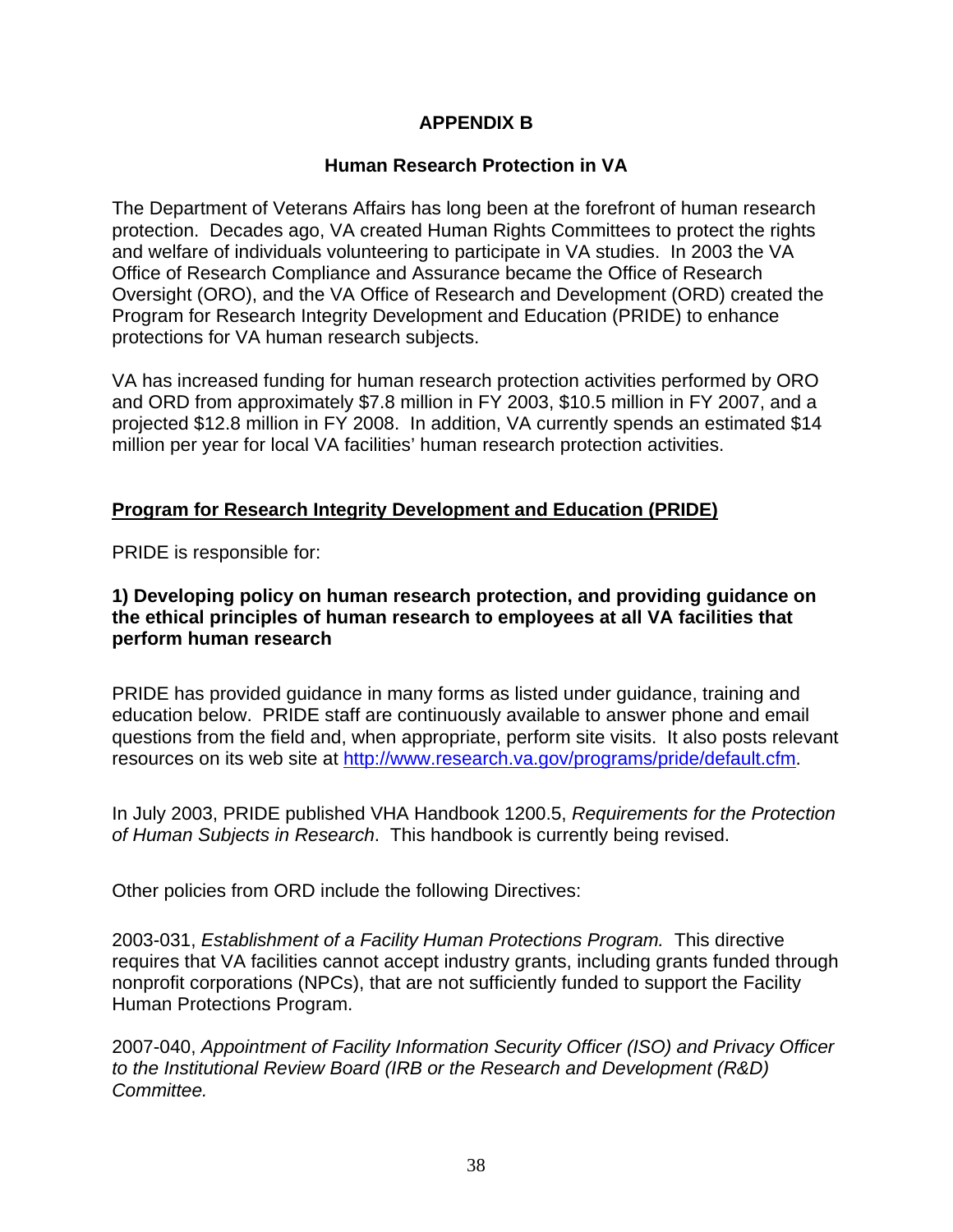# APPENDIX B

## Human Research Protection in VA

The Department of Veterans Affairs has long been at the forefront of human research protection. Decades ago, VA created Human Rights Committees to protect the rights and welfare of individuals volunteering to participate in VA studies. In 2003 the VA Office of Research Compliance and Assurance became the Office of Research Oversight (ORO), and the VA Office of Research and Development (ORD) created the Program for Research Integrity Development and Education (PRIDE) to enhance protections for VA human research subjects.

VA has increased funding for human research protection activities performed by ORO and ORD from approximately $7.8 million in FY 2003, $10.5 million in FY 2007, and a projected $12.8 million in FY 2008. In addition, VA currently spends an estimated $14 million per year for local VA facilities' human research protection activities.

### Program for Research Integrity Development and Education (PRIDE)

PRIDE is responsible for:

**1) Developing policy on human research protection, and providing guidance on the ethical principles of human research to employees at all VA facilities that perform human research**

PRIDE has provided guidance in many forms as listed under guidance, training and education below. PRIDE staff are continuously available to answer phone and email questions from the field and, when appropriate, perform site visits. It also posts relevant resources on its web site at http://www.research.va.gov/programs/pride/default.cfm.

In July 2003, PRIDE published VHA Handbook 1200.5, *Requirements for the Protection of Human Subjects in Research*. This handbook is currently being revised.

Other policies from ORD include the following Directives:

2003-031, *Establishment of a Facility Human Protections Program.* This directive requires that VA facilities cannot accept industry grants, including grants funded through nonprofit corporations (NPCs), that are not sufficiently funded to support the Facility Human Protections Program.

2007-040, *Appointment of Facility Information Security Officer (ISO) and Privacy Officer to the Institutional Review Board (IRB or the Research and Development (R&D) Committee.*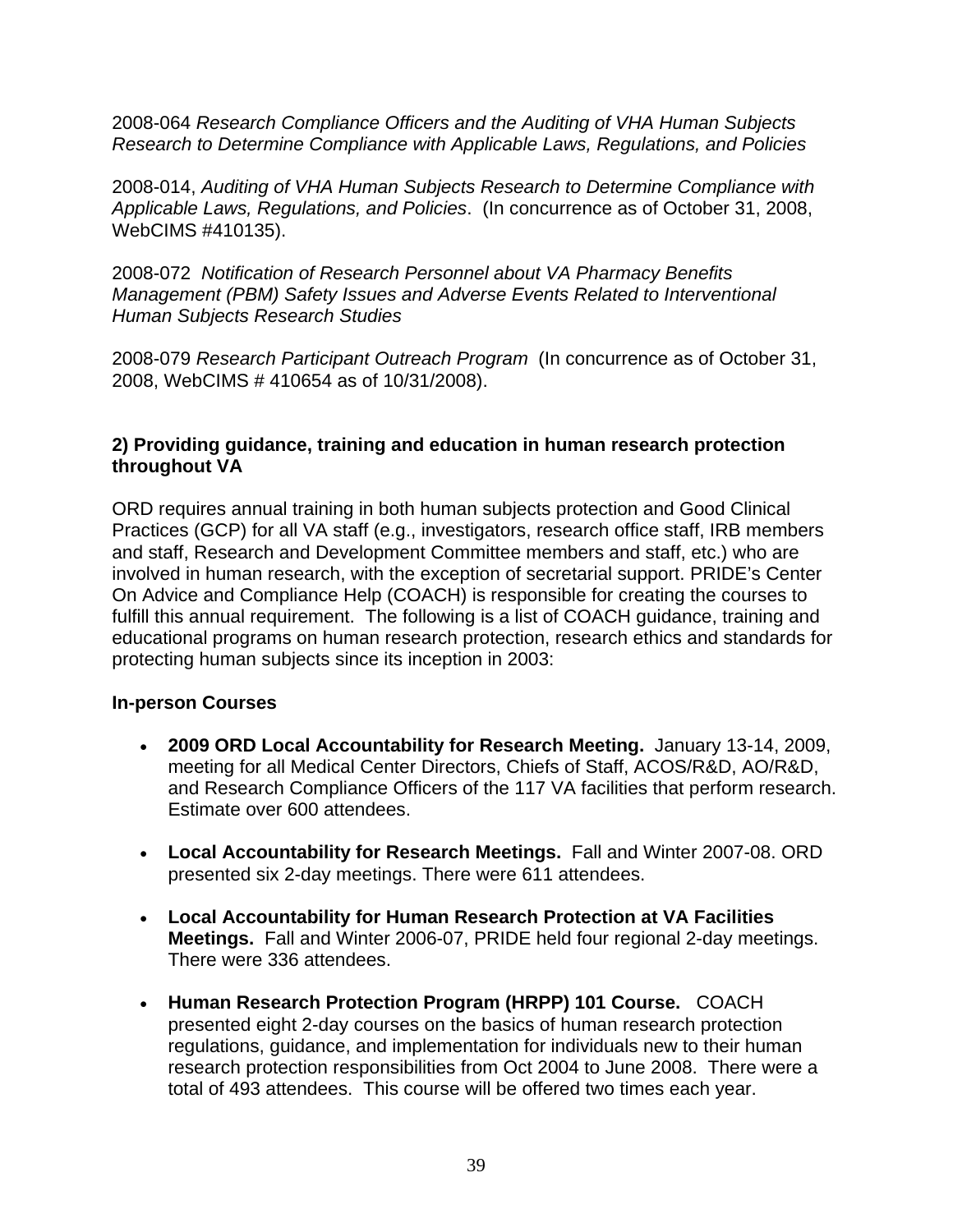2008-064 *Research Compliance Officers and the Auditing of VHA Human Subjects Research to Determine Compliance with Applicable Laws, Regulations, and Policies*

2008-014, *Auditing of VHA Human Subjects Research to Determine Compliance with Applicable Laws, Regulations, and Policies*. (In concurrence as of October 31, 2008, WebCIMS #410135).

2008-072 *Notification of Research Personnel about VA Pharmacy Benefits Management (PBM) Safety Issues and Adverse Events Related to Interventional Human Subjects Research Studies*

2008-079 *Research Participant Outreach Program* (In concurrence as of October 31, 2008, WebCIMS # 410654 as of 10/31/2008).

**2) Providing guidance, training and education in human research protection throughout VA**

ORD requires annual training in both human subjects protection and Good Clinical Practices (GCP) for all VA staff (e.g., investigators, research office staff, IRB members and staff, Research and Development Committee members and staff, etc.) who are involved in human research, with the exception of secretarial support. PRIDE's Center On Advice and Compliance Help (COACH) is responsible for creating the courses to fulfill this annual requirement. The following is a list of COACH guidance, training and educational programs on human research protection, research ethics and standards for protecting human subjects since its inception in 2003:

**In-person Courses**

- **2009 ORD Local Accountability for Research Meeting.** January 13-14, 2009, meeting for all Medical Center Directors, Chiefs of Staff, ACOS/R&D, AO/R&D, and Research Compliance Officers of the 117 VA facilities that perform research. Estimate over 600 attendees.
- **Local Accountability for Research Meetings.** Fall and Winter 2007-08. ORD presented six 2-day meetings. There were 611 attendees.
- **Local Accountability for Human Research Protection at VA Facilities Meetings.** Fall and Winter 2006-07, PRIDE held four regional 2-day meetings. There were 336 attendees.
- **Human Research Protection Program (HRPP) 101 Course.** COACH presented eight 2-day courses on the basics of human research protection regulations, guidance, and implementation for individuals new to their human research protection responsibilities from Oct 2004 to June 2008. There were a total of 493 attendees. This course will be offered two times each year.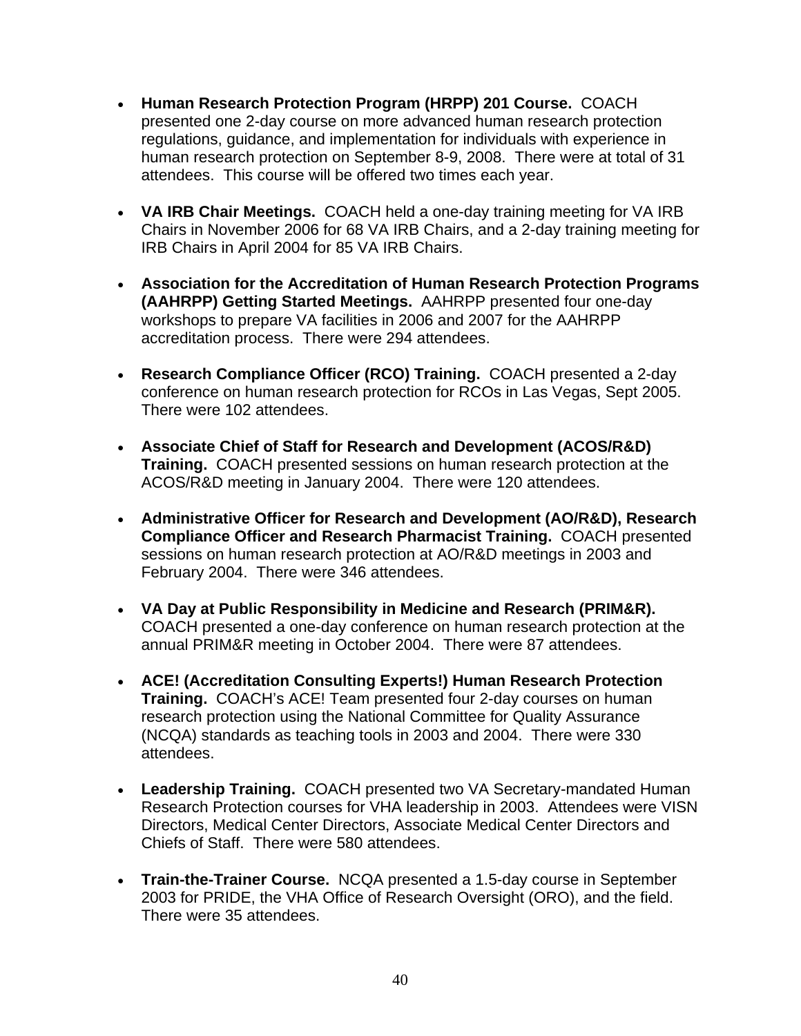- **Human Research Protection Program (HRPP) 201 Course.** COACH presented one 2-day course on more advanced human research protection regulations, guidance, and implementation for individuals with experience in human research protection on September 8-9, 2008. There were at total of 31 attendees. This course will be offered two times each year.

- **VA IRB Chair Meetings.** COACH held a one-day training meeting for VA IRB Chairs in November 2006 for 68 VA IRB Chairs, and a 2-day training meeting for IRB Chairs in April 2004 for 85 VA IRB Chairs.

- **Association for the Accreditation of Human Research Protection Programs (AAHRPP) Getting Started Meetings.** AAHRPP presented four one-day workshops to prepare VA facilities in 2006 and 2007 for the AAHRPP accreditation process. There were 294 attendees.

- **Research Compliance Officer (RCO) Training.** COACH presented a 2-day conference on human research protection for RCOs in Las Vegas, Sept 2005. There were 102 attendees.

- **Associate Chief of Staff for Research and Development (ACOS/R&D) Training.** COACH presented sessions on human research protection at the ACOS/R&D meeting in January 2004. There were 120 attendees.

- **Administrative Officer for Research and Development (AO/R&D), Research Compliance Officer and Research Pharmacist Training.** COACH presented sessions on human research protection at AO/R&D meetings in 2003 and February 2004. There were 346 attendees.

- **VA Day at Public Responsibility in Medicine and Research (PRIM&R).** COACH presented a one-day conference on human research protection at the annual PRIM&R meeting in October 2004. There were 87 attendees.

- **ACE! (Accreditation Consulting Experts!) Human Research Protection Training.** COACH's ACE! Team presented four 2-day courses on human research protection using the National Committee for Quality Assurance (NCQA) standards as teaching tools in 2003 and 2004. There were 330 attendees.

- **Leadership Training.** COACH presented two VA Secretary-mandated Human Research Protection courses for VHA leadership in 2003. Attendees were VISN Directors, Medical Center Directors, Associate Medical Center Directors and Chiefs of Staff. There were 580 attendees.

- **Train-the-Trainer Course.** NCQA presented a 1.5-day course in September 2003 for PRIDE, the VHA Office of Research Oversight (ORO), and the field. There were 35 attendees.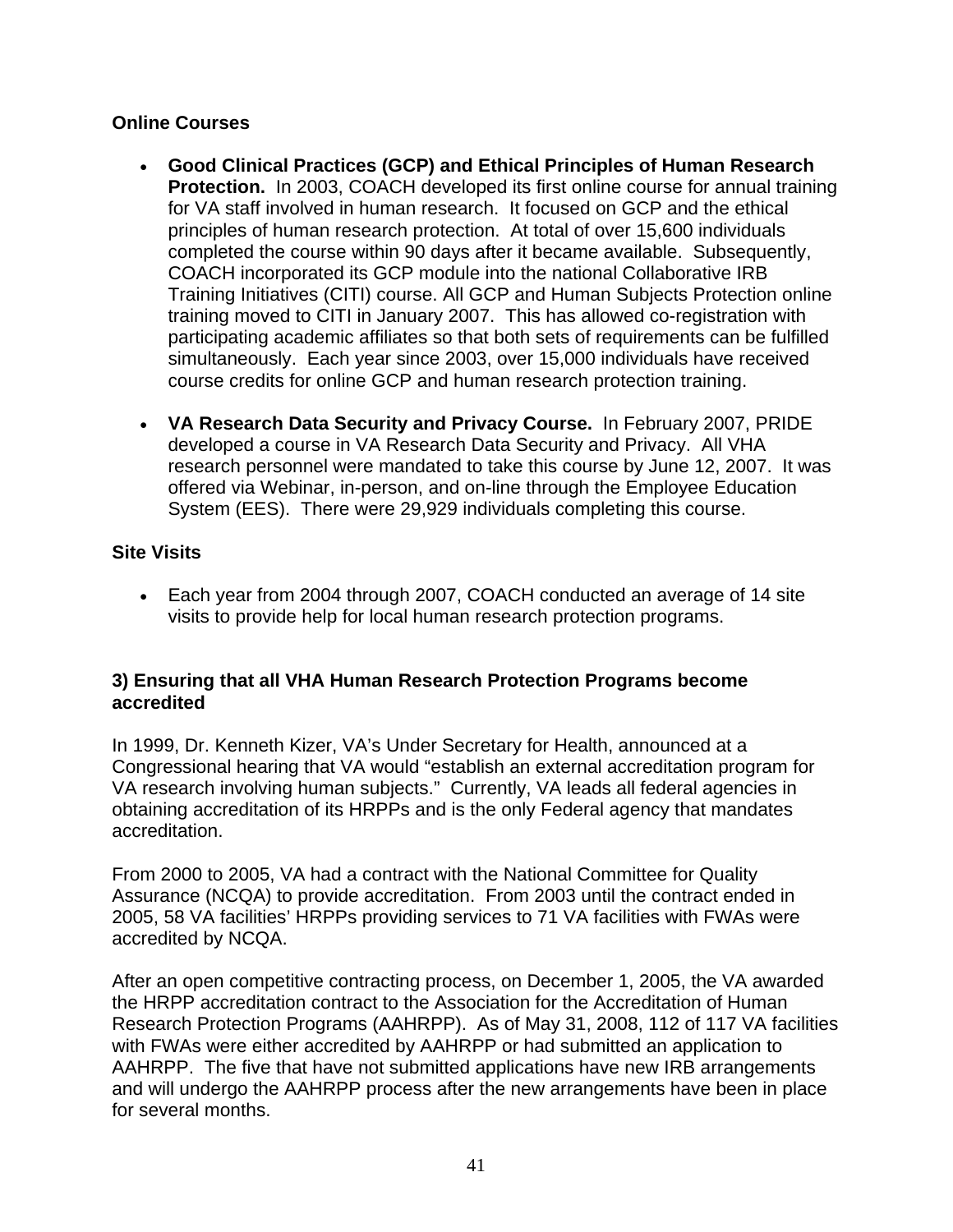### Online Courses

- **Good Clinical Practices (GCP) and Ethical Principles of Human Research Protection.** In 2003, COACH developed its first online course for annual training for VA staff involved in human research. It focused on GCP and the ethical principles of human research protection. At total of over 15,600 individuals completed the course within 90 days after it became available. Subsequently, COACH incorporated its GCP module into the national Collaborative IRB Training Initiatives (CITI) course. All GCP and Human Subjects Protection online training moved to CITI in January 2007. This has allowed co-registration with participating academic affiliates so that both sets of requirements can be fulfilled simultaneously. Each year since 2003, over 15,000 individuals have received course credits for online GCP and human research protection training.

- **VA Research Data Security and Privacy Course.** In February 2007, PRIDE developed a course in VA Research Data Security and Privacy. All VHA research personnel were mandated to take this course by June 12, 2007. It was offered via Webinar, in-person, and on-line through the Employee Education System (EES). There were 29,929 individuals completing this course.

### Site Visits

- Each year from 2004 through 2007, COACH conducted an average of 14 site visits to provide help for local human research protection programs.

### 3) Ensuring that all VHA Human Research Protection Programs become accredited

In 1999, Dr. Kenneth Kizer, VA's Under Secretary for Health, announced at a Congressional hearing that VA would "establish an external accreditation program for VA research involving human subjects." Currently, VA leads all federal agencies in obtaining accreditation of its HRPPs and is the only Federal agency that mandates accreditation.

From 2000 to 2005, VA had a contract with the National Committee for Quality Assurance (NCQA) to provide accreditation. From 2003 until the contract ended in 2005, 58 VA facilities' HRPPs providing services to 71 VA facilities with FWAs were accredited by NCQA.

After an open competitive contracting process, on December 1, 2005, the VA awarded the HRPP accreditation contract to the Association for the Accreditation of Human Research Protection Programs (AAHRPP). As of May 31, 2008, 112 of 117 VA facilities with FWAs were either accredited by AAHRPP or had submitted an application to AAHRPP. The five that have not submitted applications have new IRB arrangements and will undergo the AAHRPP process after the new arrangements have been in place for several months.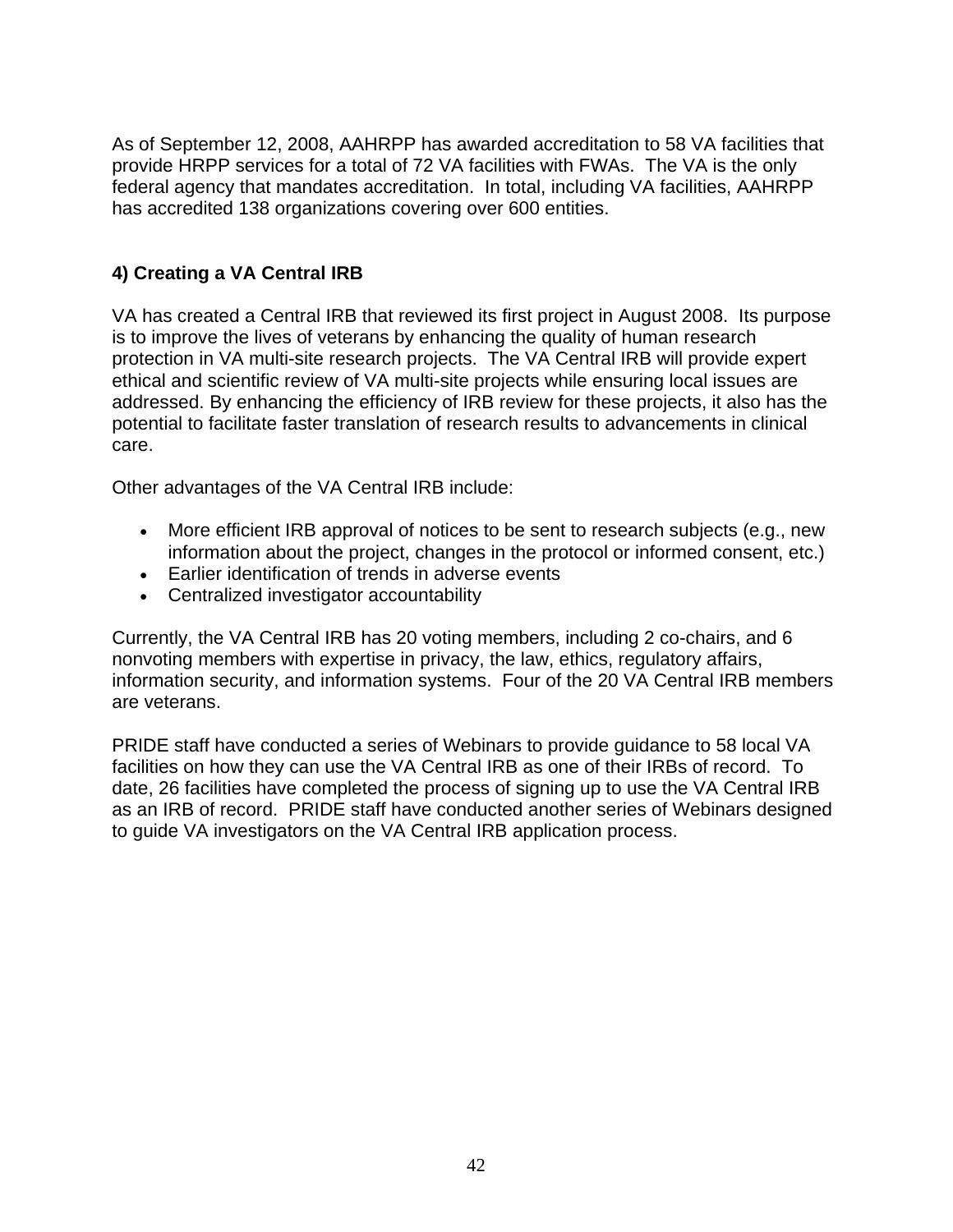As of September 12, 2008, AAHRPP has awarded accreditation to 58 VA facilities that provide HRPP services for a total of 72 VA facilities with FWAs. The VA is the only federal agency that mandates accreditation. In total, including VA facilities, AAHRPP has accredited 138 organizations covering over 600 entities.

**4) Creating a VA Central IRB**

VA has created a Central IRB that reviewed its first project in August 2008. Its purpose is to improve the lives of veterans by enhancing the quality of human research protection in VA multi-site research projects. The VA Central IRB will provide expert ethical and scientific review of VA multi-site projects while ensuring local issues are addressed. By enhancing the efficiency of IRB review for these projects, it also has the potential to facilitate faster translation of research results to advancements in clinical care.

Other advantages of the VA Central IRB include:

- More efficient IRB approval of notices to be sent to research subjects (e.g., new information about the project, changes in the protocol or informed consent, etc.)
- Earlier identification of trends in adverse events
- Centralized investigator accountability

Currently, the VA Central IRB has 20 voting members, including 2 co-chairs, and 6 nonvoting members with expertise in privacy, the law, ethics, regulatory affairs, information security, and information systems. Four of the 20 VA Central IRB members are veterans.

PRIDE staff have conducted a series of Webinars to provide guidance to 58 local VA facilities on how they can use the VA Central IRB as one of their IRBs of record. To date, 26 facilities have completed the process of signing up to use the VA Central IRB as an IRB of record. PRIDE staff have conducted another series of Webinars designed to guide VA investigators on the VA Central IRB application process.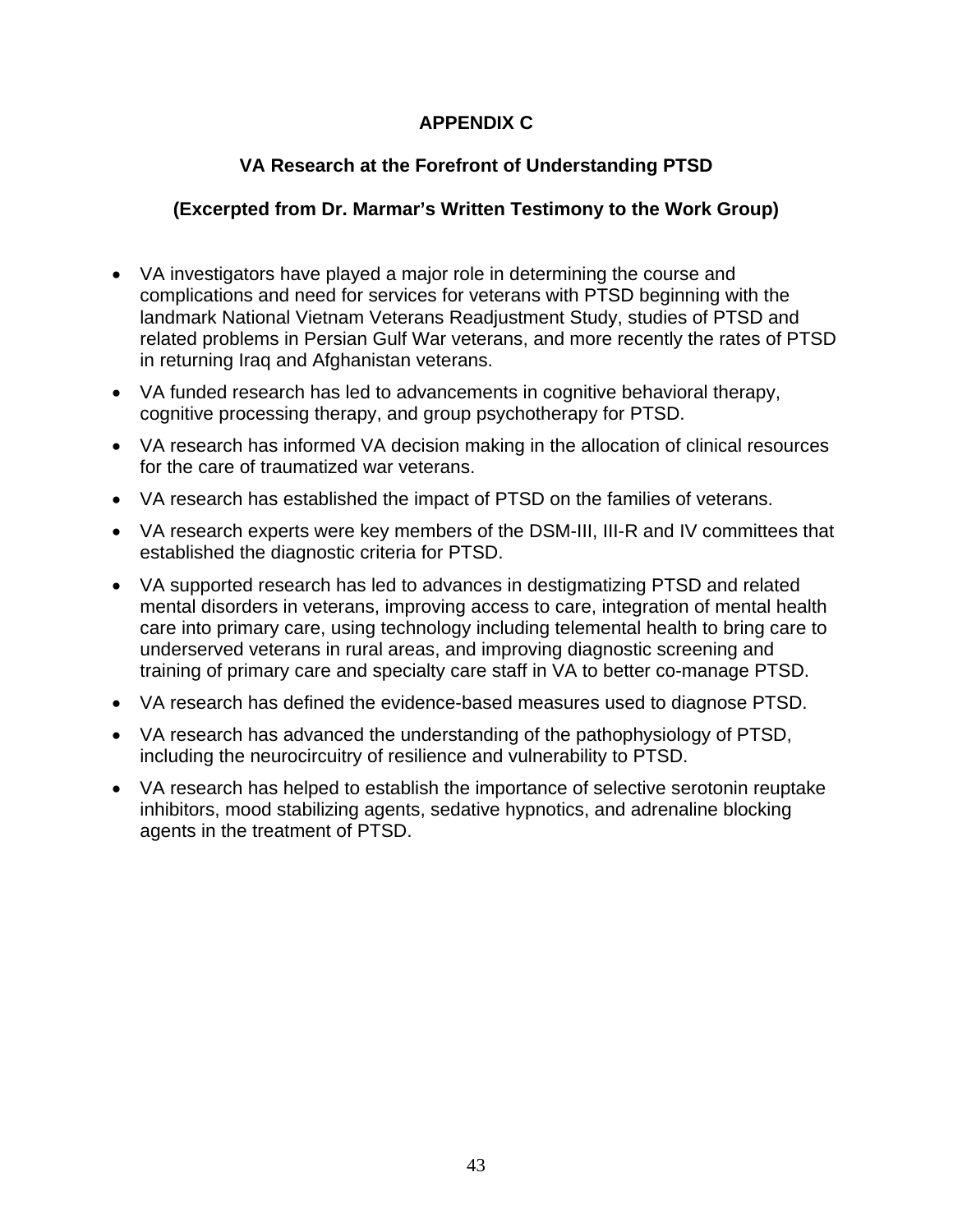# APPENDIX C

## VA Research at the Forefront of Understanding PTSD

### (Excerpted from Dr. Marmar's Written Testimony to the Work Group)

- VA investigators have played a major role in determining the course and complications and need for services for veterans with PTSD beginning with the landmark National Vietnam Veterans Readjustment Study, studies of PTSD and related problems in Persian Gulf War veterans, and more recently the rates of PTSD in returning Iraq and Afghanistan veterans.
- VA funded research has led to advancements in cognitive behavioral therapy, cognitive processing therapy, and group psychotherapy for PTSD.
- VA research has informed VA decision making in the allocation of clinical resources for the care of traumatized war veterans.
- VA research has established the impact of PTSD on the families of veterans.
- VA research experts were key members of the DSM-III, III-R and IV committees that established the diagnostic criteria for PTSD.
- VA supported research has led to advances in destigmatizing PTSD and related mental disorders in veterans, improving access to care, integration of mental health care into primary care, using technology including telemental health to bring care to underserved veterans in rural areas, and improving diagnostic screening and training of primary care and specialty care staff in VA to better co-manage PTSD.
- VA research has defined the evidence-based measures used to diagnose PTSD.
- VA research has advanced the understanding of the pathophysiology of PTSD, including the neurocircuitry of resilience and vulnerability to PTSD.
- VA research has helped to establish the importance of selective serotonin reuptake inhibitors, mood stabilizing agents, sedative hypnotics, and adrenaline blocking agents in the treatment of PTSD.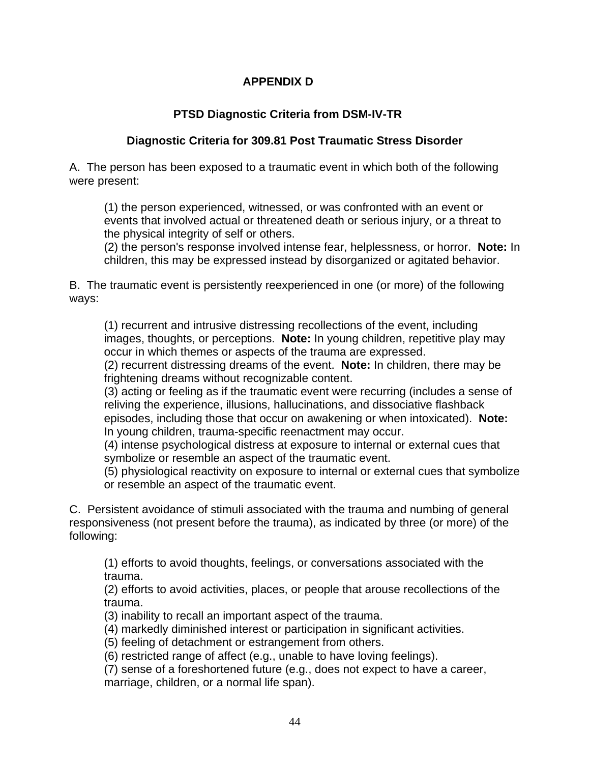# APPENDIX D

## PTSD Diagnostic Criteria from DSM-IV-TR

### Diagnostic Criteria for 309.81 Post Traumatic Stress Disorder

A. The person has been exposed to a traumatic event in which both of the following were present:

> (1) the person experienced, witnessed, or was confronted with an event or events that involved actual or threatened death or serious injury, or a threat to the physical integrity of self or others.
> (2) the person's response involved intense fear, helplessness, or horror. **Note:** In children, this may be expressed instead by disorganized or agitated behavior.

B. The traumatic event is persistently reexperienced in one (or more) of the following ways:

> (1) recurrent and intrusive distressing recollections of the event, including images, thoughts, or perceptions. **Note:** In young children, repetitive play may occur in which themes or aspects of the trauma are expressed.
> (2) recurrent distressing dreams of the event. **Note:** In children, there may be frightening dreams without recognizable content.
> (3) acting or feeling as if the traumatic event were recurring (includes a sense of reliving the experience, illusions, hallucinations, and dissociative flashback episodes, including those that occur on awakening or when intoxicated). **Note:** In young children, trauma-specific reenactment may occur.
> (4) intense psychological distress at exposure to internal or external cues that symbolize or resemble an aspect of the traumatic event.
> (5) physiological reactivity on exposure to internal or external cues that symbolize or resemble an aspect of the traumatic event.

C. Persistent avoidance of stimuli associated with the trauma and numbing of general responsiveness (not present before the trauma), as indicated by three (or more) of the following:

> (1) efforts to avoid thoughts, feelings, or conversations associated with the trauma.
> (2) efforts to avoid activities, places, or people that arouse recollections of the trauma.
> (3) inability to recall an important aspect of the trauma.
> (4) markedly diminished interest or participation in significant activities.
> (5) feeling of detachment or estrangement from others.
> (6) restricted range of affect (e.g., unable to have loving feelings).
> (7) sense of a foreshortened future (e.g., does not expect to have a career, marriage, children, or a normal life span).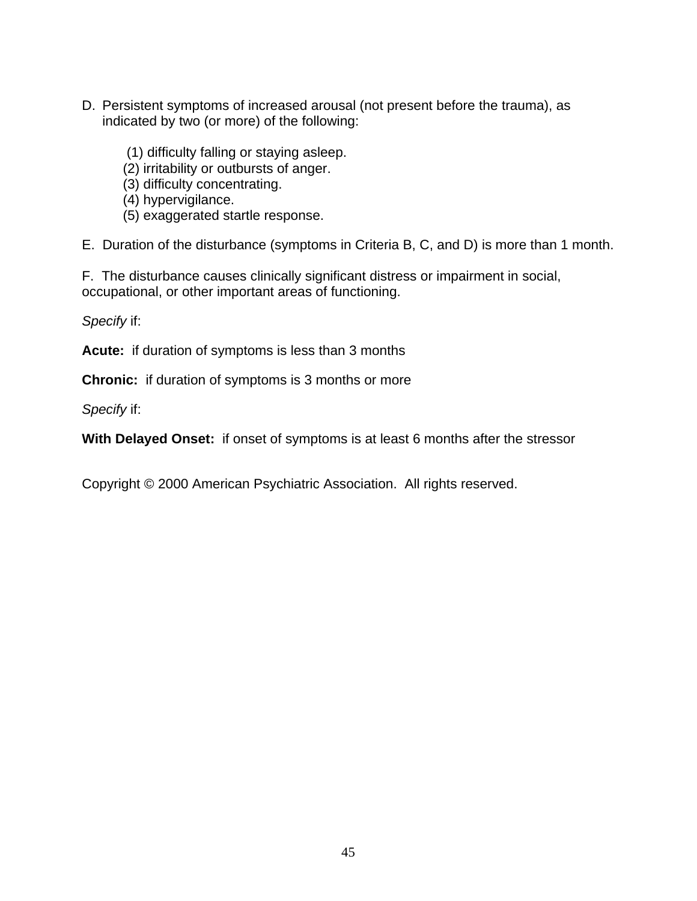D. Persistent symptoms of increased arousal (not present before the trauma), as indicated by two (or more) of the following:

(1) difficulty falling or staying asleep.
(2) irritability or outbursts of anger.
(3) difficulty concentrating.
(4) hypervigilance.
(5) exaggerated startle response.

E. Duration of the disturbance (symptoms in Criteria B, C, and D) is more than 1 month.

F. The disturbance causes clinically significant distress or impairment in social, occupational, or other important areas of functioning.

*Specify* if:

**Acute:** if duration of symptoms is less than 3 months

**Chronic:** if duration of symptoms is 3 months or more

*Specify* if:

**With Delayed Onset:** if onset of symptoms is at least 6 months after the stressor

Copyright © 2000 American Psychiatric Association. All rights reserved.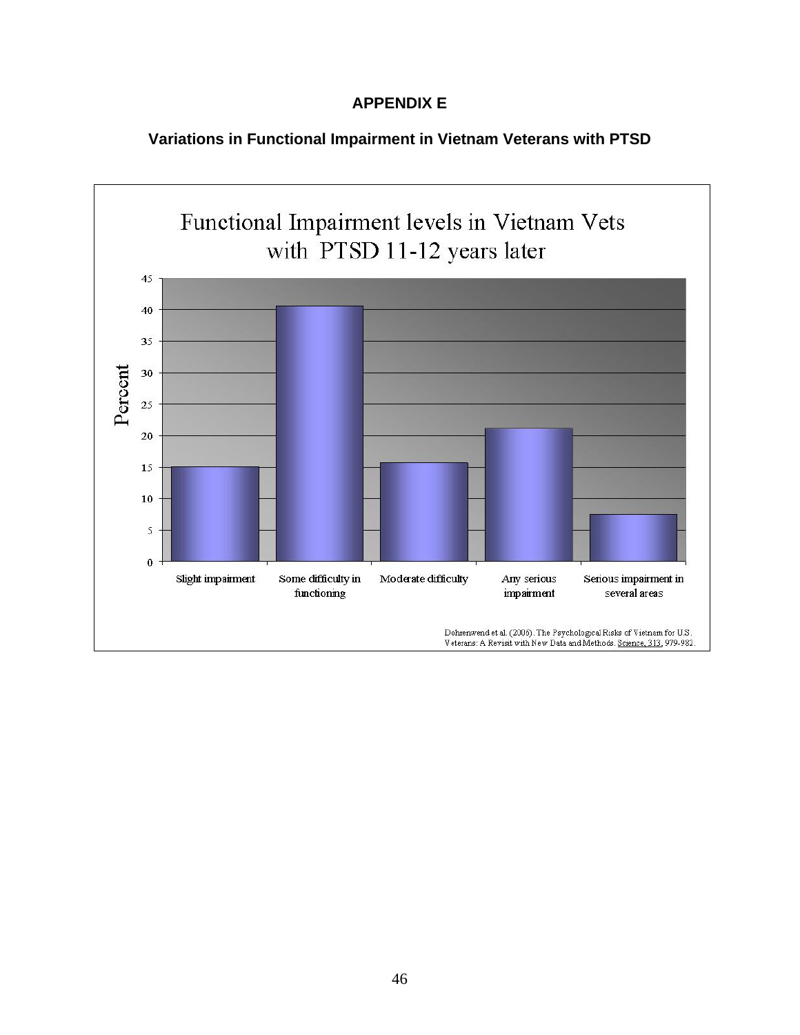**APPENDIX E**

**Variations in Functional Impairment in Vietnam Veterans with PTSD**

Functional Impairment levels in Vietnam Vets with PTSD 11-12 years later

| Category | Percent |
|---|---|
| Slight impairment | 15 |
| Some difficulty in functioning | 40.5 |
| Moderate difficulty | 15.7 |
| Any serious impairment | 21 |
| Serious impairment in several areas | 7.5 |

Dohrenwend et al. (2006). The Psychological Risks of Vietnam for U.S. Veterans: A Revisit with New Data and Methods. Science, 313, 979-982.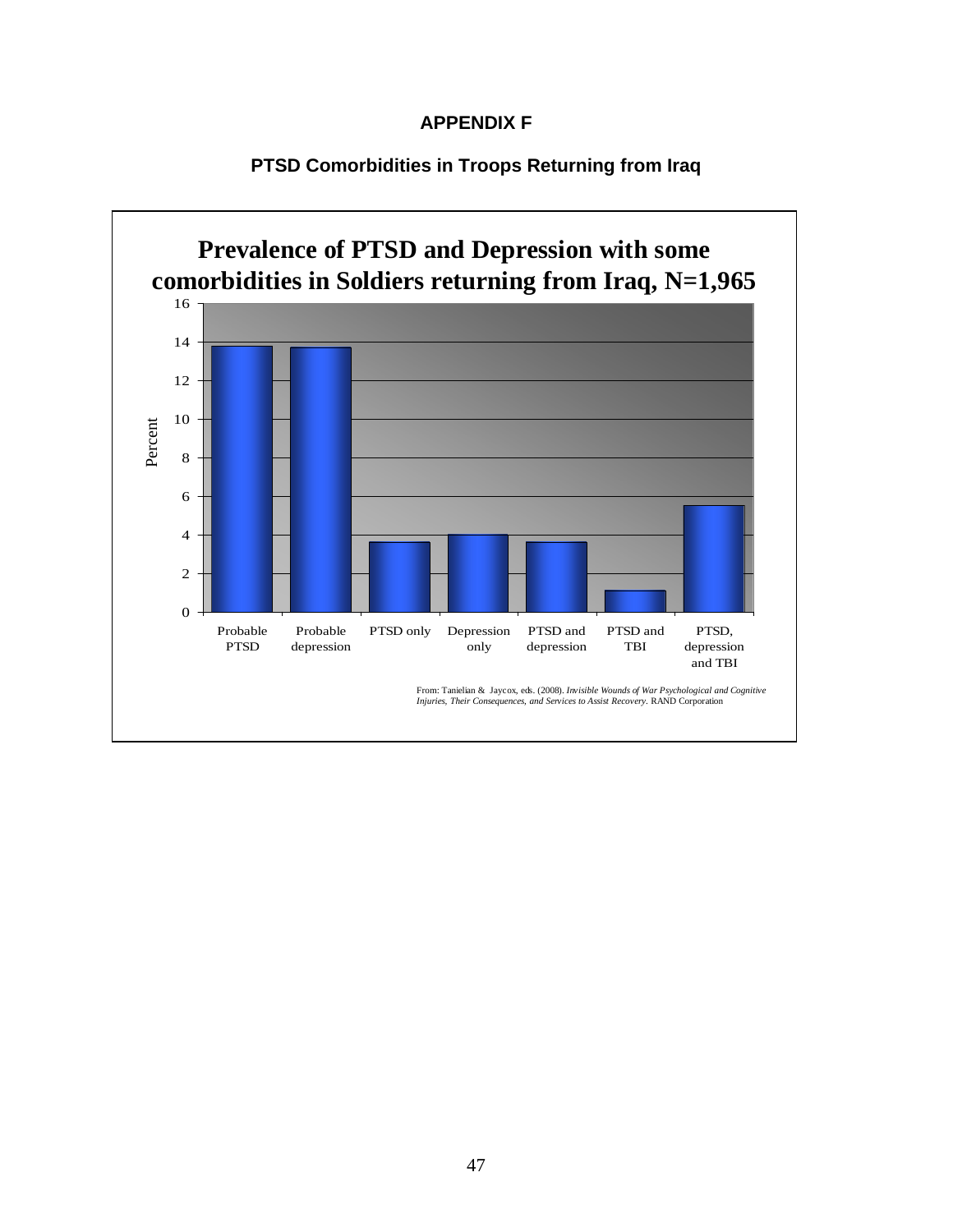**APPENDIX F**

**PTSD Comorbidities in Troops Returning from Iraq**

**Prevalence of PTSD and Depression with some comorbidities in Soldiers returning from Iraq, N=1,965**

From: Tanielian & Jaycox, eds. (2008). *Invisible Wounds of War Psychological and Cognitive Injuries, Their Consequences, and Services to Assist Recovery.* RAND Corporation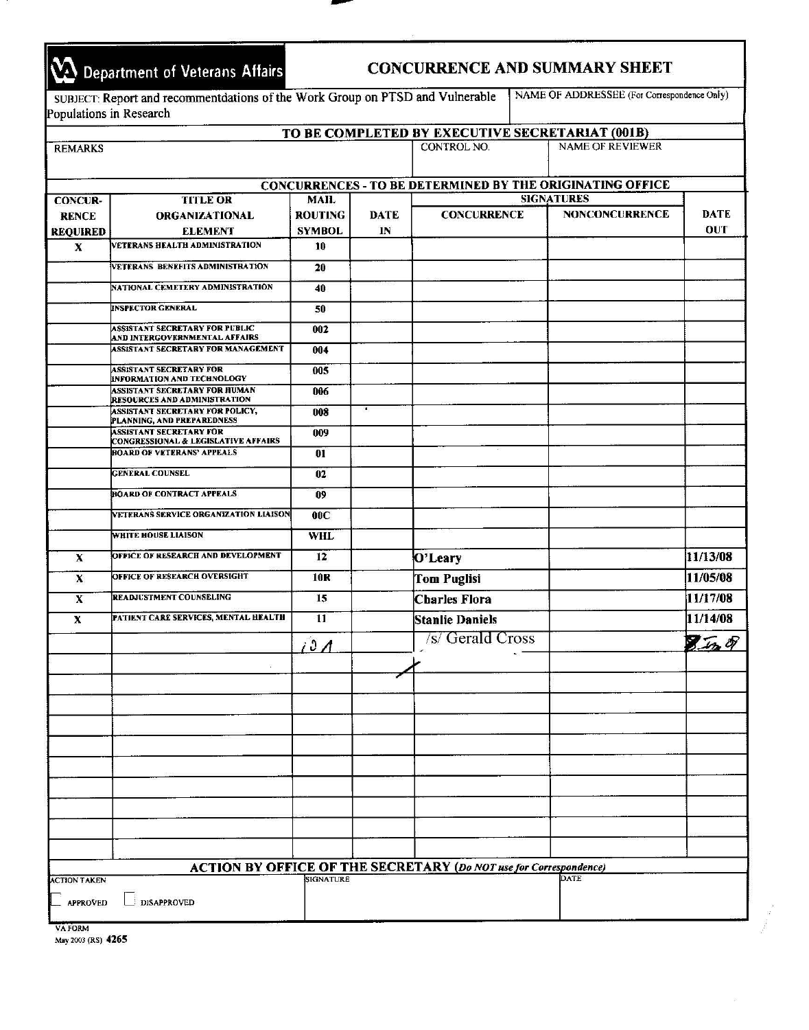# Department of Veterans Affairs

## CONCURRENCE AND SUMMARY SHEET

SUBJECT: Report and recommentdations of the Work Group on PTSD and Vulnerable Populations in Research

NAME OF ADDRESSEE (For Correspondence Only)

**TO BE COMPLETED BY EXECUTIVE SECRETARIAT (001B)**

| REMARKS | CONTROL NO. | NAME OF REVIEWER |
|---|---|---|
| | | |

**CONCURRENCES - TO BE DETERMINED BY THE ORIGINATING OFFICE**

| CONCURRENCE REQUIRED | TITLE OR ORGANIZATIONAL ELEMENT | MAIL ROUTING SYMBOL | DATE IN | SIGNATURES: CONCURRENCE | SIGNATURES: NONCONCURRENCE | DATE OUT |
|---|---|---|---|---|---|---|
| X | VETERANS HEALTH ADMINISTRATION | 10 | | | | |
| | VETERANS BENEFITS ADMINISTRATION | 20 | | | | |
| | NATIONAL CEMETERY ADMINISTRATION | 40 | | | | |
| | INSPECTOR GENERAL | 50 | | | | |
| | ASSISTANT SECRETARY FOR PUBLIC AND INTERGOVERNMENTAL AFFAIRS | 002 | | | | |
| | ASSISTANT SECRETARY FOR MANAGEMENT | 004 | | | | |
| | ASSISTANT SECRETARY FOR INFORMATION AND TECHNOLOGY | 005 | | | | |
| | ASSISTANT SECRETARY FOR HUMAN RESOURCES AND ADMINISTRATION | 006 | | | | |
| | ASSISTANT SECRETARY FOR POLICY, PLANNING, AND PREPAREDNESS | 008 | | | | |
| | ASSISTANT SECRETARY FOR CONGRESSIONAL & LEGISLATIVE AFFAIRS | 009 | | | | |
| | BOARD OF VETERANS' APPEALS | 01 | | | | |
| | GENERAL COUNSEL | 02 | | | | |
| | BOARD OF CONTRACT APPEALS | 09 | | | | |
| | VETERANS SERVICE ORGANIZATION LIAISON | 00C | | | | |
| | WHITE HOUSE LIAISON | WHL | | | | |
| X | OFFICE OF RESEARCH AND DEVELOPMENT | 12 | | O'Leary | | 11/13/08 |
| X | OFFICE OF RESEARCH OVERSIGHT | 10R | | Tom Puglisi | | 11/05/08 |
| X | READJUSTMENT COUNSELING | 15 | | Charles Flora | | 11/17/08 |
| X | PATIENT CARE SERVICES, MENTAL HEALTH | 11 | | Stanlie Daniels | | 11/14/08 |
| | | 10A | | /s/ Gerald Cross | | 8 Jan 09 |

**ACTION BY OFFICE OF THE SECRETARY** (*Do NOT use for Correspondence*)

| ACTION TAKEN | SIGNATURE | DATE |
|---|---|---|
| ☐ APPROVED ☐ DISAPPROVED | | |

VA FORM
May 2003 (RS) 4265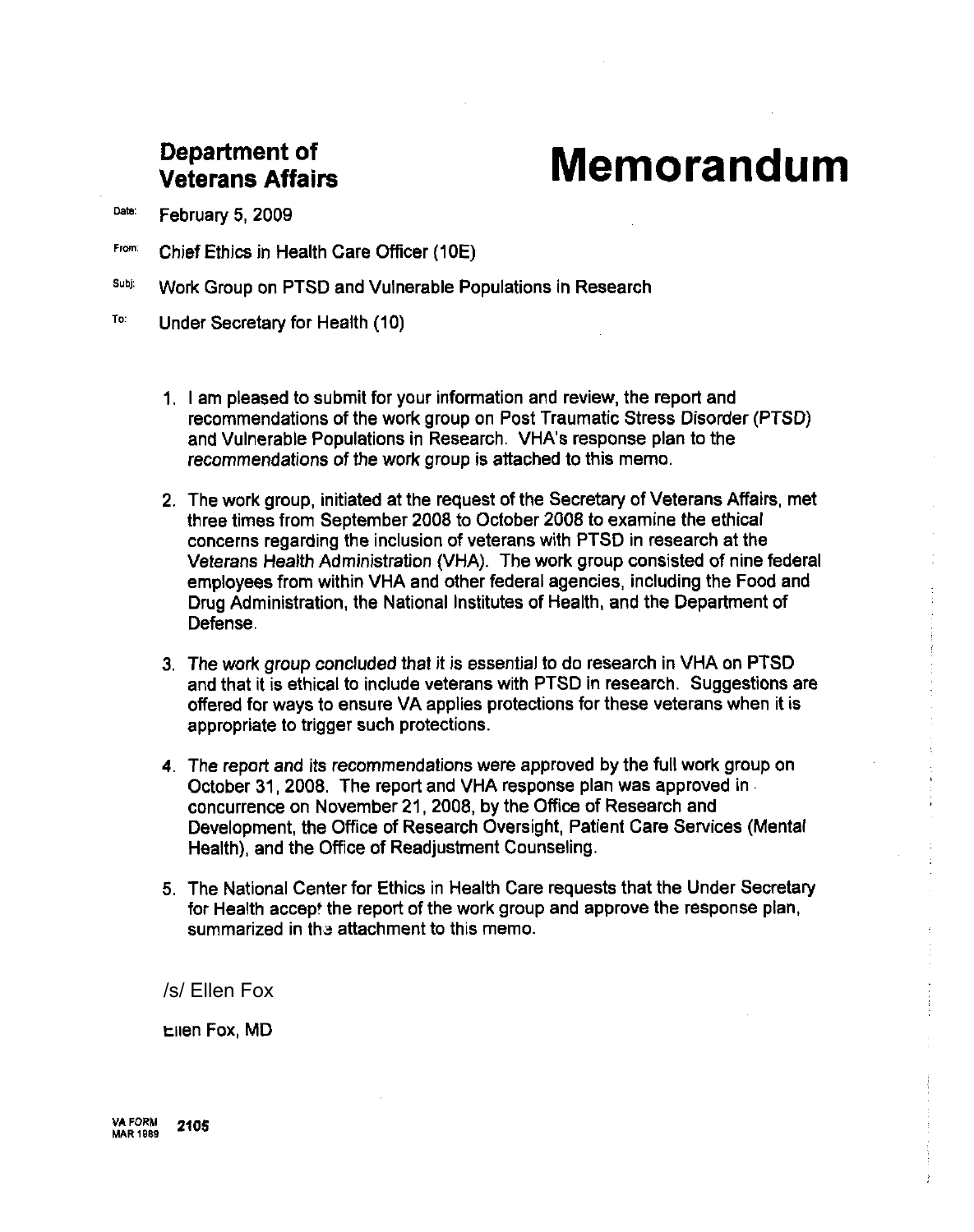**Department of Veterans Affairs**

# Memorandum

Date: February 5, 2009

From: Chief Ethics in Health Care Officer (10E)

Subj: Work Group on PTSD and Vulnerable Populations in Research

To: Under Secretary for Health (10)

1. I am pleased to submit for your information and review, the report and recommendations of the work group on Post Traumatic Stress Disorder (PTSD) and Vulnerable Populations in Research. VHA's response plan to the recommendations of the work group is attached to this memo.

2. The work group, initiated at the request of the Secretary of Veterans Affairs, met three times from September 2008 to October 2008 to examine the ethical concerns regarding the inclusion of veterans with PTSD in research at the Veterans Health Administration (VHA). The work group consisted of nine federal employees from within VHA and other federal agencies, including the Food and Drug Administration, the National Institutes of Health, and the Department of Defense.

3. The work group concluded that it is essential to do research in VHA on PTSD and that it is ethical to include veterans with PTSD in research. Suggestions are offered for ways to ensure VA applies protections for these veterans when it is appropriate to trigger such protections.

4. The report and its recommendations were approved by the full work group on October 31, 2008. The report and VHA response plan was approved in concurrence on November 21, 2008, by the Office of Research and Development, the Office of Research Oversight, Patient Care Services (Mental Health), and the Office of Readjustment Counseling.

5. The National Center for Ethics in Health Care requests that the Under Secretary for Health accept the report of the work group and approve the response plan, summarized in the attachment to this memo.

/s/ Ellen Fox

Ellen Fox, MD

VA FORM 2105
MAR 1989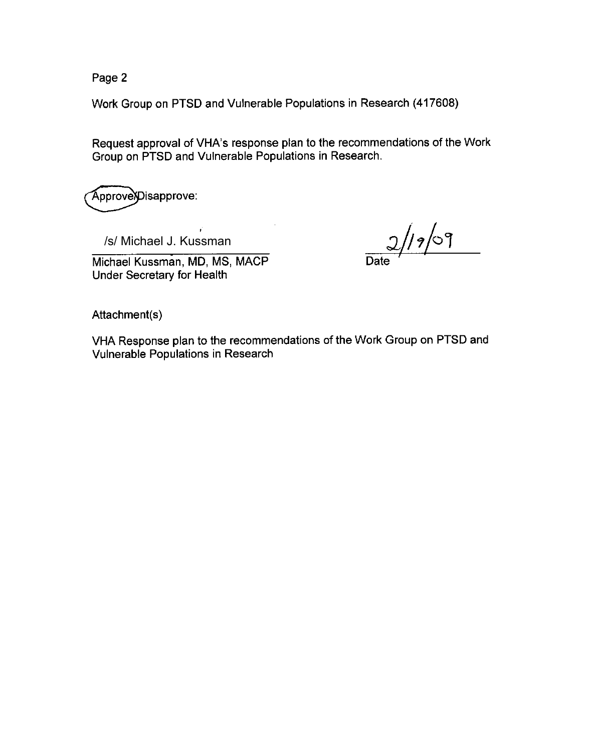Page 2

Work Group on PTSD and Vulnerable Populations in Research (417608)

Request approval of VHA's response plan to the recommendations of the Work Group on PTSD and Vulnerable Populations in Research.

Approve/Disapprove:

/s/ Michael J. Kussman

Michael Kussman, MD, MS, MACP
Under Secretary for Health

2/19/09
Date

Attachment(s)

VHA Response plan to the recommendations of the Work Group on PTSD and Vulnerable Populations in Research